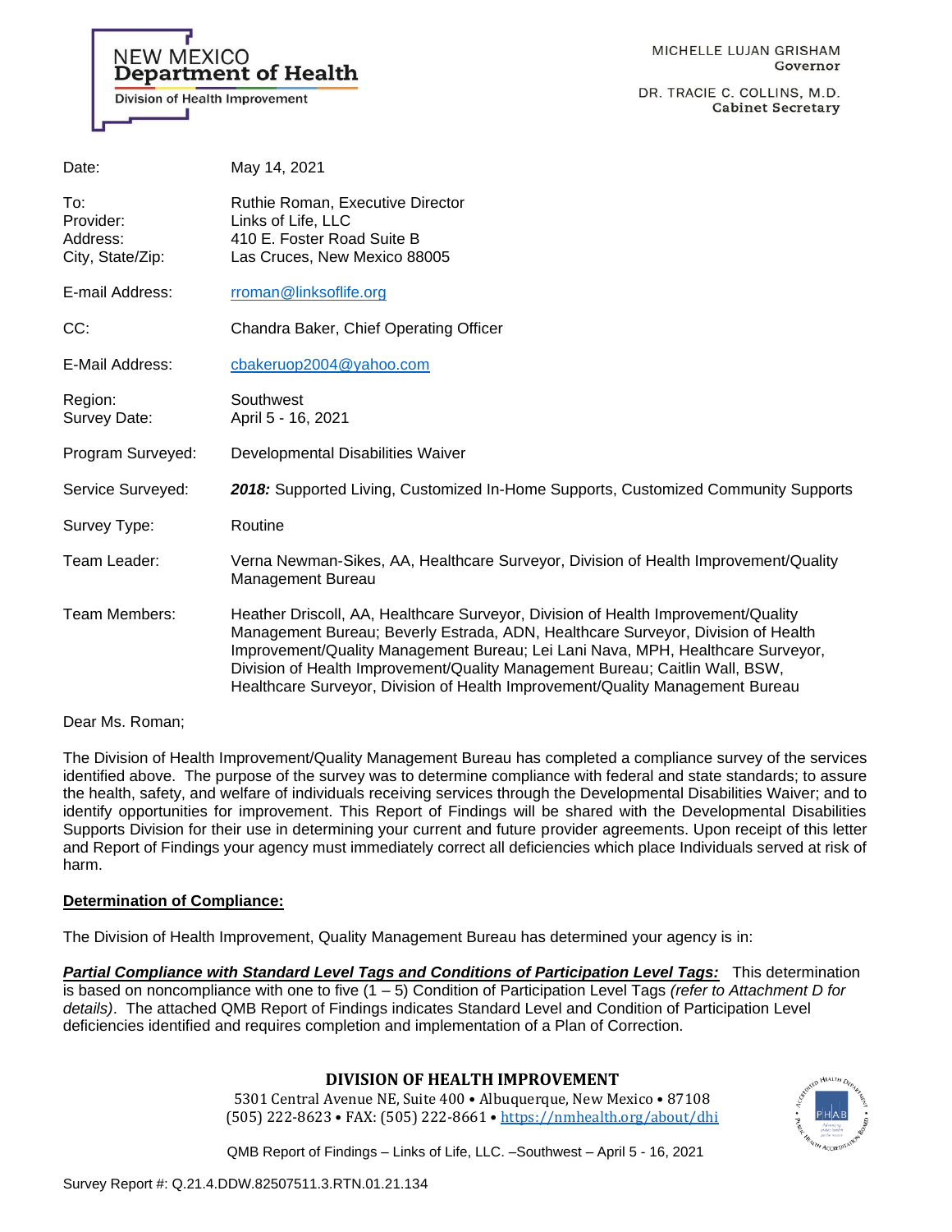NEW MEXICO
**Department of Health**
Division of Health Improvement

MICHELLE LUJAN GRISHAM
**Governor**

DR. TRACIE C. COLLINS, M.D.
**Cabinet Secretary**

| | |
|---|---|
| Date: | May 14, 2021 |
| To: | Ruthie Roman, Executive Director |
| Provider: | Links of Life, LLC |
| Address: | 410 E. Foster Road Suite B |
| City, State/Zip: | Las Cruces, New Mexico 88005 |
| E-mail Address: | rroman@linksoflife.org |
| CC: | Chandra Baker, Chief Operating Officer |
| E-Mail Address: | cbakeruop2004@yahoo.com |
| Region: | Southwest |
| Survey Date: | April 5 - 16, 2021 |
| Program Surveyed: | Developmental Disabilities Waiver |
| Service Surveyed: | ***2018:*** Supported Living, Customized In-Home Supports, Customized Community Supports |
| Survey Type: | Routine |
| Team Leader: | Verna Newman-Sikes, AA, Healthcare Surveyor, Division of Health Improvement/Quality Management Bureau |
| Team Members: | Heather Driscoll, AA, Healthcare Surveyor, Division of Health Improvement/Quality Management Bureau; Beverly Estrada, ADN, Healthcare Surveyor, Division of Health Improvement/Quality Management Bureau; Lei Lani Nava, MPH, Healthcare Surveyor, Division of Health Improvement/Quality Management Bureau; Caitlin Wall, BSW, Healthcare Surveyor, Division of Health Improvement/Quality Management Bureau |

Dear Ms. Roman;

The Division of Health Improvement/Quality Management Bureau has completed a compliance survey of the services identified above. The purpose of the survey was to determine compliance with federal and state standards; to assure the health, safety, and welfare of individuals receiving services through the Developmental Disabilities Waiver; and to identify opportunities for improvement. This Report of Findings will be shared with the Developmental Disabilities Supports Division for their use in determining your current and future provider agreements. Upon receipt of this letter and Report of Findings your agency must immediately correct all deficiencies which place Individuals served at risk of harm.

**Determination of Compliance:**

The Division of Health Improvement, Quality Management Bureau has determined your agency is in:

***Partial Compliance with Standard Level Tags and Conditions of Participation Level Tags:*** This determination is based on noncompliance with one to five (1 – 5) Condition of Participation Level Tags *(refer to Attachment D for details)*. The attached QMB Report of Findings indicates Standard Level and Condition of Participation Level deficiencies identified and requires completion and implementation of a Plan of Correction.

**DIVISION OF HEALTH IMPROVEMENT**
5301 Central Avenue NE, Suite 400 • Albuquerque, New Mexico • 87108
(505) 222-8623 • FAX: (505) 222-8661 • https://nmhealth.org/about/dhi

QMB Report of Findings – Links of Life, LLC. –Southwest – April 5 - 16, 2021

Survey Report #: Q.21.4.DDW.82507511.3.RTN.01.21.134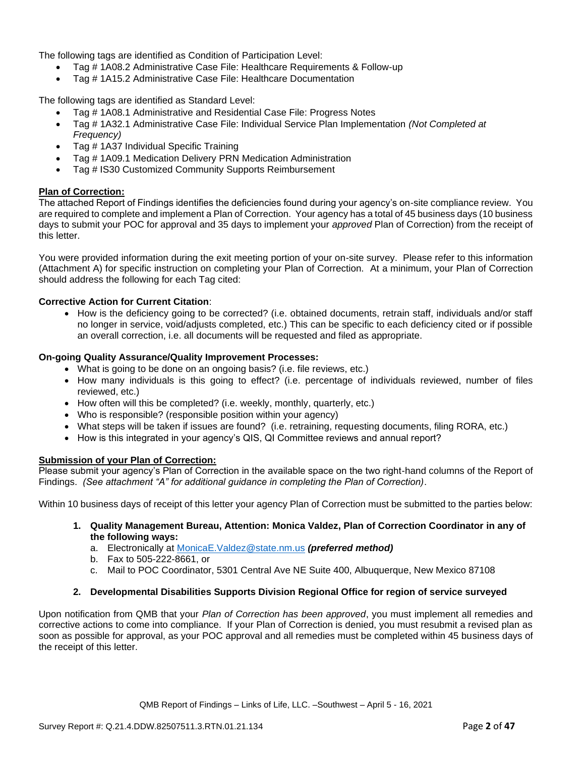The following tags are identified as Condition of Participation Level:

- Tag # 1A08.2 Administrative Case File: Healthcare Requirements & Follow-up
- Tag # 1A15.2 Administrative Case File: Healthcare Documentation

The following tags are identified as Standard Level:

- Tag # 1A08.1 Administrative and Residential Case File: Progress Notes
- Tag # 1A32.1 Administrative Case File: Individual Service Plan Implementation *(Not Completed at Frequency)*
- Tag # 1A37 Individual Specific Training
- Tag # 1A09.1 Medication Delivery PRN Medication Administration
- Tag # IS30 Customized Community Supports Reimbursement

**Plan of Correction:**

The attached Report of Findings identifies the deficiencies found during your agency's on-site compliance review. You are required to complete and implement a Plan of Correction. Your agency has a total of 45 business days (10 business days to submit your POC for approval and 35 days to implement your *approved* Plan of Correction) from the receipt of this letter.

You were provided information during the exit meeting portion of your on-site survey. Please refer to this information (Attachment A) for specific instruction on completing your Plan of Correction. At a minimum, your Plan of Correction should address the following for each Tag cited:

**Corrective Action for Current Citation**:

- How is the deficiency going to be corrected? (i.e. obtained documents, retrain staff, individuals and/or staff no longer in service, void/adjusts completed, etc.) This can be specific to each deficiency cited or if possible an overall correction, i.e. all documents will be requested and filed as appropriate.

**On-going Quality Assurance/Quality Improvement Processes:**

- What is going to be done on an ongoing basis? (i.e. file reviews, etc.)
- How many individuals is this going to effect? (i.e. percentage of individuals reviewed, number of files reviewed, etc.)
- How often will this be completed? (i.e. weekly, monthly, quarterly, etc.)
- Who is responsible? (responsible position within your agency)
- What steps will be taken if issues are found? (i.e. retraining, requesting documents, filing RORA, etc.)
- How is this integrated in your agency's QIS, QI Committee reviews and annual report?

**Submission of your Plan of Correction:**

Please submit your agency's Plan of Correction in the available space on the two right-hand columns of the Report of Findings. *(See attachment "A" for additional guidance in completing the Plan of Correction)*.

Within 10 business days of receipt of this letter your agency Plan of Correction must be submitted to the parties below:

1. **Quality Management Bureau, Attention: Monica Valdez, Plan of Correction Coordinator in any of the following ways:**
   a. Electronically at MonicaE.Valdez@state.nm.us ***(preferred method)***
   b. Fax to 505-222-8661, or
   c. Mail to POC Coordinator, 5301 Central Ave NE Suite 400, Albuquerque, New Mexico 87108

2. **Developmental Disabilities Supports Division Regional Office for region of service surveyed**

Upon notification from QMB that your *Plan of Correction has been approved*, you must implement all remedies and corrective actions to come into compliance. If your Plan of Correction is denied, you must resubmit a revised plan as soon as possible for approval, as your POC approval and all remedies must be completed within 45 business days of the receipt of this letter.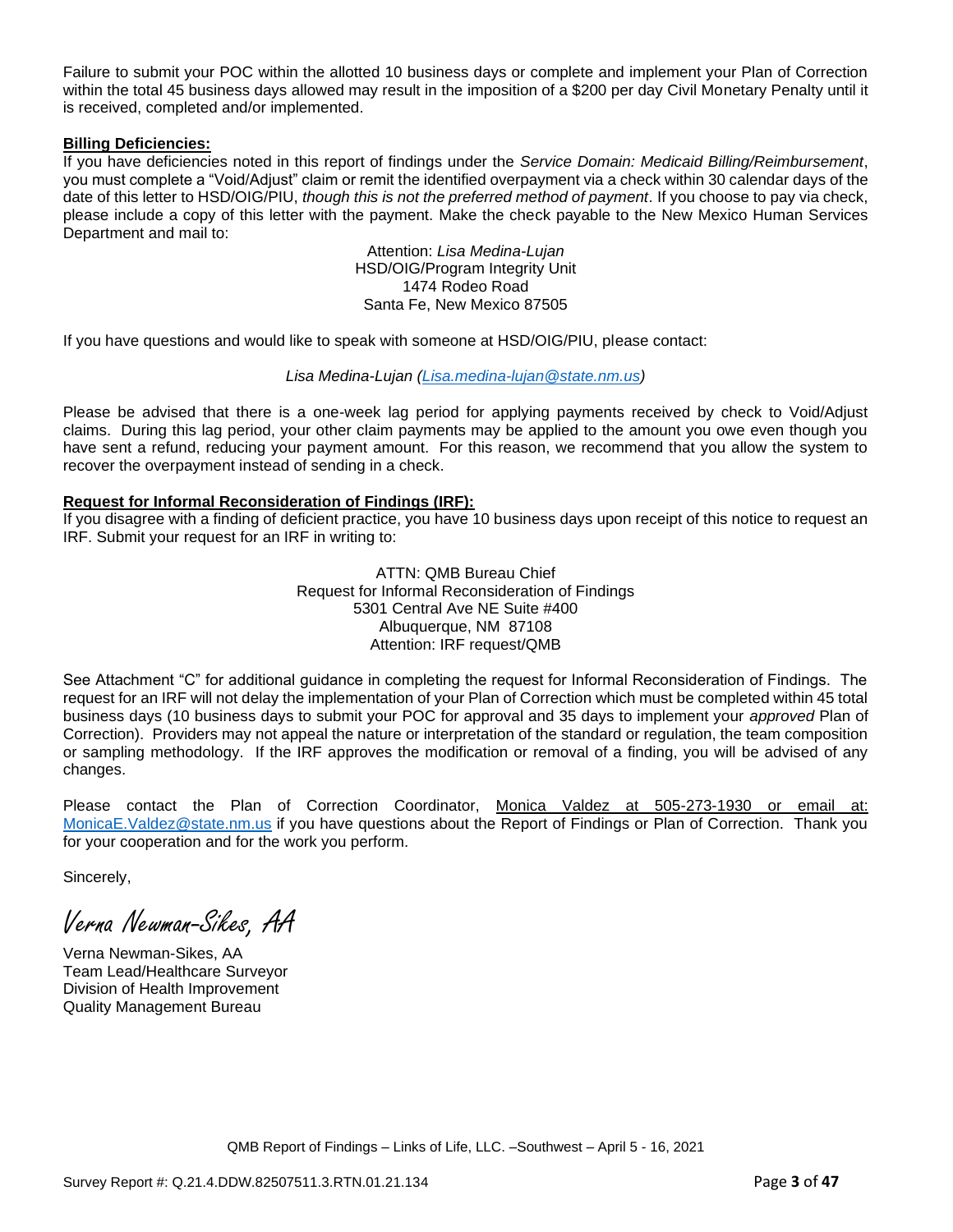Failure to submit your POC within the allotted 10 business days or complete and implement your Plan of Correction within the total 45 business days allowed may result in the imposition of a $200 per day Civil Monetary Penalty until it is received, completed and/or implemented.

**Billing Deficiencies:**

If you have deficiencies noted in this report of findings under the *Service Domain: Medicaid Billing/Reimbursement*, you must complete a "Void/Adjust" claim or remit the identified overpayment via a check within 30 calendar days of the date of this letter to HSD/OIG/PIU, *though this is not the preferred method of payment*. If you choose to pay via check, please include a copy of this letter with the payment. Make the check payable to the New Mexico Human Services Department and mail to:

Attention: *Lisa Medina-Lujan*
HSD/OIG/Program Integrity Unit
1474 Rodeo Road
Santa Fe, New Mexico 87505

If you have questions and would like to speak with someone at HSD/OIG/PIU, please contact:

*Lisa Medina-Lujan (Lisa.medina-lujan@state.nm.us)*

Please be advised that there is a one-week lag period for applying payments received by check to Void/Adjust claims. During this lag period, your other claim payments may be applied to the amount you owe even though you have sent a refund, reducing your payment amount. For this reason, we recommend that you allow the system to recover the overpayment instead of sending in a check.

**Request for Informal Reconsideration of Findings (IRF):**

If you disagree with a finding of deficient practice, you have 10 business days upon receipt of this notice to request an IRF. Submit your request for an IRF in writing to:

ATTN: QMB Bureau Chief
Request for Informal Reconsideration of Findings
5301 Central Ave NE Suite #400
Albuquerque, NM 87108
Attention: IRF request/QMB

See Attachment "C" for additional guidance in completing the request for Informal Reconsideration of Findings. The request for an IRF will not delay the implementation of your Plan of Correction which must be completed within 45 total business days (10 business days to submit your POC for approval and 35 days to implement your *approved* Plan of Correction). Providers may not appeal the nature or interpretation of the standard or regulation, the team composition or sampling methodology. If the IRF approves the modification or removal of a finding, you will be advised of any changes.

Please contact the Plan of Correction Coordinator, Monica Valdez at 505-273-1930 or email at: MonicaE.Valdez@state.nm.us if you have questions about the Report of Findings or Plan of Correction. Thank you for your cooperation and for the work you perform.

Sincerely,

*Verna Newman-Sikes, AA*

Verna Newman-Sikes, AA
Team Lead/Healthcare Surveyor
Division of Health Improvement
Quality Management Bureau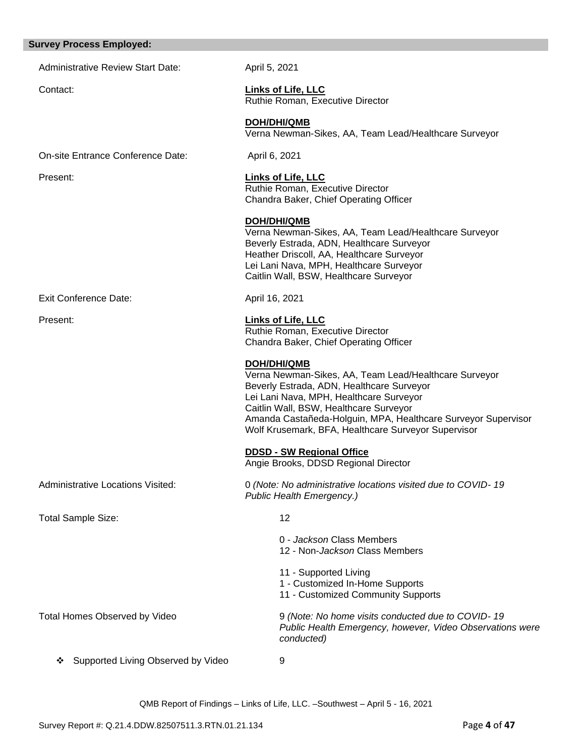## Survey Process Employed:

Administrative Review Start Date: April 5, 2021

Contact:

**Links of Life, LLC**
Ruthie Roman, Executive Director

**DOH/DHI/QMB**
Verna Newman-Sikes, AA, Team Lead/Healthcare Surveyor

On-site Entrance Conference Date: April 6, 2021

Present:

**Links of Life, LLC**
Ruthie Roman, Executive Director
Chandra Baker, Chief Operating Officer

**DOH/DHI/QMB**
Verna Newman-Sikes, AA, Team Lead/Healthcare Surveyor
Beverly Estrada, ADN, Healthcare Surveyor
Heather Driscoll, AA, Healthcare Surveyor
Lei Lani Nava, MPH, Healthcare Surveyor
Caitlin Wall, BSW, Healthcare Surveyor

Exit Conference Date: April 16, 2021

Present:

**Links of Life, LLC**
Ruthie Roman, Executive Director
Chandra Baker, Chief Operating Officer

**DOH/DHI/QMB**
Verna Newman-Sikes, AA, Team Lead/Healthcare Surveyor
Beverly Estrada, ADN, Healthcare Surveyor
Lei Lani Nava, MPH, Healthcare Surveyor
Caitlin Wall, BSW, Healthcare Surveyor
Amanda Castañeda-Holguin, MPA, Healthcare Surveyor Supervisor
Wolf Krusemark, BFA, Healthcare Surveyor Supervisor

**DDSD - SW Regional Office**
Angie Brooks, DDSD Regional Director

Administrative Locations Visited: 0 *(Note: No administrative locations visited due to COVID- 19 Public Health Emergency.)*

Total Sample Size: 12

0 - *Jackson* Class Members
12 - Non-*Jackson* Class Members

11 - Supported Living
1 - Customized In-Home Supports
11 - Customized Community Supports

Total Homes Observed by Video: 9 *(Note: No home visits conducted due to COVID- 19 Public Health Emergency, however, Video Observations were conducted)*

- Supported Living Observed by Video: 9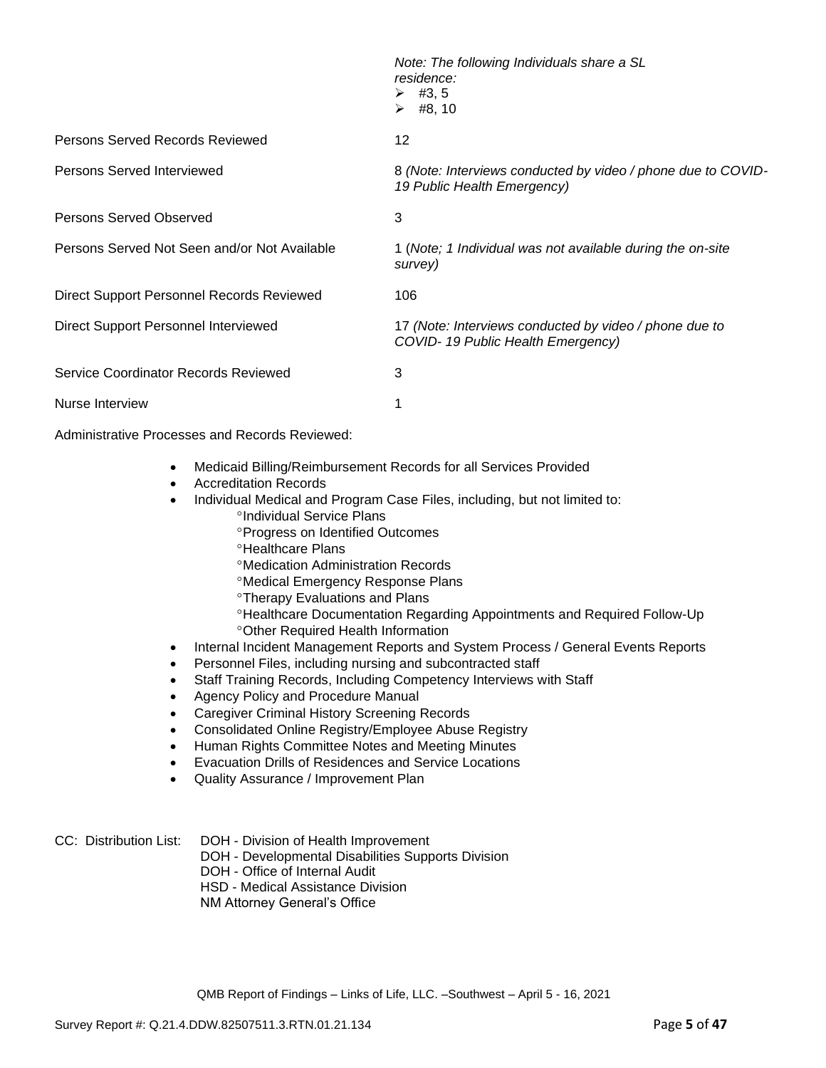| | |
|---|---|
| | *Note: The following Individuals share a SL residence:*<br>➢ #3, 5<br>➢ #8, 10 |
| Persons Served Records Reviewed | 12 |
| Persons Served Interviewed | 8 *(Note: Interviews conducted by video / phone due to COVID-19 Public Health Emergency)* |
| Persons Served Observed | 3 |
| Persons Served Not Seen and/or Not Available | 1 (*Note; 1 Individual was not available during the on-site survey)* |
| Direct Support Personnel Records Reviewed | 106 |
| Direct Support Personnel Interviewed | 17 *(Note: Interviews conducted by video / phone due to COVID- 19 Public Health Emergency)* |
| Service Coordinator Records Reviewed | 3 |
| Nurse Interview | 1 |

Administrative Processes and Records Reviewed:

- Medicaid Billing/Reimbursement Records for all Services Provided
- Accreditation Records
- Individual Medical and Program Case Files, including, but not limited to:
  - °Individual Service Plans
  - °Progress on Identified Outcomes
  - °Healthcare Plans
  - °Medication Administration Records
  - °Medical Emergency Response Plans
  - °Therapy Evaluations and Plans
  - °Healthcare Documentation Regarding Appointments and Required Follow-Up
  - °Other Required Health Information
- Internal Incident Management Reports and System Process / General Events Reports
- Personnel Files, including nursing and subcontracted staff
- Staff Training Records, Including Competency Interviews with Staff
- Agency Policy and Procedure Manual
- Caregiver Criminal History Screening Records
- Consolidated Online Registry/Employee Abuse Registry
- Human Rights Committee Notes and Meeting Minutes
- Evacuation Drills of Residences and Service Locations
- Quality Assurance / Improvement Plan

CC: Distribution List:
DOH - Division of Health Improvement
DOH - Developmental Disabilities Supports Division
DOH - Office of Internal Audit
HSD - Medical Assistance Division
NM Attorney General's Office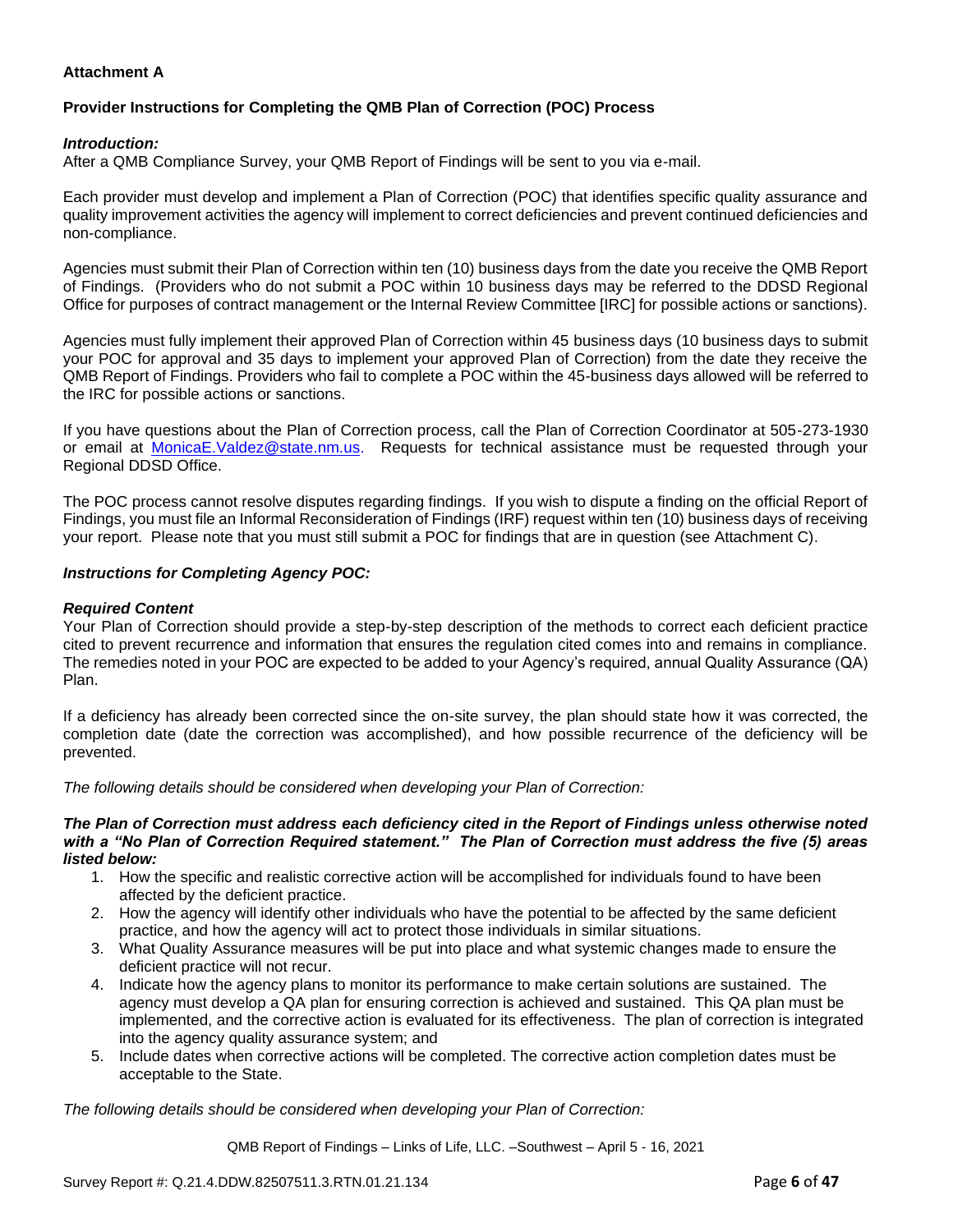**Attachment A**

**Provider Instructions for Completing the QMB Plan of Correction (POC) Process**

***Introduction:***

After a QMB Compliance Survey, your QMB Report of Findings will be sent to you via e-mail.

Each provider must develop and implement a Plan of Correction (POC) that identifies specific quality assurance and quality improvement activities the agency will implement to correct deficiencies and prevent continued deficiencies and non-compliance.

Agencies must submit their Plan of Correction within ten (10) business days from the date you receive the QMB Report of Findings. (Providers who do not submit a POC within 10 business days may be referred to the DDSD Regional Office for purposes of contract management or the Internal Review Committee [IRC] for possible actions or sanctions).

Agencies must fully implement their approved Plan of Correction within 45 business days (10 business days to submit your POC for approval and 35 days to implement your approved Plan of Correction) from the date they receive the QMB Report of Findings. Providers who fail to complete a POC within the 45-business days allowed will be referred to the IRC for possible actions or sanctions.

If you have questions about the Plan of Correction process, call the Plan of Correction Coordinator at 505-273-1930 or email at MonicaE.Valdez@state.nm.us. Requests for technical assistance must be requested through your Regional DDSD Office.

The POC process cannot resolve disputes regarding findings. If you wish to dispute a finding on the official Report of Findings, you must file an Informal Reconsideration of Findings (IRF) request within ten (10) business days of receiving your report. Please note that you must still submit a POC for findings that are in question (see Attachment C).

***Instructions for Completing Agency POC:***

***Required Content***

Your Plan of Correction should provide a step-by-step description of the methods to correct each deficient practice cited to prevent recurrence and information that ensures the regulation cited comes into and remains in compliance. The remedies noted in your POC are expected to be added to your Agency's required, annual Quality Assurance (QA) Plan.

If a deficiency has already been corrected since the on-site survey, the plan should state how it was corrected, the completion date (date the correction was accomplished), and how possible recurrence of the deficiency will be prevented.

*The following details should be considered when developing your Plan of Correction:*

***The Plan of Correction must address each deficiency cited in the Report of Findings unless otherwise noted with a "No Plan of Correction Required statement." The Plan of Correction must address the five (5) areas listed below:***

1. How the specific and realistic corrective action will be accomplished for individuals found to have been affected by the deficient practice.
2. How the agency will identify other individuals who have the potential to be affected by the same deficient practice, and how the agency will act to protect those individuals in similar situations.
3. What Quality Assurance measures will be put into place and what systemic changes made to ensure the deficient practice will not recur.
4. Indicate how the agency plans to monitor its performance to make certain solutions are sustained. The agency must develop a QA plan for ensuring correction is achieved and sustained. This QA plan must be implemented, and the corrective action is evaluated for its effectiveness. The plan of correction is integrated into the agency quality assurance system; and
5. Include dates when corrective actions will be completed. The corrective action completion dates must be acceptable to the State.

*The following details should be considered when developing your Plan of Correction:*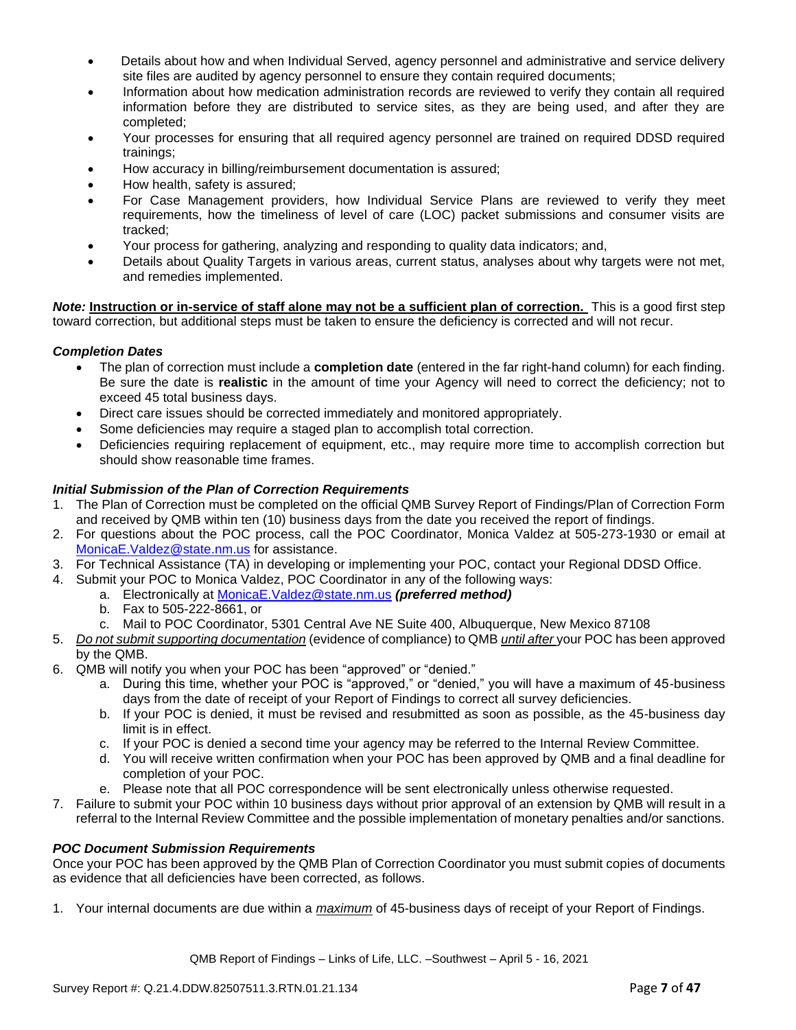- Details about how and when Individual Served, agency personnel and administrative and service delivery site files are audited by agency personnel to ensure they contain required documents;
- Information about how medication administration records are reviewed to verify they contain all required information before they are distributed to service sites, as they are being used, and after they are completed;
- Your processes for ensuring that all required agency personnel are trained on required DDSD required trainings;
- How accuracy in billing/reimbursement documentation is assured;
- How health, safety is assured;
- For Case Management providers, how Individual Service Plans are reviewed to verify they meet requirements, how the timeliness of level of care (LOC) packet submissions and consumer visits are tracked;
- Your process for gathering, analyzing and responding to quality data indicators; and,
- Details about Quality Targets in various areas, current status, analyses about why targets were not met, and remedies implemented.

***Note:*** **Instruction or in-service of staff alone may not be a sufficient plan of correction.** This is a good first step toward correction, but additional steps must be taken to ensure the deficiency is corrected and will not recur.

### *Completion Dates*

- The plan of correction must include a **completion date** (entered in the far right-hand column) for each finding. Be sure the date is **realistic** in the amount of time your Agency will need to correct the deficiency; not to exceed 45 total business days.
- Direct care issues should be corrected immediately and monitored appropriately.
- Some deficiencies may require a staged plan to accomplish total correction.
- Deficiencies requiring replacement of equipment, etc., may require more time to accomplish correction but should show reasonable time frames.

### *Initial Submission of the Plan of Correction Requirements*

1. The Plan of Correction must be completed on the official QMB Survey Report of Findings/Plan of Correction Form and received by QMB within ten (10) business days from the date you received the report of findings.
2. For questions about the POC process, call the POC Coordinator, Monica Valdez at 505-273-1930 or email at MonicaE.Valdez@state.nm.us for assistance.
3. For Technical Assistance (TA) in developing or implementing your POC, contact your Regional DDSD Office.
4. Submit your POC to Monica Valdez, POC Coordinator in any of the following ways:
   a. Electronically at MonicaE.Valdez@state.nm.us ***(preferred method)***
   b. Fax to 505-222-8661, or
   c. Mail to POC Coordinator, 5301 Central Ave NE Suite 400, Albuquerque, New Mexico 87108
5. *Do not submit supporting documentation* (evidence of compliance) to QMB *until after* your POC has been approved by the QMB.
6. QMB will notify you when your POC has been "approved" or "denied."
   a. During this time, whether your POC is "approved," or "denied," you will have a maximum of 45-business days from the date of receipt of your Report of Findings to correct all survey deficiencies.
   b. If your POC is denied, it must be revised and resubmitted as soon as possible, as the 45-business day limit is in effect.
   c. If your POC is denied a second time your agency may be referred to the Internal Review Committee.
   d. You will receive written confirmation when your POC has been approved by QMB and a final deadline for completion of your POC.
   e. Please note that all POC correspondence will be sent electronically unless otherwise requested.
7. Failure to submit your POC within 10 business days without prior approval of an extension by QMB will result in a referral to the Internal Review Committee and the possible implementation of monetary penalties and/or sanctions.

### *POC Document Submission Requirements*

Once your POC has been approved by the QMB Plan of Correction Coordinator you must submit copies of documents as evidence that all deficiencies have been corrected, as follows.

1. Your internal documents are due within a ***maximum*** of 45-business days of receipt of your Report of Findings.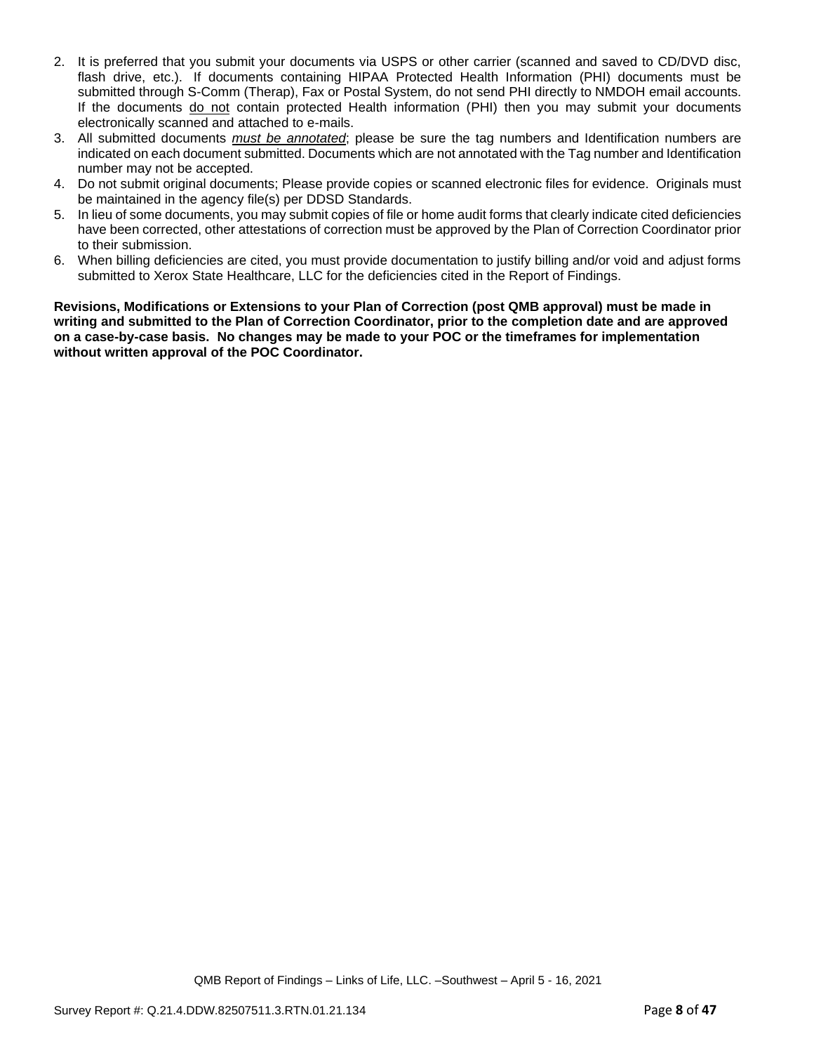2. It is preferred that you submit your documents via USPS or other carrier (scanned and saved to CD/DVD disc, flash drive, etc.). If documents containing HIPAA Protected Health Information (PHI) documents must be submitted through S-Comm (Therap), Fax or Postal System, do not send PHI directly to NMDOH email accounts. If the documents do not contain protected Health information (PHI) then you may submit your documents electronically scanned and attached to e-mails.
3. All submitted documents ***must be annotated***; please be sure the tag numbers and Identification numbers are indicated on each document submitted. Documents which are not annotated with the Tag number and Identification number may not be accepted.
4. Do not submit original documents; Please provide copies or scanned electronic files for evidence. Originals must be maintained in the agency file(s) per DDSD Standards.
5. In lieu of some documents, you may submit copies of file or home audit forms that clearly indicate cited deficiencies have been corrected, other attestations of correction must be approved by the Plan of Correction Coordinator prior to their submission.
6. When billing deficiencies are cited, you must provide documentation to justify billing and/or void and adjust forms submitted to Xerox State Healthcare, LLC for the deficiencies cited in the Report of Findings.

**Revisions, Modifications or Extensions to your Plan of Correction (post QMB approval) must be made in writing and submitted to the Plan of Correction Coordinator, prior to the completion date and are approved on a case-by-case basis. No changes may be made to your POC or the timeframes for implementation without written approval of the POC Coordinator.**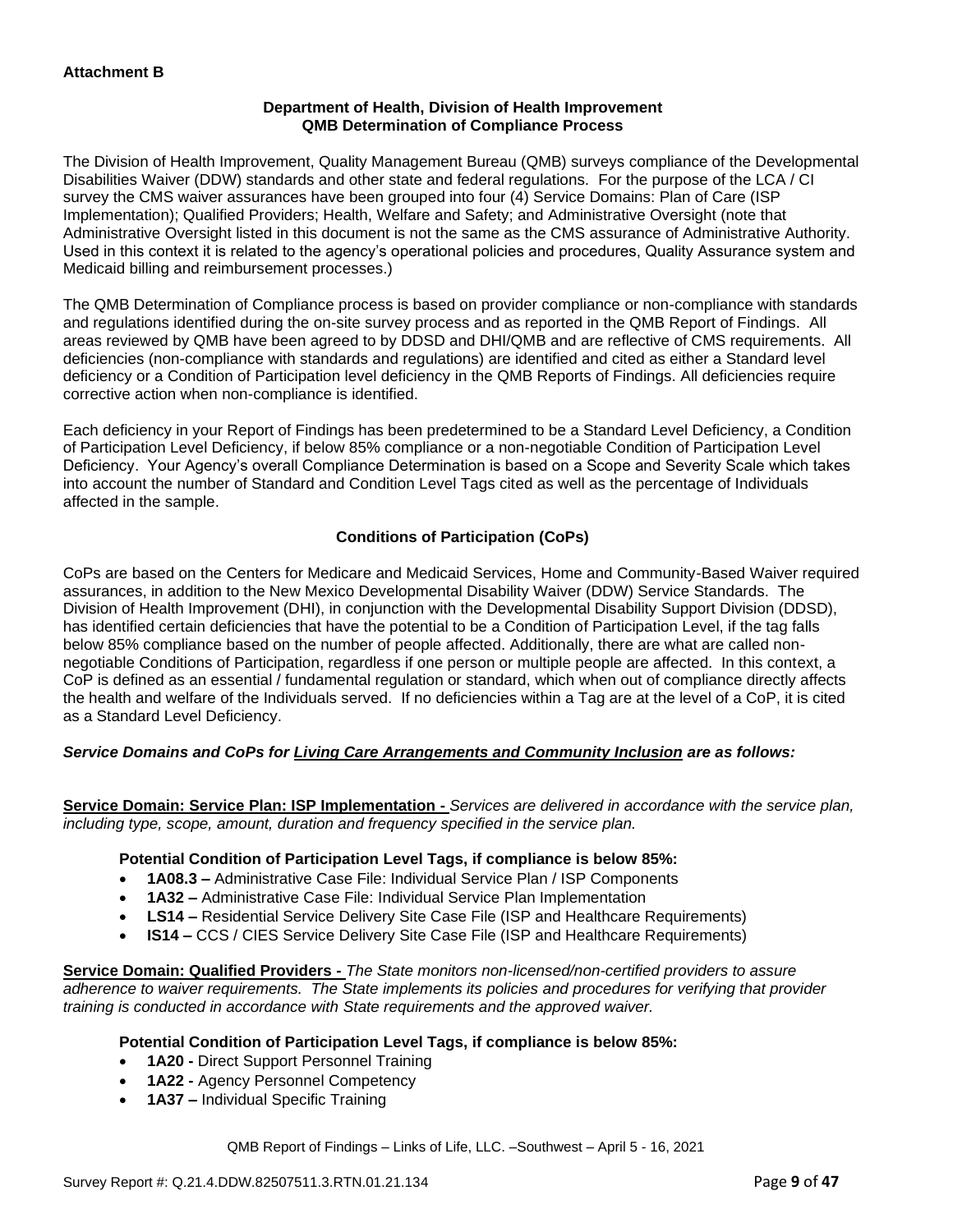**Attachment B**

**Department of Health, Division of Health Improvement**
**QMB Determination of Compliance Process**

The Division of Health Improvement, Quality Management Bureau (QMB) surveys compliance of the Developmental Disabilities Waiver (DDW) standards and other state and federal regulations. For the purpose of the LCA / CI survey the CMS waiver assurances have been grouped into four (4) Service Domains: Plan of Care (ISP Implementation); Qualified Providers; Health, Welfare and Safety; and Administrative Oversight (note that Administrative Oversight listed in this document is not the same as the CMS assurance of Administrative Authority. Used in this context it is related to the agency's operational policies and procedures, Quality Assurance system and Medicaid billing and reimbursement processes.)

The QMB Determination of Compliance process is based on provider compliance or non-compliance with standards and regulations identified during the on-site survey process and as reported in the QMB Report of Findings. All areas reviewed by QMB have been agreed to by DDSD and DHI/QMB and are reflective of CMS requirements. All deficiencies (non-compliance with standards and regulations) are identified and cited as either a Standard level deficiency or a Condition of Participation level deficiency in the QMB Reports of Findings. All deficiencies require corrective action when non-compliance is identified.

Each deficiency in your Report of Findings has been predetermined to be a Standard Level Deficiency, a Condition of Participation Level Deficiency, if below 85% compliance or a non-negotiable Condition of Participation Level Deficiency. Your Agency's overall Compliance Determination is based on a Scope and Severity Scale which takes into account the number of Standard and Condition Level Tags cited as well as the percentage of Individuals affected in the sample.

**Conditions of Participation (CoPs)**

CoPs are based on the Centers for Medicare and Medicaid Services, Home and Community-Based Waiver required assurances, in addition to the New Mexico Developmental Disability Waiver (DDW) Service Standards. The Division of Health Improvement (DHI), in conjunction with the Developmental Disability Support Division (DDSD), has identified certain deficiencies that have the potential to be a Condition of Participation Level, if the tag falls below 85% compliance based on the number of people affected. Additionally, there are what are called non-negotiable Conditions of Participation, regardless if one person or multiple people are affected. In this context, a CoP is defined as an essential / fundamental regulation or standard, which when out of compliance directly affects the health and welfare of the Individuals served. If no deficiencies within a Tag are at the level of a CoP, it is cited as a Standard Level Deficiency.

***Service Domains and CoPs for Living Care Arrangements and Community Inclusion are as follows:***

**Service Domain: Service Plan: ISP Implementation -** *Services are delivered in accordance with the service plan, including type, scope, amount, duration and frequency specified in the service plan.*

**Potential Condition of Participation Level Tags, if compliance is below 85%:**

- **1A08.3 –** Administrative Case File: Individual Service Plan / ISP Components
- **1A32 –** Administrative Case File: Individual Service Plan Implementation
- **LS14 –** Residential Service Delivery Site Case File (ISP and Healthcare Requirements)
- **IS14 –** CCS / CIES Service Delivery Site Case File (ISP and Healthcare Requirements)

**Service Domain: Qualified Providers -** *The State monitors non-licensed/non-certified providers to assure adherence to waiver requirements. The State implements its policies and procedures for verifying that provider training is conducted in accordance with State requirements and the approved waiver.*

**Potential Condition of Participation Level Tags, if compliance is below 85%:**

- **1A20 -** Direct Support Personnel Training
- **1A22 -** Agency Personnel Competency
- **1A37 –** Individual Specific Training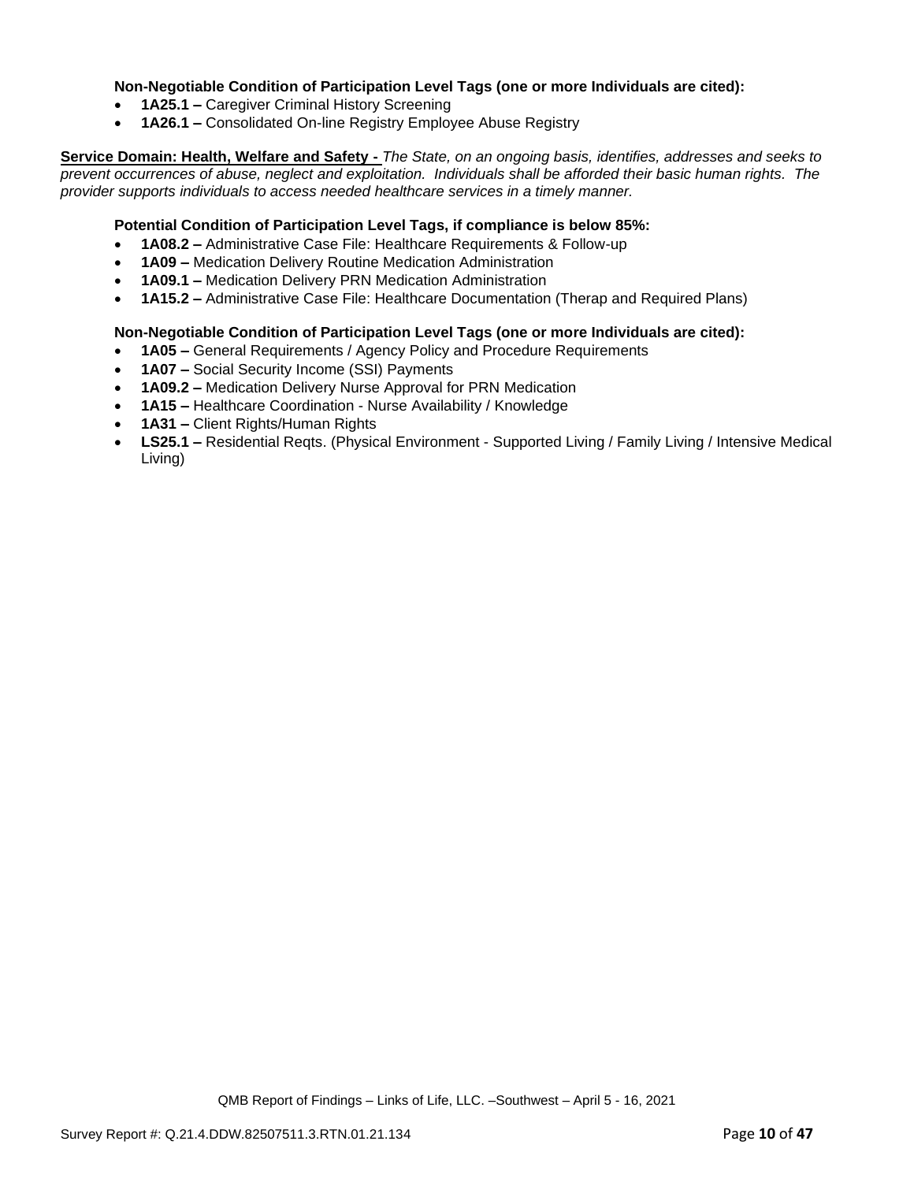**Non-Negotiable Condition of Participation Level Tags (one or more Individuals are cited):**

- **1A25.1 –** Caregiver Criminal History Screening
- **1A26.1 –** Consolidated On-line Registry Employee Abuse Registry

**Service Domain: Health, Welfare and Safety -** *The State, on an ongoing basis, identifies, addresses and seeks to prevent occurrences of abuse, neglect and exploitation. Individuals shall be afforded their basic human rights. The provider supports individuals to access needed healthcare services in a timely manner.*

**Potential Condition of Participation Level Tags, if compliance is below 85%:**

- **1A08.2 –** Administrative Case File: Healthcare Requirements & Follow-up
- **1A09 –** Medication Delivery Routine Medication Administration
- **1A09.1 –** Medication Delivery PRN Medication Administration
- **1A15.2 –** Administrative Case File: Healthcare Documentation (Therap and Required Plans)

**Non-Negotiable Condition of Participation Level Tags (one or more Individuals are cited):**

- **1A05 –** General Requirements / Agency Policy and Procedure Requirements
- **1A07 –** Social Security Income (SSI) Payments
- **1A09.2 –** Medication Delivery Nurse Approval for PRN Medication
- **1A15 –** Healthcare Coordination - Nurse Availability / Knowledge
- **1A31 –** Client Rights/Human Rights
- **LS25.1 –** Residential Reqts. (Physical Environment - Supported Living / Family Living / Intensive Medical Living)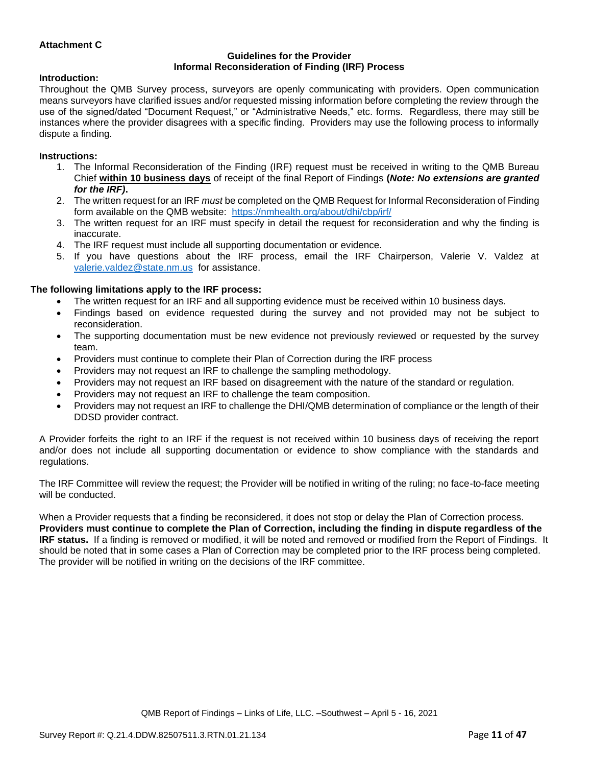**Attachment C**

**Guidelines for the Provider**
**Informal Reconsideration of Finding (IRF) Process**

**Introduction:**

Throughout the QMB Survey process, surveyors are openly communicating with providers. Open communication means surveyors have clarified issues and/or requested missing information before completing the review through the use of the signed/dated "Document Request," or "Administrative Needs," etc. forms. Regardless, there may still be instances where the provider disagrees with a specific finding. Providers may use the following process to informally dispute a finding.

**Instructions:**

1. The Informal Reconsideration of the Finding (IRF) request must be received in writing to the QMB Bureau Chief **within 10 business days** of receipt of the final Report of Findings **(*Note: No extensions are granted for the IRF)*.**
2. The written request for an IRF *must* be completed on the QMB Request for Informal Reconsideration of Finding form available on the QMB website: https://nmhealth.org/about/dhi/cbp/irf/
3. The written request for an IRF must specify in detail the request for reconsideration and why the finding is inaccurate.
4. The IRF request must include all supporting documentation or evidence.
5. If you have questions about the IRF process, email the IRF Chairperson, Valerie V. Valdez at valerie.valdez@state.nm.us for assistance.

**The following limitations apply to the IRF process:**

- The written request for an IRF and all supporting evidence must be received within 10 business days.
- Findings based on evidence requested during the survey and not provided may not be subject to reconsideration.
- The supporting documentation must be new evidence not previously reviewed or requested by the survey team.
- Providers must continue to complete their Plan of Correction during the IRF process
- Providers may not request an IRF to challenge the sampling methodology.
- Providers may not request an IRF based on disagreement with the nature of the standard or regulation.
- Providers may not request an IRF to challenge the team composition.
- Providers may not request an IRF to challenge the DHI/QMB determination of compliance or the length of their DDSD provider contract.

A Provider forfeits the right to an IRF if the request is not received within 10 business days of receiving the report and/or does not include all supporting documentation or evidence to show compliance with the standards and regulations.

The IRF Committee will review the request; the Provider will be notified in writing of the ruling; no face-to-face meeting will be conducted.

When a Provider requests that a finding be reconsidered, it does not stop or delay the Plan of Correction process. **Providers must continue to complete the Plan of Correction, including the finding in dispute regardless of the IRF status.** If a finding is removed or modified, it will be noted and removed or modified from the Report of Findings. It should be noted that in some cases a Plan of Correction may be completed prior to the IRF process being completed. The provider will be notified in writing on the decisions of the IRF committee.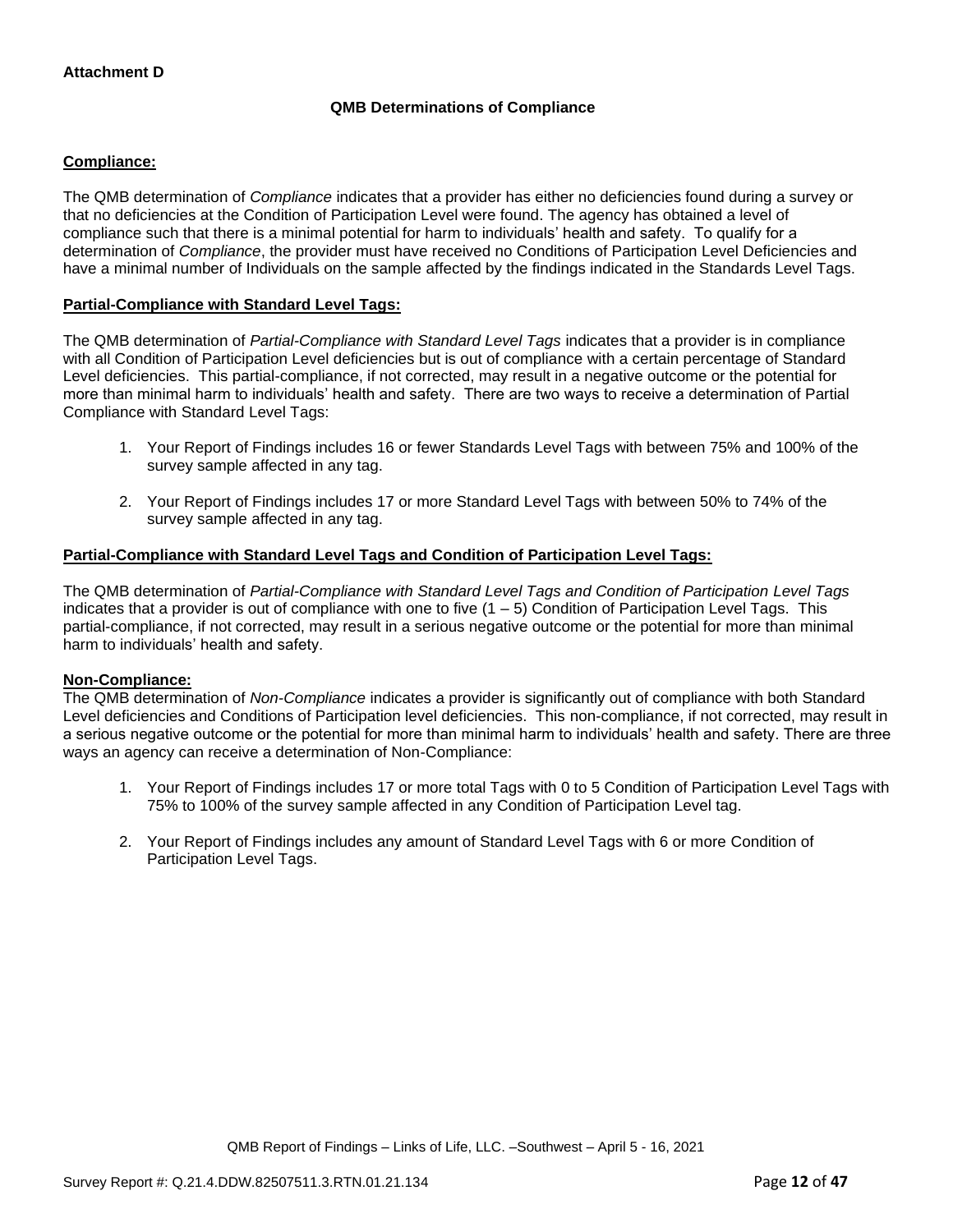**Attachment D**

**QMB Determinations of Compliance**

**Compliance:**

The QMB determination of *Compliance* indicates that a provider has either no deficiencies found during a survey or that no deficiencies at the Condition of Participation Level were found. The agency has obtained a level of compliance such that there is a minimal potential for harm to individuals' health and safety. To qualify for a determination of *Compliance*, the provider must have received no Conditions of Participation Level Deficiencies and have a minimal number of Individuals on the sample affected by the findings indicated in the Standards Level Tags.

**Partial-Compliance with Standard Level Tags:**

The QMB determination of *Partial-Compliance with Standard Level Tags* indicates that a provider is in compliance with all Condition of Participation Level deficiencies but is out of compliance with a certain percentage of Standard Level deficiencies. This partial-compliance, if not corrected, may result in a negative outcome or the potential for more than minimal harm to individuals' health and safety. There are two ways to receive a determination of Partial Compliance with Standard Level Tags:

1. Your Report of Findings includes 16 or fewer Standards Level Tags with between 75% and 100% of the survey sample affected in any tag.
2. Your Report of Findings includes 17 or more Standard Level Tags with between 50% to 74% of the survey sample affected in any tag.

**Partial-Compliance with Standard Level Tags and Condition of Participation Level Tags:**

The QMB determination of *Partial-Compliance with Standard Level Tags and Condition of Participation Level Tags* indicates that a provider is out of compliance with one to five (1 – 5) Condition of Participation Level Tags. This partial-compliance, if not corrected, may result in a serious negative outcome or the potential for more than minimal harm to individuals' health and safety.

**Non-Compliance:**

The QMB determination of *Non-Compliance* indicates a provider is significantly out of compliance with both Standard Level deficiencies and Conditions of Participation level deficiencies. This non-compliance, if not corrected, may result in a serious negative outcome or the potential for more than minimal harm to individuals' health and safety. There are three ways an agency can receive a determination of Non-Compliance:

1. Your Report of Findings includes 17 or more total Tags with 0 to 5 Condition of Participation Level Tags with 75% to 100% of the survey sample affected in any Condition of Participation Level tag.
2. Your Report of Findings includes any amount of Standard Level Tags with 6 or more Condition of Participation Level Tags.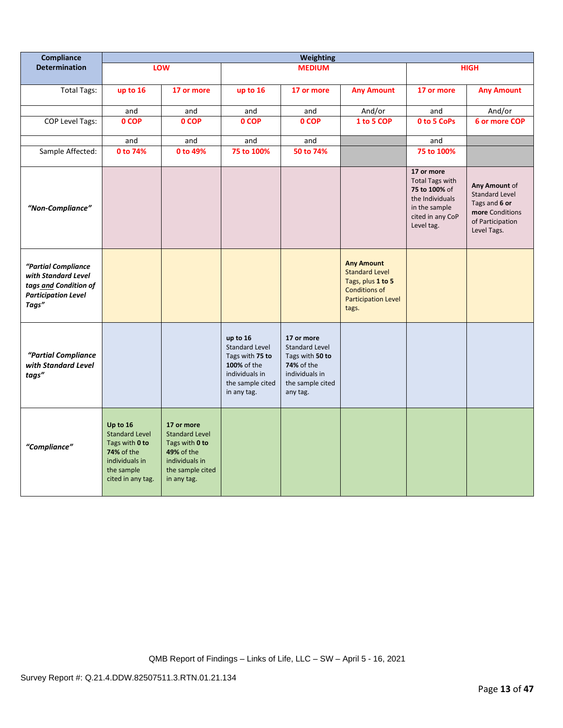| Compliance Determination | Weighting | | | | | | |
|---|---|---|---|---|---|---|---|
| | LOW | | MEDIUM | | | HIGH | |
| Total Tags: | up to 16 | 17 or more | up to 16 | 17 or more | Any Amount | 17 or more | Any Amount |
| | and | and | and | and | And/or | and | And/or |
| COP Level Tags: | 0 COP | 0 COP | 0 COP | 0 COP | 1 to 5 COP | 0 to 5 CoPs | 6 or more COP |
| | and | and | and | and | | and | |
| Sample Affected: | 0 to 74% | 0 to 49% | 75 to 100% | 50 to 74% | | 75 to 100% | |
| *"Non-Compliance"* | | | | | | **17 or more** Total Tags with **75 to 100%** of the Individuals in the sample cited in any CoP Level tag. | **Any Amount** of Standard Level Tags and **6 or more** Conditions of Participation Level Tags. |
| *"Partial Compliance with Standard Level tags and Condition of Participation Level Tags"* | | | | | **Any Amount** Standard Level Tags, plus **1 to 5** Conditions of Participation Level tags. | | |
| *"Partial Compliance with Standard Level tags"* | | | **up to 16** Standard Level Tags with **75 to 100%** of the individuals in the sample cited in any tag. | **17 or more** Standard Level Tags with **50 to 74%** of the individuals in the sample cited any tag. | | | |
| *"Compliance"* | **Up to 16** Standard Level Tags with **0 to 74%** of the individuals in the sample cited in any tag. | **17 or more** Standard Level Tags with **0 to 49%** of the individuals in the sample cited in any tag. | | | | | |

QMB Report of Findings – Links of Life, LLC – SW – April 5 - 16, 2021

Survey Report #: Q.21.4.DDW.82507511.3.RTN.01.21.134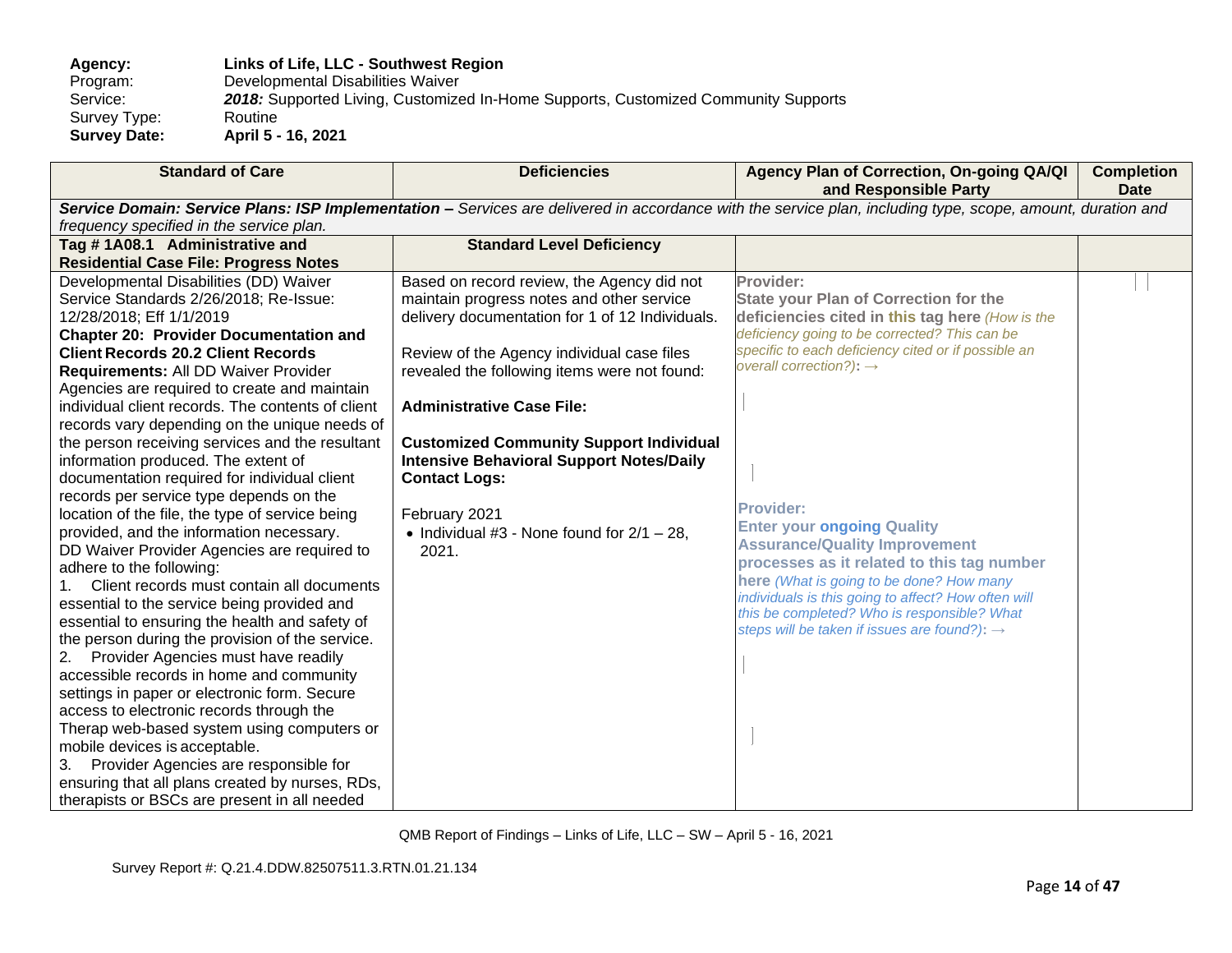**Agency:** **Links of Life, LLC - Southwest Region**
Program: Developmental Disabilities Waiver
Service: ***2018:*** Supported Living, Customized In-Home Supports, Customized Community Supports
Survey Type: Routine
**Survey Date:** **April 5 - 16, 2021**

| Standard of Care | Deficiencies | Agency Plan of Correction, On-going QA/QI and Responsible Party | Completion Date |
|---|---|---|---|
| ***Service Domain: Service Plans: ISP Implementation –*** *Services are delivered in accordance with the service plan, including type, scope, amount, duration and frequency specified in the service plan.* | | | |
| **Tag # 1A08.1 Administrative and Residential Case File: Progress Notes** | **Standard Level Deficiency** | | |
| Developmental Disabilities (DD) Waiver Service Standards 2/26/2018; Re-Issue: 12/28/2018; Eff 1/1/2019<br>**Chapter 20: Provider Documentation and Client Records 20.2 Client Records Requirements:** All DD Waiver Provider Agencies are required to create and maintain individual client records. The contents of client records vary depending on the unique needs of the person receiving services and the resultant information produced. The extent of documentation required for individual client records per service type depends on the location of the file, the type of service being provided, and the information necessary.<br>DD Waiver Provider Agencies are required to adhere to the following:<br>1. Client records must contain all documents essential to the service being provided and essential to ensuring the health and safety of the person during the provision of the service.<br>2. Provider Agencies must have readily accessible records in home and community settings in paper or electronic form. Secure access to electronic records through the Therap web-based system using computers or mobile devices is acceptable.<br>3. Provider Agencies are responsible for ensuring that all plans created by nurses, RDs, therapists or BSCs are present in all needed | Based on record review, the Agency did not maintain progress notes and other service delivery documentation for 1 of 12 Individuals.<br><br>Review of the Agency individual case files revealed the following items were not found:<br><br>**Administrative Case File:**<br><br>**Customized Community Support Individual Intensive Behavioral Support Notes/Daily Contact Logs:**<br><br>February 2021<br>• Individual #3 - None found for 2/1 – 28, 2021. | **Provider:**<br>**State your Plan of Correction for the deficiencies cited in this tag here** *(How is the deficiency going to be corrected? This can be specific to each deficiency cited or if possible an overall correction?)*: →<br><br>**Provider:**<br>**Enter your ongoing Quality Assurance/Quality Improvement processes as it related to this tag number here** *(What is going to be done? How many individuals is this going to affect? How often will this be completed? Who is responsible? What steps will be taken if issues are found?)*: → | |

QMB Report of Findings – Links of Life, LLC – SW – April 5 - 16, 2021

Survey Report #: Q.21.4.DDW.82507511.3.RTN.01.21.134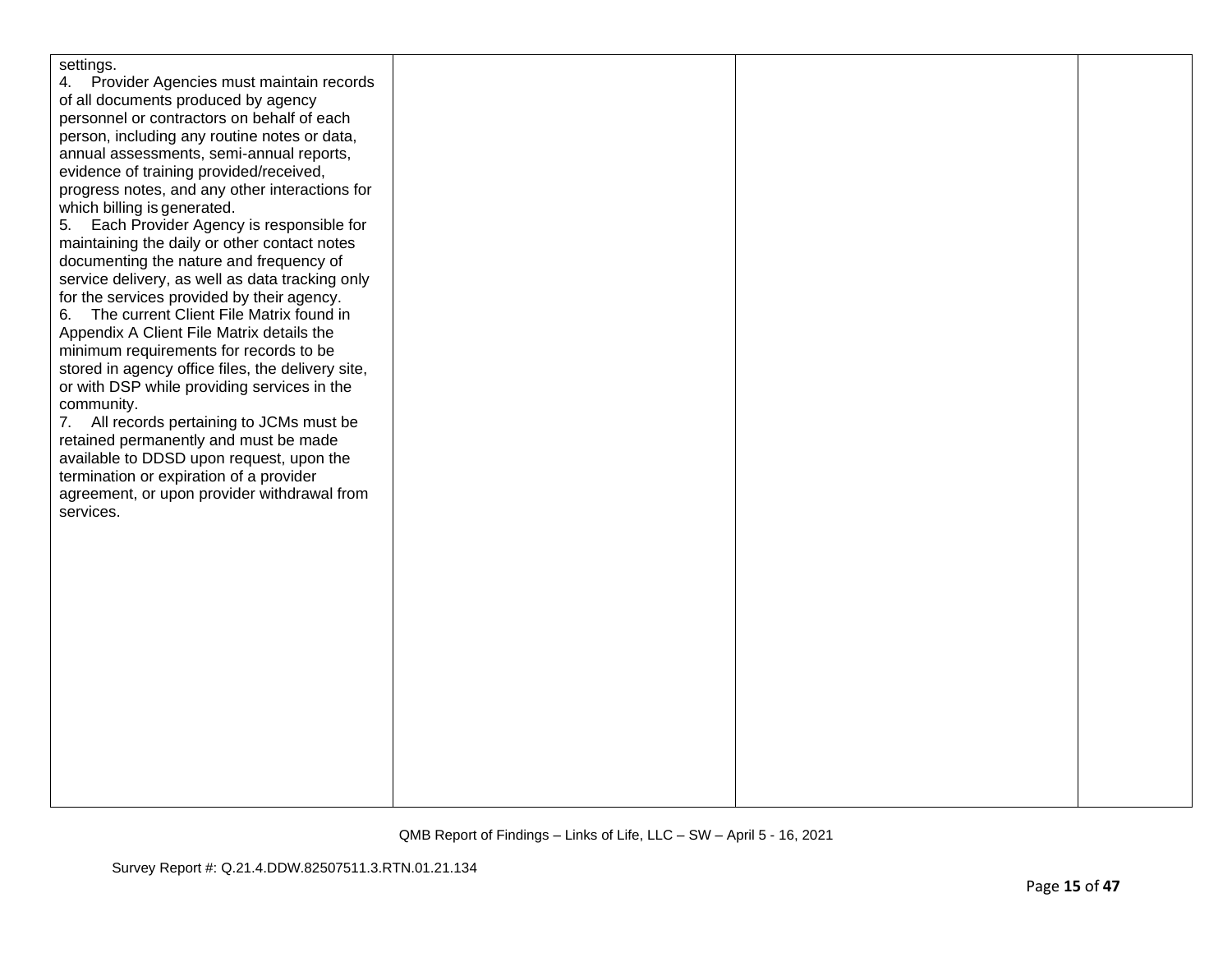| | | | |
|---|---|---|---|
| settings.<br>4. Provider Agencies must maintain records of all documents produced by agency personnel or contractors on behalf of each person, including any routine notes or data, annual assessments, semi-annual reports, evidence of training provided/received, progress notes, and any other interactions for which billing is generated.<br>5. Each Provider Agency is responsible for maintaining the daily or other contact notes documenting the nature and frequency of service delivery, as well as data tracking only for the services provided by their agency.<br>6. The current Client File Matrix found in Appendix A Client File Matrix details the minimum requirements for records to be stored in agency office files, the delivery site, or with DSP while providing services in the community.<br>7. All records pertaining to JCMs must be retained permanently and must be made available to DDSD upon request, upon the termination or expiration of a provider agreement, or upon provider withdrawal from services. | | | |

QMB Report of Findings – Links of Life, LLC – SW – April 5 - 16, 2021

Survey Report #: Q.21.4.DDW.82507511.3.RTN.01.21.134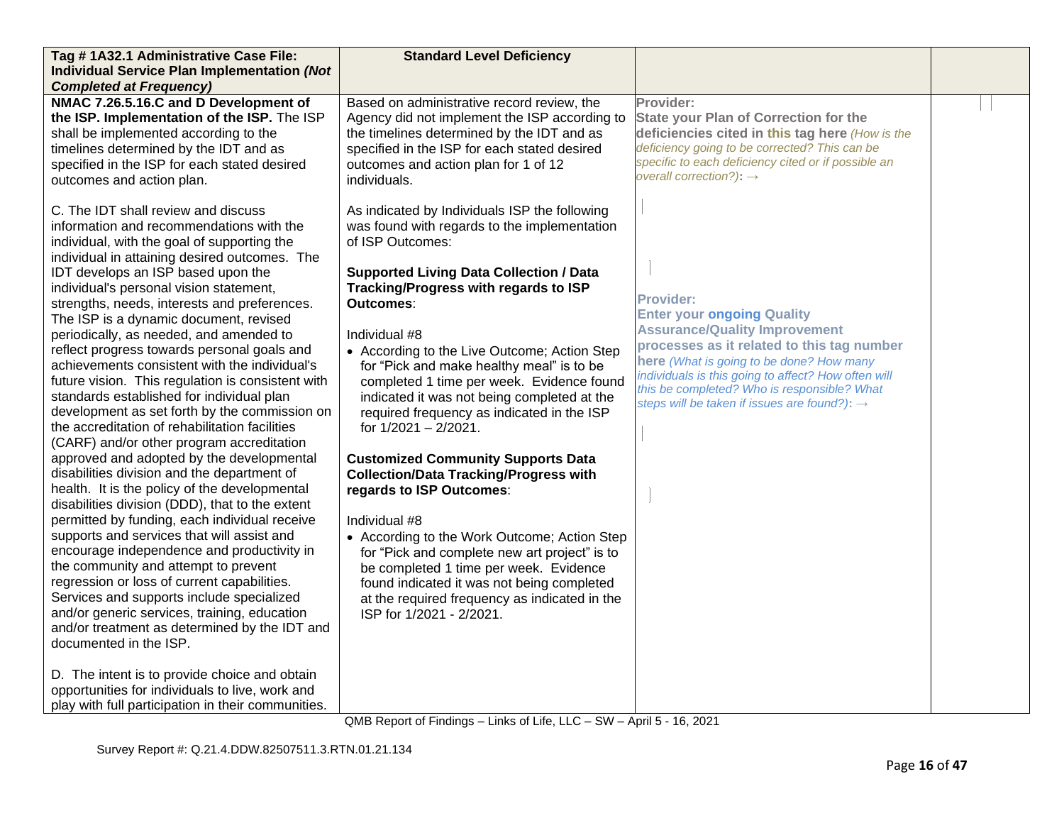| Tag # 1A32.1 Administrative Case File: Individual Service Plan Implementation *(Not Completed at Frequency)* | Standard Level Deficiency | | |
|---|---|---|---|
| **NMAC 7.26.5.16.C and D Development of the ISP. Implementation of the ISP.** The ISP shall be implemented according to the timelines determined by the IDT and as specified in the ISP for each stated desired outcomes and action plan.<br><br>C. The IDT shall review and discuss information and recommendations with the individual, with the goal of supporting the individual in attaining desired outcomes. The IDT develops an ISP based upon the individual's personal vision statement, strengths, needs, interests and preferences. The ISP is a dynamic document, revised periodically, as needed, and amended to reflect progress towards personal goals and achievements consistent with the individual's future vision. This regulation is consistent with standards established for individual plan development as set forth by the commission on the accreditation of rehabilitation facilities (CARF) and/or other program accreditation approved and adopted by the developmental disabilities division and the department of health. It is the policy of the developmental disabilities division (DDD), that to the extent permitted by funding, each individual receive supports and services that will assist and encourage independence and productivity in the community and attempt to prevent regression or loss of current capabilities. Services and supports include specialized and/or generic services, training, education and/or treatment as determined by the IDT and documented in the ISP.<br><br>D. The intent is to provide choice and obtain opportunities for individuals to live, work and play with full participation in their communities. | Based on administrative record review, the Agency did not implement the ISP according to the timelines determined by the IDT and as specified in the ISP for each stated desired outcomes and action plan for 1 of 12 individuals.<br><br>As indicated by Individuals ISP the following was found with regards to the implementation of ISP Outcomes:<br><br>**Supported Living Data Collection / Data Tracking/Progress with regards to ISP Outcomes**:<br><br>Individual #8<br>• According to the Live Outcome; Action Step for "Pick and make healthy meal" is to be completed 1 time per week. Evidence found indicated it was not being completed at the required frequency as indicated in the ISP for 1/2021 – 2/2021.<br><br>**Customized Community Supports Data Collection/Data Tracking/Progress with regards to ISP Outcomes**:<br><br>Individual #8<br>• According to the Work Outcome; Action Step for "Pick and complete new art project" is to be completed 1 time per week. Evidence found indicated it was not being completed at the required frequency as indicated in the ISP for 1/2021 - 2/2021. | **Provider:**<br>**State your Plan of Correction for the deficiencies cited in this tag here** *(How is the deficiency going to be corrected? This can be specific to each deficiency cited or if possible an overall correction?)*: →<br><br>**Provider:**<br>**Enter your ongoing Quality Assurance/Quality Improvement processes as it related to this tag number here** *(What is going to be done? How many individuals is this going to affect? How often will this be completed? Who is responsible? What steps will be taken if issues are found?)*: → | |

QMB Report of Findings – Links of Life, LLC – SW – April 5 - 16, 2021

Survey Report #: Q.21.4.DDW.82507511.3.RTN.01.21.134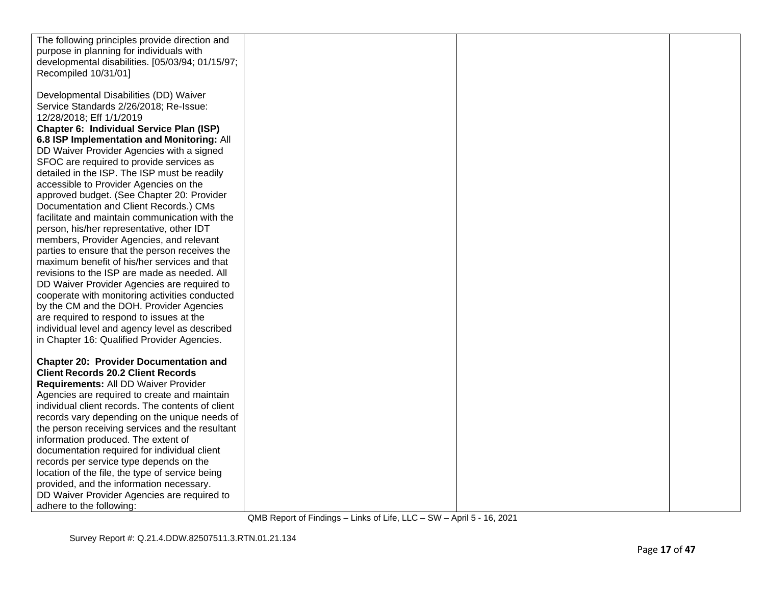| | | | |
|---|---|---|---|
| The following principles provide direction and purpose in planning for individuals with developmental disabilities. [05/03/94; 01/15/97; Recompiled 10/31/01]<br><br>Developmental Disabilities (DD) Waiver Service Standards 2/26/2018; Re-Issue: 12/28/2018; Eff 1/1/2019<br>**Chapter 6: Individual Service Plan (ISP)**<br>**6.8 ISP Implementation and Monitoring:** All DD Waiver Provider Agencies with a signed SFOC are required to provide services as detailed in the ISP. The ISP must be readily accessible to Provider Agencies on the approved budget. (See Chapter 20: Provider Documentation and Client Records.) CMs facilitate and maintain communication with the person, his/her representative, other IDT members, Provider Agencies, and relevant parties to ensure that the person receives the maximum benefit of his/her services and that revisions to the ISP are made as needed. All DD Waiver Provider Agencies are required to cooperate with monitoring activities conducted by the CM and the DOH. Provider Agencies are required to respond to issues at the individual level and agency level as described in Chapter 16: Qualified Provider Agencies.<br><br>**Chapter 20: Provider Documentation and Client Records 20.2 Client Records Requirements:** All DD Waiver Provider Agencies are required to create and maintain individual client records. The contents of client records vary depending on the unique needs of the person receiving services and the resultant information produced. The extent of documentation required for individual client records per service type depends on the location of the file, the type of service being provided, and the information necessary.<br>DD Waiver Provider Agencies are required to adhere to the following: | | | |

QMB Report of Findings – Links of Life, LLC – SW – April 5 - 16, 2021

Survey Report #: Q.21.4.DDW.82507511.3.RTN.01.21.134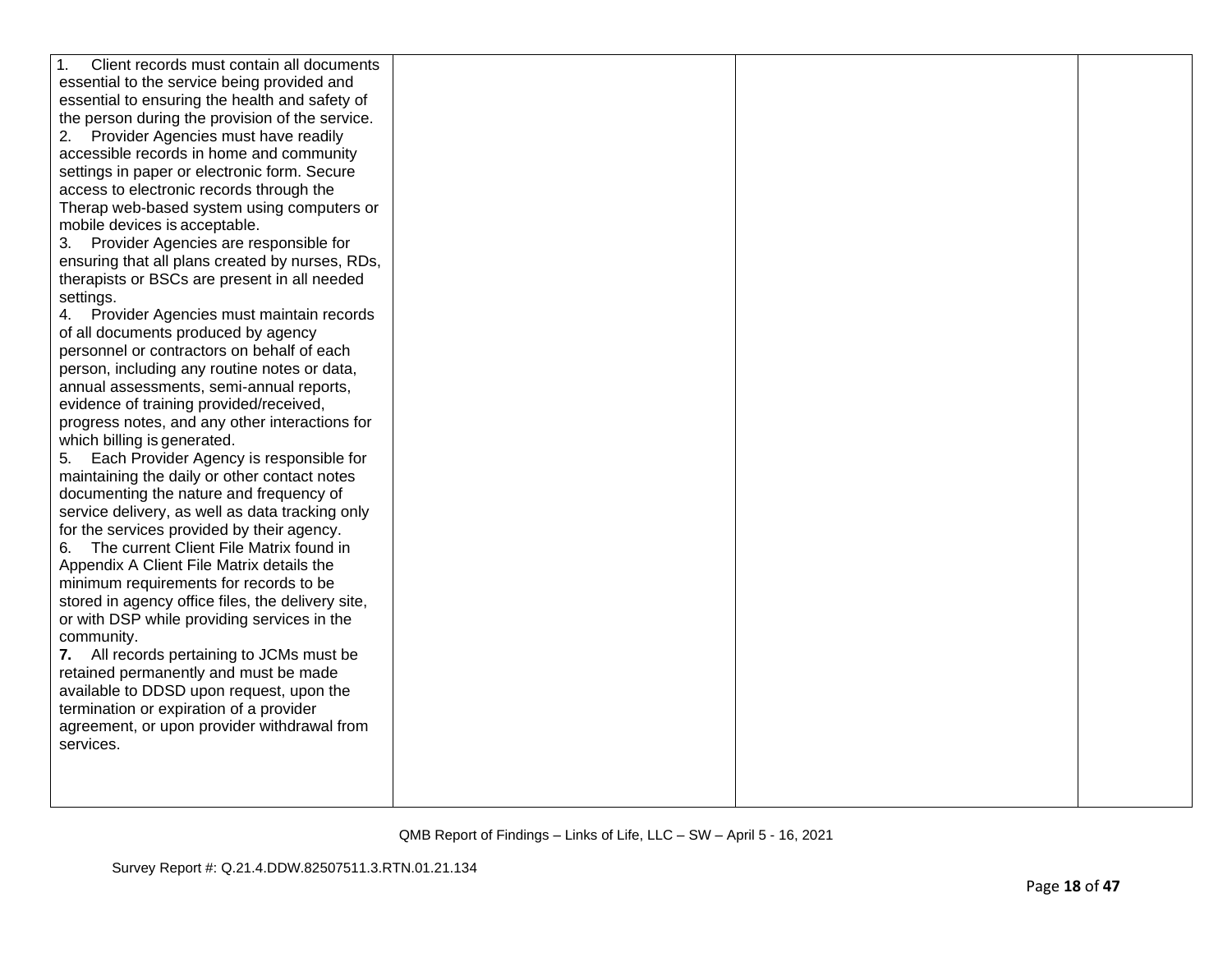| | | | |
|---|---|---|---|
| 1. Client records must contain all documents essential to the service being provided and essential to ensuring the health and safety of the person during the provision of the service.<br>2. Provider Agencies must have readily accessible records in home and community settings in paper or electronic form. Secure access to electronic records through the Therap web-based system using computers or mobile devices is acceptable.<br>3. Provider Agencies are responsible for ensuring that all plans created by nurses, RDs, therapists or BSCs are present in all needed settings.<br>4. Provider Agencies must maintain records of all documents produced by agency personnel or contractors on behalf of each person, including any routine notes or data, annual assessments, semi-annual reports, evidence of training provided/received, progress notes, and any other interactions for which billing is generated.<br>5. Each Provider Agency is responsible for maintaining the daily or other contact notes documenting the nature and frequency of service delivery, as well as data tracking only for the services provided by their agency.<br>6. The current Client File Matrix found in Appendix A Client File Matrix details the minimum requirements for records to be stored in agency office files, the delivery site, or with DSP while providing services in the community.<br>**7.** All records pertaining to JCMs must be retained permanently and must be made available to DDSD upon request, upon the termination or expiration of a provider agreement, or upon provider withdrawal from services. | | | |

QMB Report of Findings – Links of Life, LLC – SW – April 5 - 16, 2021

Survey Report #: Q.21.4.DDW.82507511.3.RTN.01.21.134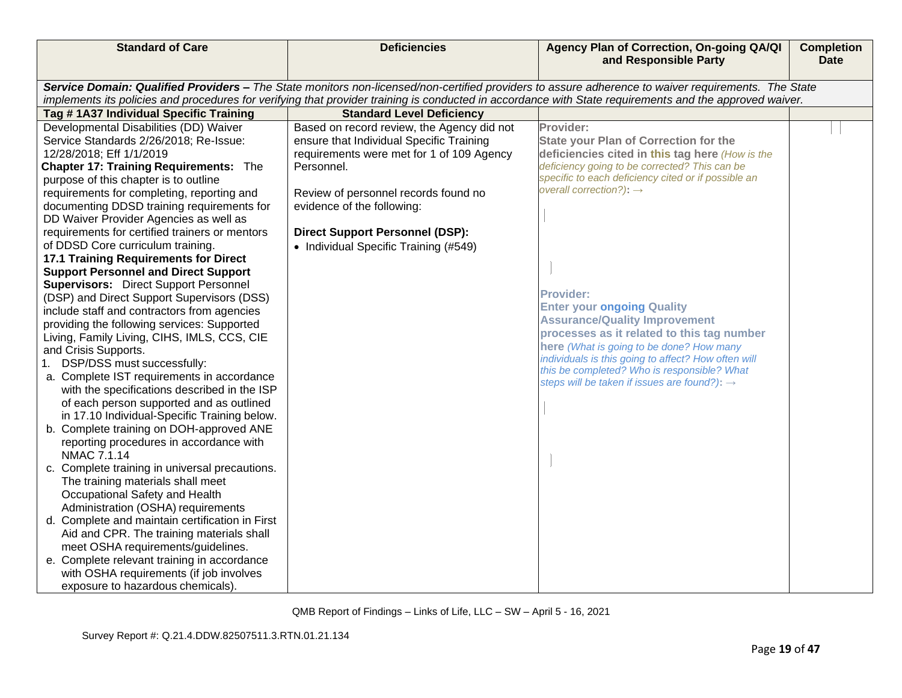| Standard of Care | Deficiencies | Agency Plan of Correction, On-going QA/QI and Responsible Party | Completion Date |
|---|---|---|---|
| ***Service Domain: Qualified Providers –*** *The State monitors non-licensed/non-certified providers to assure adherence to waiver requirements. The State implements its policies and procedures for verifying that provider training is conducted in accordance with State requirements and the approved waiver.* | | | |
| **Tag # 1A37 Individual Specific Training** | **Standard Level Deficiency** | | |
| Developmental Disabilities (DD) Waiver Service Standards 2/26/2018; Re-Issue: 12/28/2018; Eff 1/1/2019<br>**Chapter 17: Training Requirements:** The purpose of this chapter is to outline requirements for completing, reporting and documenting DDSD training requirements for DD Waiver Provider Agencies as well as requirements for certified trainers or mentors of DDSD Core curriculum training.<br>**17.1 Training Requirements for Direct Support Personnel and Direct Support Supervisors:** Direct Support Personnel (DSP) and Direct Support Supervisors (DSS) include staff and contractors from agencies providing the following services: Supported Living, Family Living, CIHS, IMLS, CCS, CIE and Crisis Supports.<br>1. DSP/DSS must successfully:<br>a. Complete IST requirements in accordance with the specifications described in the ISP of each person supported and as outlined in 17.10 Individual-Specific Training below.<br>b. Complete training on DOH-approved ANE reporting procedures in accordance with NMAC 7.1.14<br>c. Complete training in universal precautions. The training materials shall meet Occupational Safety and Health Administration (OSHA) requirements<br>d. Complete and maintain certification in First Aid and CPR. The training materials shall meet OSHA requirements/guidelines.<br>e. Complete relevant training in accordance with OSHA requirements (if job involves exposure to hazardous chemicals). | Based on record review, the Agency did not ensure that Individual Specific Training requirements were met for 1 of 109 Agency Personnel.<br><br>Review of personnel records found no evidence of the following:<br><br>**Direct Support Personnel (DSP):**<br>• Individual Specific Training (#549) | **Provider:**<br>**State your Plan of Correction for the deficiencies cited in this tag here** *(How is the deficiency going to be corrected? This can be specific to each deficiency cited or if possible an overall correction?)*: →<br><br><br><br>**Provider:**<br>**Enter your ongoing Quality Assurance/Quality Improvement processes as it related to this tag number here** *(What is going to be done? How many individuals is this going to affect? How often will this be completed? Who is responsible? What steps will be taken if issues are found?)*: → | |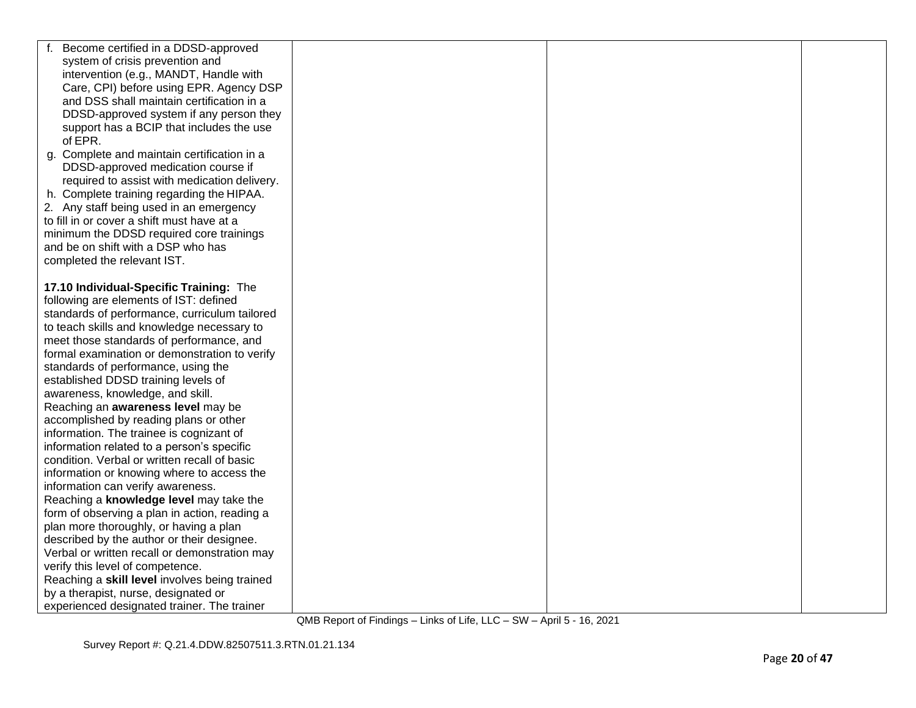| | | | |
|---|---|---|---|
| f. Become certified in a DDSD-approved system of crisis prevention and intervention (e.g., MANDT, Handle with Care, CPI) before using EPR. Agency DSP and DSS shall maintain certification in a DDSD-approved system if any person they support has a BCIP that includes the use of EPR.<br>g. Complete and maintain certification in a DDSD-approved medication course if required to assist with medication delivery.<br>h. Complete training regarding the HIPAA.<br>2. Any staff being used in an emergency to fill in or cover a shift must have at a minimum the DDSD required core trainings and be on shift with a DSP who has completed the relevant IST.<br><br>**17.10 Individual-Specific Training:** The following are elements of IST: defined standards of performance, curriculum tailored to teach skills and knowledge necessary to meet those standards of performance, and formal examination or demonstration to verify standards of performance, using the established DDSD training levels of awareness, knowledge, and skill.<br>Reaching an **awareness level** may be accomplished by reading plans or other information. The trainee is cognizant of information related to a person's specific condition. Verbal or written recall of basic information or knowing where to access the information can verify awareness.<br>Reaching a **knowledge level** may take the form of observing a plan in action, reading a plan more thoroughly, or having a plan described by the author or their designee. Verbal or written recall or demonstration may verify this level of competence.<br>Reaching a **skill level** involves being trained by a therapist, nurse, designated or experienced designated trainer. The trainer | | | |

QMB Report of Findings – Links of Life, LLC – SW – April 5 - 16, 2021

Survey Report #: Q.21.4.DDW.82507511.3.RTN.01.21.134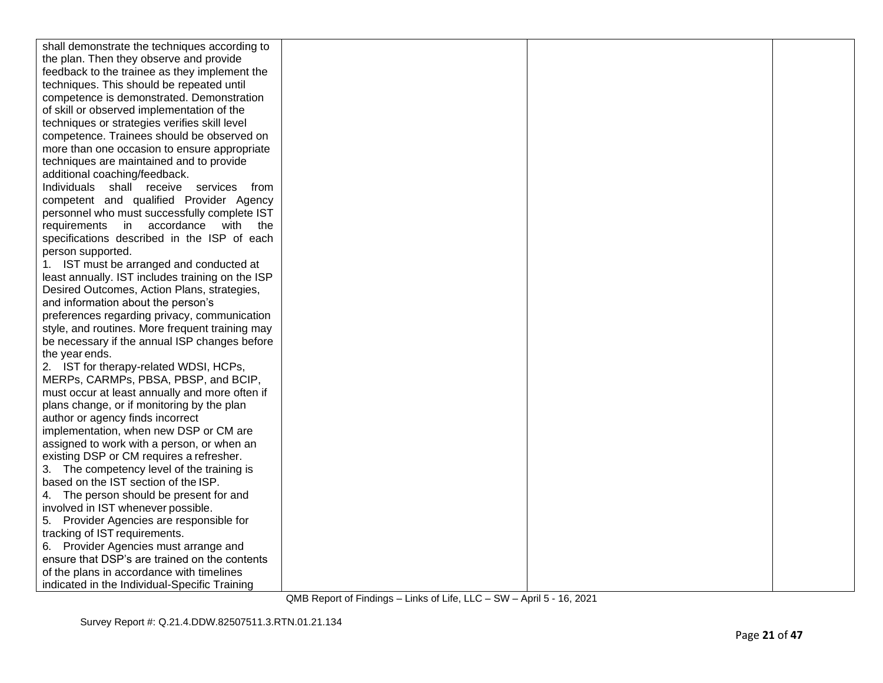| | | | |
|---|---|---|---|
| shall demonstrate the techniques according to the plan. Then they observe and provide feedback to the trainee as they implement the techniques. This should be repeated until competence is demonstrated. Demonstration of skill or observed implementation of the techniques or strategies verifies skill level competence. Trainees should be observed on more than one occasion to ensure appropriate techniques are maintained and to provide additional coaching/feedback.<br>Individuals shall receive services from competent and qualified Provider Agency personnel who must successfully complete IST requirements in accordance with the specifications described in the ISP of each person supported.<br>1. IST must be arranged and conducted at least annually. IST includes training on the ISP Desired Outcomes, Action Plans, strategies, and information about the person's preferences regarding privacy, communication style, and routines. More frequent training may be necessary if the annual ISP changes before the year ends.<br>2. IST for therapy-related WDSI, HCPs, MERPs, CARMPs, PBSA, PBSP, and BCIP, must occur at least annually and more often if plans change, or if monitoring by the plan author or agency finds incorrect implementation, when new DSP or CM are assigned to work with a person, or when an existing DSP or CM requires a refresher.<br>3. The competency level of the training is based on the IST section of the ISP.<br>4. The person should be present for and involved in IST whenever possible.<br>5. Provider Agencies are responsible for tracking of IST requirements.<br>6. Provider Agencies must arrange and ensure that DSP's are trained on the contents of the plans in accordance with timelines indicated in the Individual-Specific Training | | | |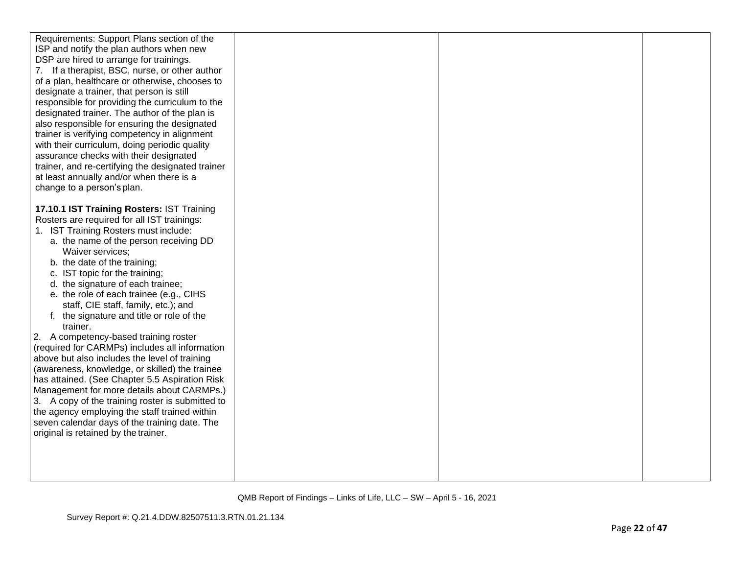| | | | |
|---|---|---|---|
| Requirements: Support Plans section of the ISP and notify the plan authors when new DSP are hired to arrange for trainings.<br>7. If a therapist, BSC, nurse, or other author of a plan, healthcare or otherwise, chooses to designate a trainer, that person is still responsible for providing the curriculum to the designated trainer. The author of the plan is also responsible for ensuring the designated trainer is verifying competency in alignment with their curriculum, doing periodic quality assurance checks with their designated trainer, and re-certifying the designated trainer at least annually and/or when there is a change to a person's plan.<br><br>**17.10.1 IST Training Rosters:** IST Training Rosters are required for all IST trainings:<br>1. IST Training Rosters must include:<br>a. the name of the person receiving DD Waiver services;<br>b. the date of the training;<br>c. IST topic for the training;<br>d. the signature of each trainee;<br>e. the role of each trainee (e.g., CIHS staff, CIE staff, family, etc.); and<br>f. the signature and title or role of the trainer.<br>2. A competency-based training roster (required for CARMPs) includes all information above but also includes the level of training (awareness, knowledge, or skilled) the trainee has attained. (See Chapter 5.5 Aspiration Risk Management for more details about CARMPs.)<br>3. A copy of the training roster is submitted to the agency employing the staff trained within seven calendar days of the training date. The original is retained by the trainer. | | | |

QMB Report of Findings – Links of Life, LLC – SW – April 5 - 16, 2021

Survey Report #: Q.21.4.DDW.82507511.3.RTN.01.21.134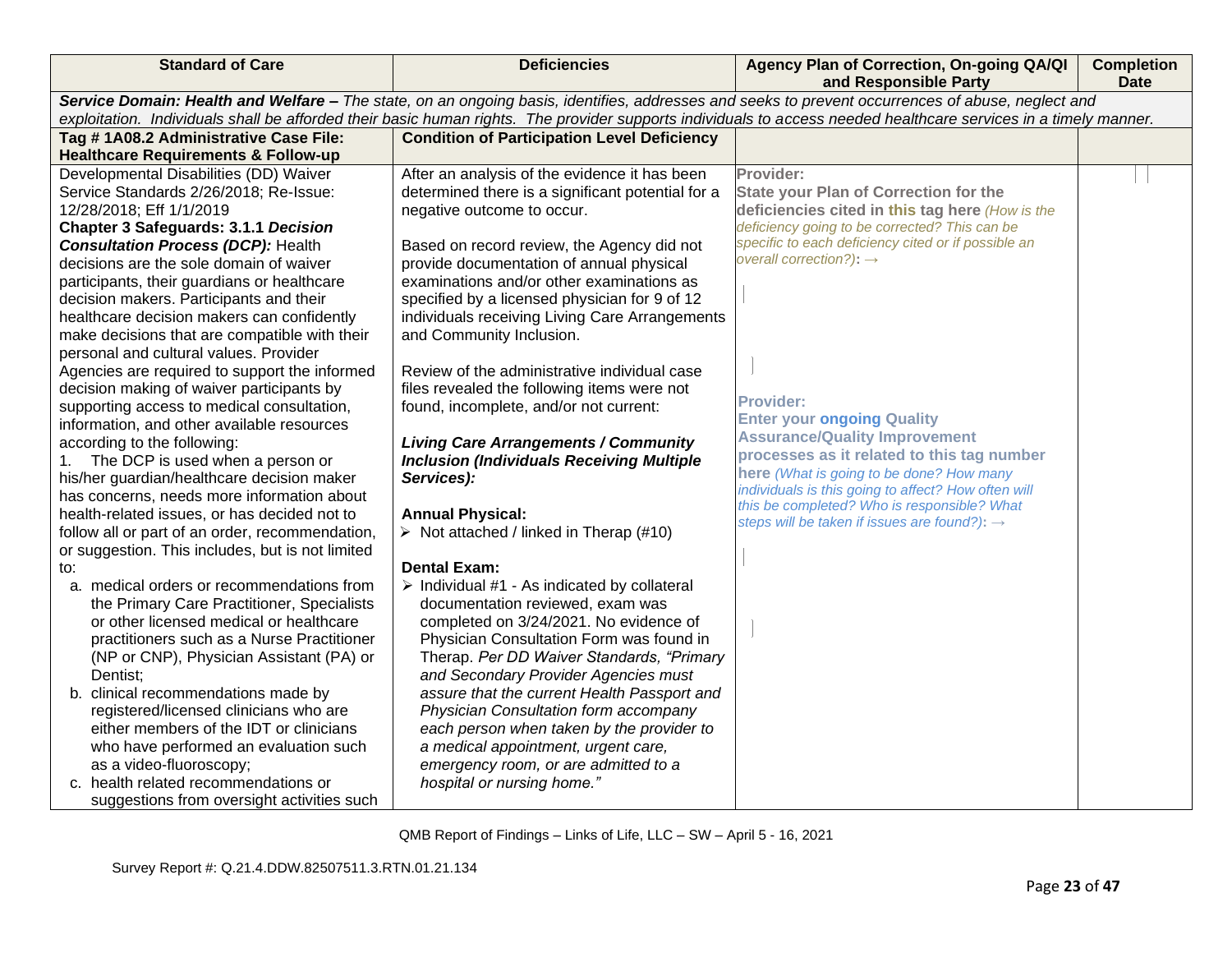| Standard of Care | Deficiencies | Agency Plan of Correction, On-going QA/QI and Responsible Party | Completion Date |
|---|---|---|---|
| **Service Domain: Health and Welfare –** *The state, on an ongoing basis, identifies, addresses and seeks to prevent occurrences of abuse, neglect and exploitation. Individuals shall be afforded their basic human rights. The provider supports individuals to access needed healthcare services in a timely manner.* | | | |
| **Tag # 1A08.2 Administrative Case File: Healthcare Requirements & Follow-up** | **Condition of Participation Level Deficiency** | | |
| Developmental Disabilities (DD) Waiver Service Standards 2/26/2018; Re-Issue: 12/28/2018; Eff 1/1/2019<br>**Chapter 3 Safeguards: 3.1.1 *Decision Consultation Process (DCP):*** Health decisions are the sole domain of waiver participants, their guardians or healthcare decision makers. Participants and their healthcare decision makers can confidently make decisions that are compatible with their personal and cultural values. Provider Agencies are required to support the informed decision making of waiver participants by supporting access to medical consultation, information, and other available resources according to the following:<br>1. The DCP is used when a person or his/her guardian/healthcare decision maker has concerns, needs more information about health-related issues, or has decided not to follow all or part of an order, recommendation, or suggestion. This includes, but is not limited to:<br>a. medical orders or recommendations from the Primary Care Practitioner, Specialists or other licensed medical or healthcare practitioners such as a Nurse Practitioner (NP or CNP), Physician Assistant (PA) or Dentist;<br>b. clinical recommendations made by registered/licensed clinicians who are either members of the IDT or clinicians who have performed an evaluation such as a video-fluoroscopy;<br>c. health related recommendations or suggestions from oversight activities such | After an analysis of the evidence it has been determined there is a significant potential for a negative outcome to occur.<br><br>Based on record review, the Agency did not provide documentation of annual physical examinations and/or other examinations as specified by a licensed physician for 9 of 12 individuals receiving Living Care Arrangements and Community Inclusion.<br><br>Review of the administrative individual case files revealed the following items were not found, incomplete, and/or not current:<br><br>***Living Care Arrangements / Community Inclusion (Individuals Receiving Multiple Services):***<br><br>**Annual Physical:**<br>➢ Not attached / linked in Therap (#10)<br><br>**Dental Exam:**<br>➢ Individual #1 - As indicated by collateral documentation reviewed, exam was completed on 3/24/2021. No evidence of Physician Consultation Form was found in Therap. *Per DD Waiver Standards, "Primary and Secondary Provider Agencies must assure that the current Health Passport and Physician Consultation form accompany each person when taken by the provider to a medical appointment, urgent care, emergency room, or are admitted to a hospital or nursing home."* | **Provider:**<br>**State your Plan of Correction for the deficiencies cited in this tag here** *(How is the deficiency going to be corrected? This can be specific to each deficiency cited or if possible an overall correction?)*: →<br><br>**Provider:**<br>**Enter your ongoing Quality Assurance/Quality Improvement processes as it related to this tag number here** *(What is going to be done? How many individuals is this going to affect? How often will this be completed? Who is responsible? What steps will be taken if issues are found?)*: → | |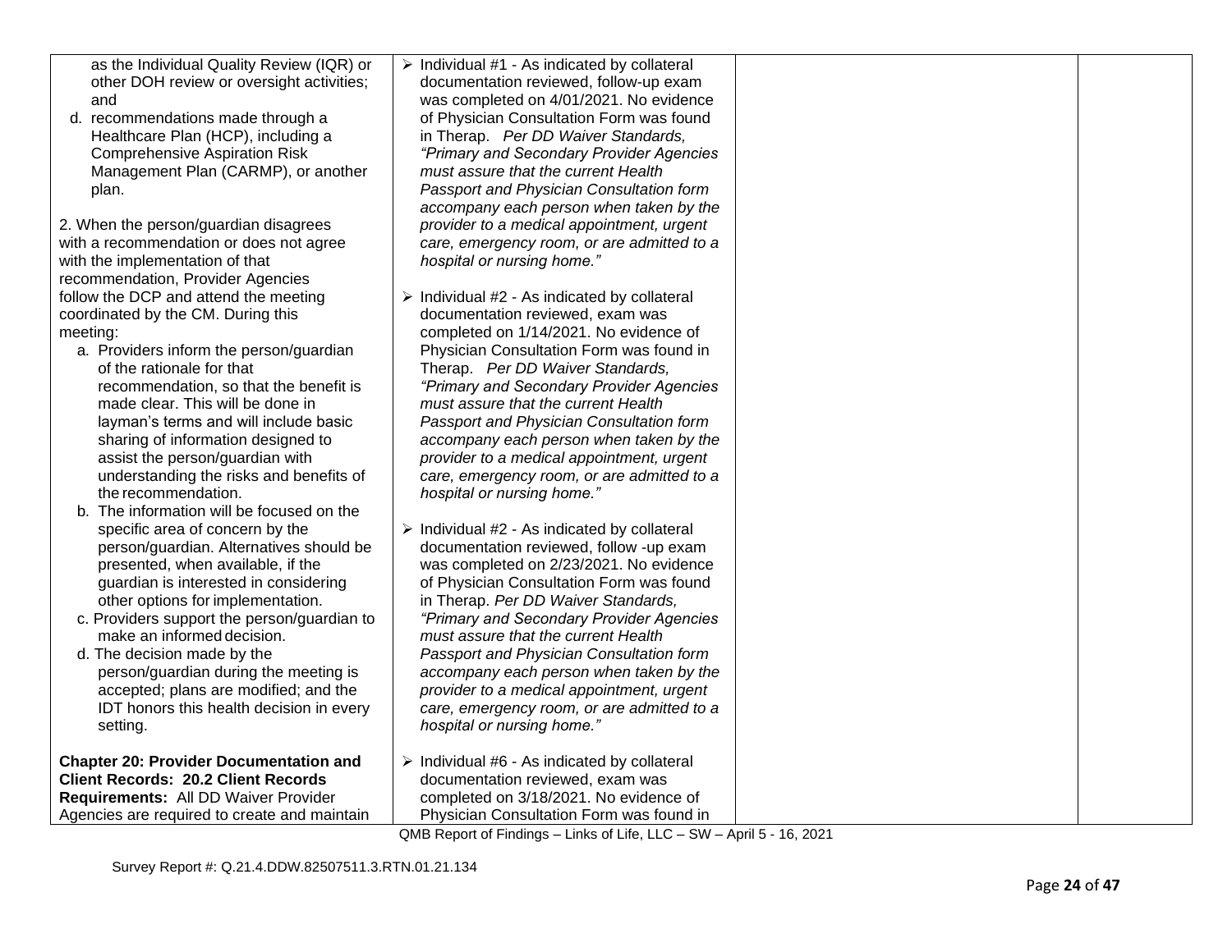| | | | |
|---|---|---|---|
| as the Individual Quality Review (IQR) or other DOH review or oversight activities; and<br>d. recommendations made through a Healthcare Plan (HCP), including a Comprehensive Aspiration Risk Management Plan (CARMP), or another plan.<br><br>2. When the person/guardian disagrees with a recommendation or does not agree with the implementation of that recommendation, Provider Agencies follow the DCP and attend the meeting coordinated by the CM. During this meeting:<br>a. Providers inform the person/guardian of the rationale for that recommendation, so that the benefit is made clear. This will be done in layman's terms and will include basic sharing of information designed to assist the person/guardian with understanding the risks and benefits of the recommendation.<br>b. The information will be focused on the specific area of concern by the person/guardian. Alternatives should be presented, when available, if the guardian is interested in considering other options for implementation.<br>c. Providers support the person/guardian to make an informed decision.<br>d. The decision made by the person/guardian during the meeting is accepted; plans are modified; and the IDT honors this health decision in every setting.<br><br>**Chapter 20: Provider Documentation and Client Records: 20.2 Client Records Requirements:** All DD Waiver Provider Agencies are required to create and maintain | ➢ Individual #1 - As indicated by collateral documentation reviewed, follow-up exam was completed on 4/01/2021. No evidence of Physician Consultation Form was found in Therap. *Per DD Waiver Standards, "Primary and Secondary Provider Agencies must assure that the current Health Passport and Physician Consultation form accompany each person when taken by the provider to a medical appointment, urgent care, emergency room, or are admitted to a hospital or nursing home."*<br><br>➢ Individual #2 - As indicated by collateral documentation reviewed, exam was completed on 1/14/2021. No evidence of Physician Consultation Form was found in Therap. *Per DD Waiver Standards, "Primary and Secondary Provider Agencies must assure that the current Health Passport and Physician Consultation form accompany each person when taken by the provider to a medical appointment, urgent care, emergency room, or are admitted to a hospital or nursing home."*<br><br>➢ Individual #2 - As indicated by collateral documentation reviewed, follow -up exam was completed on 2/23/2021. No evidence of Physician Consultation Form was found in Therap. *Per DD Waiver Standards, "Primary and Secondary Provider Agencies must assure that the current Health Passport and Physician Consultation form accompany each person when taken by the provider to a medical appointment, urgent care, emergency room, or are admitted to a hospital or nursing home."*<br><br>➢ Individual #6 - As indicated by collateral documentation reviewed, exam was completed on 3/18/2021. No evidence of Physician Consultation Form was found in | | |

QMB Report of Findings – Links of Life, LLC – SW – April 5 - 16, 2021

Survey Report #: Q.21.4.DDW.82507511.3.RTN.01.21.134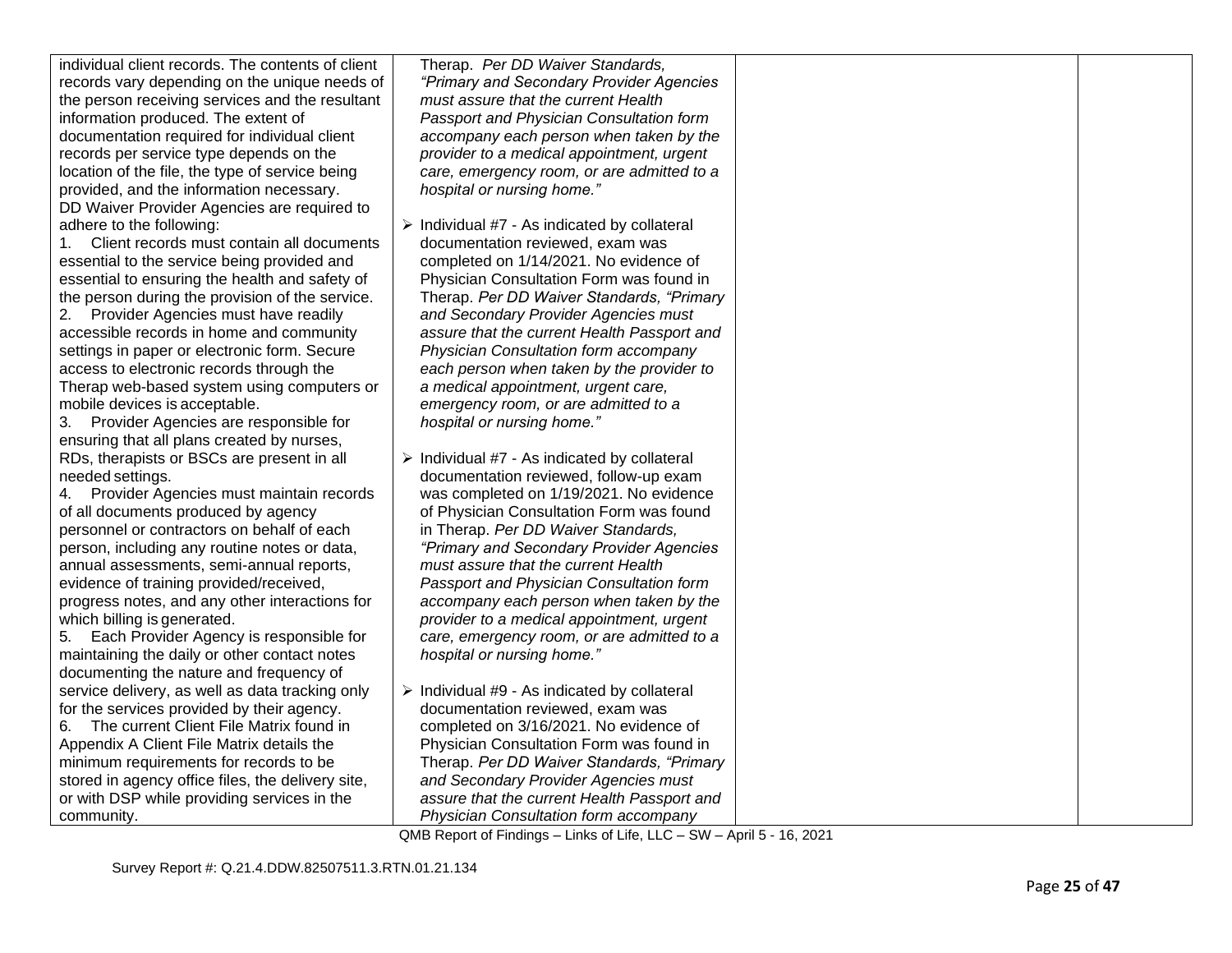| | | | |
|---|---|---|---|
| individual client records. The contents of client records vary depending on the unique needs of the person receiving services and the resultant information produced. The extent of documentation required for individual client records per service type depends on the location of the file, the type of service being provided, and the information necessary.<br>DD Waiver Provider Agencies are required to adhere to the following:<br>1. Client records must contain all documents essential to the service being provided and essential to ensuring the health and safety of the person during the provision of the service.<br>2. Provider Agencies must have readily accessible records in home and community settings in paper or electronic form. Secure access to electronic records through the Therap web-based system using computers or mobile devices is acceptable.<br>3. Provider Agencies are responsible for ensuring that all plans created by nurses, RDs, therapists or BSCs are present in all needed settings.<br>4. Provider Agencies must maintain records of all documents produced by agency personnel or contractors on behalf of each person, including any routine notes or data, annual assessments, semi-annual reports, evidence of training provided/received, progress notes, and any other interactions for which billing is generated.<br>5. Each Provider Agency is responsible for maintaining the daily or other contact notes documenting the nature and frequency of service delivery, as well as data tracking only for the services provided by their agency.<br>6. The current Client File Matrix found in Appendix A Client File Matrix details the minimum requirements for records to be stored in agency office files, the delivery site, or with DSP while providing services in the community. | Therap. *Per DD Waiver Standards, "Primary and Secondary Provider Agencies must assure that the current Health Passport and Physician Consultation form accompany each person when taken by the provider to a medical appointment, urgent care, emergency room, or are admitted to a hospital or nursing home."*<br><br>➢ Individual #7 - As indicated by collateral documentation reviewed, exam was completed on 1/14/2021. No evidence of Physician Consultation Form was found in Therap. *Per DD Waiver Standards, "Primary and Secondary Provider Agencies must assure that the current Health Passport and Physician Consultation form accompany each person when taken by the provider to a medical appointment, urgent care, emergency room, or are admitted to a hospital or nursing home."*<br><br>➢ Individual #7 - As indicated by collateral documentation reviewed, follow-up exam was completed on 1/19/2021. No evidence of Physician Consultation Form was found in Therap. *Per DD Waiver Standards, "Primary and Secondary Provider Agencies must assure that the current Health Passport and Physician Consultation form accompany each person when taken by the provider to a medical appointment, urgent care, emergency room, or are admitted to a hospital or nursing home."*<br><br>➢ Individual #9 - As indicated by collateral documentation reviewed, exam was completed on 3/16/2021. No evidence of Physician Consultation Form was found in Therap. *Per DD Waiver Standards, "Primary and Secondary Provider Agencies must assure that the current Health Passport and Physician Consultation form accompany* | | |

QMB Report of Findings – Links of Life, LLC – SW – April 5 - 16, 2021

Survey Report #: Q.21.4.DDW.82507511.3.RTN.01.21.134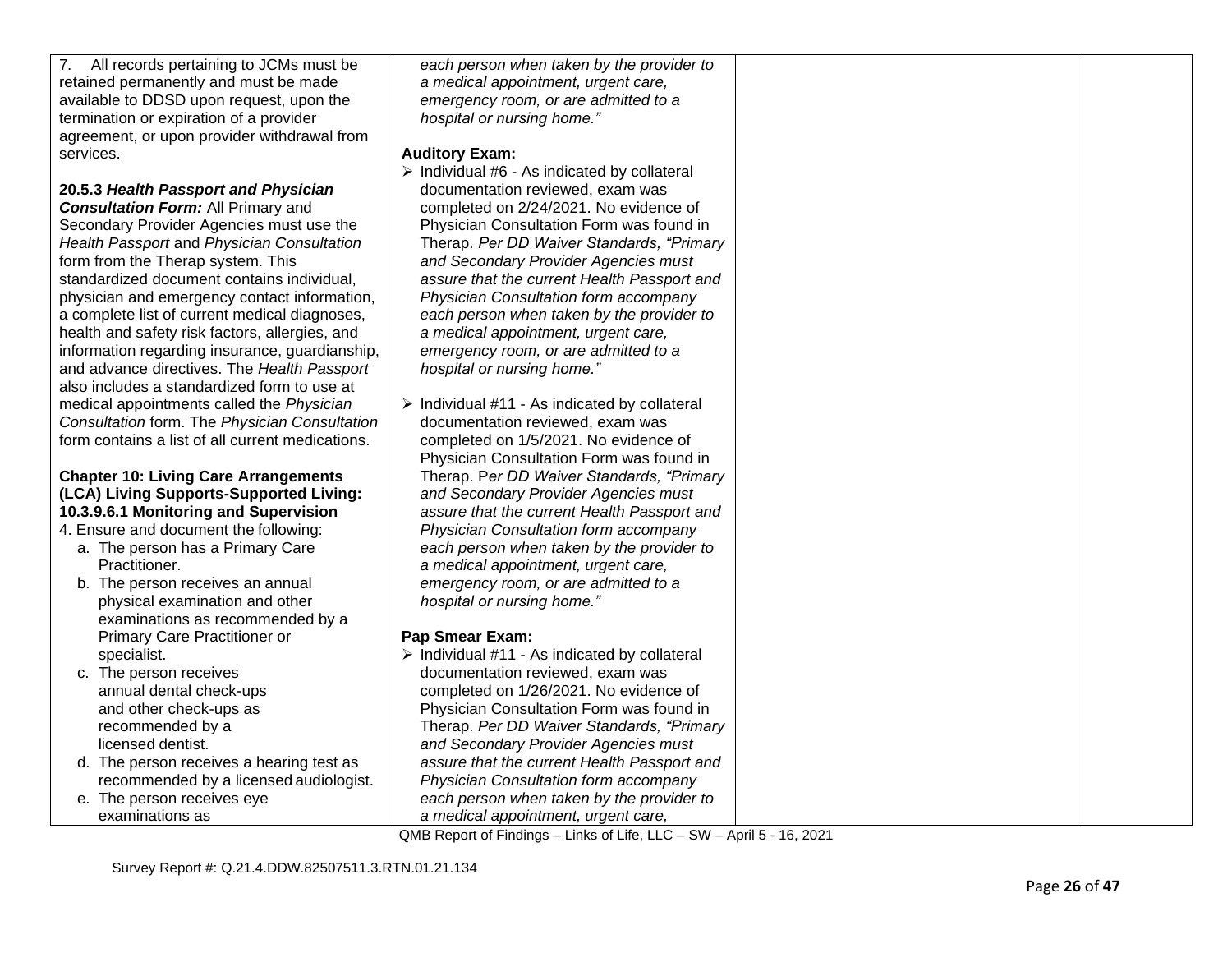| | | | |
|---|---|---|---|
| 7. All records pertaining to JCMs must be retained permanently and must be made available to DDSD upon request, upon the termination or expiration of a provider agreement, or upon provider withdrawal from services.<br><br>**20.5.3 *Health Passport and Physician Consultation Form:*** All Primary and Secondary Provider Agencies must use the *Health Passport* and *Physician Consultation* form from the Therap system. This standardized document contains individual, physician and emergency contact information, a complete list of current medical diagnoses, health and safety risk factors, allergies, and information regarding insurance, guardianship, and advance directives. The *Health Passport* also includes a standardized form to use at medical appointments called the *Physician Consultation* form. The *Physician Consultation* form contains a list of all current medications.<br><br>**Chapter 10: Living Care Arrangements (LCA) Living Supports-Supported Living: 10.3.9.6.1 Monitoring and Supervision**<br>4. Ensure and document the following:<br>a. The person has a Primary Care Practitioner.<br>b. The person receives an annual physical examination and other examinations as recommended by a Primary Care Practitioner or specialist.<br>c. The person receives annual dental check-ups and other check-ups as recommended by a licensed dentist.<br>d. The person receives a hearing test as recommended by a licensed audiologist.<br>e. The person receives eye examinations as | *each person when taken by the provider to a medical appointment, urgent care, emergency room, or are admitted to a hospital or nursing home."*<br><br>**Auditory Exam:**<br>➢ Individual #6 - As indicated by collateral documentation reviewed, exam was completed on 2/24/2021. No evidence of Physician Consultation Form was found in Therap. *Per DD Waiver Standards, "Primary and Secondary Provider Agencies must assure that the current Health Passport and Physician Consultation form accompany each person when taken by the provider to a medical appointment, urgent care, emergency room, or are admitted to a hospital or nursing home."*<br><br>➢ Individual #11 - As indicated by collateral documentation reviewed, exam was completed on 1/5/2021. No evidence of Physician Consultation Form was found in Therap. P*er DD Waiver Standards, "Primary and Secondary Provider Agencies must assure that the current Health Passport and Physician Consultation form accompany each person when taken by the provider to a medical appointment, urgent care, emergency room, or are admitted to a hospital or nursing home."*<br><br>**Pap Smear Exam:**<br>➢ Individual #11 - As indicated by collateral documentation reviewed, exam was completed on 1/26/2021. No evidence of Physician Consultation Form was found in Therap. *Per DD Waiver Standards, "Primary and Secondary Provider Agencies must assure that the current Health Passport and Physician Consultation form accompany each person when taken by the provider to a medical appointment, urgent care,* | | |

QMB Report of Findings – Links of Life, LLC – SW – April 5 - 16, 2021

Survey Report #: Q.21.4.DDW.82507511.3.RTN.01.21.134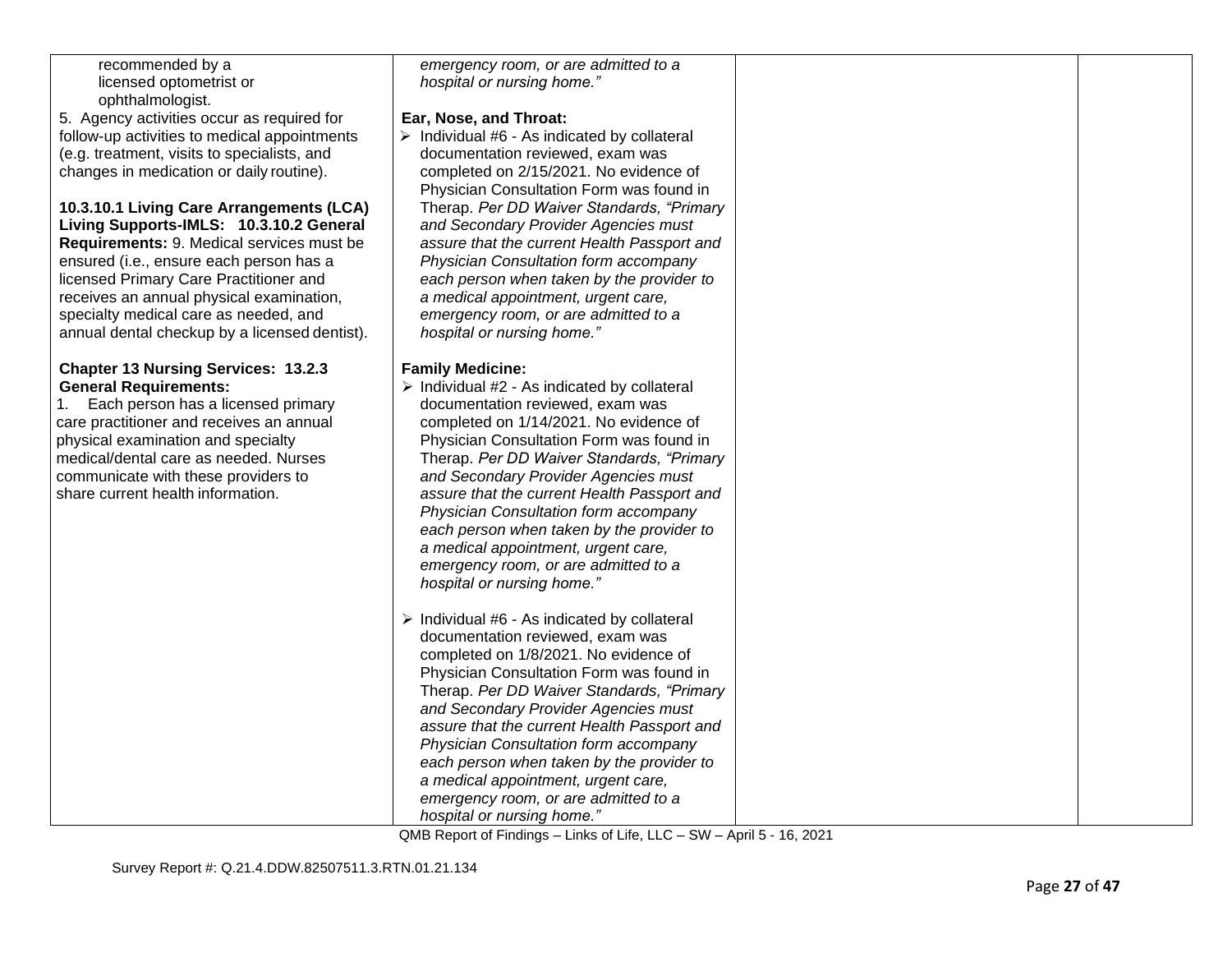| | | | |
|---|---|---|---|
| recommended by a licensed optometrist or ophthalmologist.<br>5. Agency activities occur as required for follow-up activities to medical appointments (e.g. treatment, visits to specialists, and changes in medication or daily routine).<br><br>**10.3.10.1 Living Care Arrangements (LCA) Living Supports-IMLS: 10.3.10.2 General Requirements:** 9. Medical services must be ensured (i.e., ensure each person has a licensed Primary Care Practitioner and receives an annual physical examination, specialty medical care as needed, and annual dental checkup by a licensed dentist).<br><br>**Chapter 13 Nursing Services: 13.2.3 General Requirements:**<br>1. Each person has a licensed primary care practitioner and receives an annual physical examination and specialty medical/dental care as needed. Nurses communicate with these providers to share current health information. | *emergency room, or are admitted to a hospital or nursing home."*<br><br>**Ear, Nose, and Throat:**<br>➢ Individual #6 - As indicated by collateral documentation reviewed, exam was completed on 2/15/2021. No evidence of Physician Consultation Form was found in Therap. *Per DD Waiver Standards, "Primary and Secondary Provider Agencies must assure that the current Health Passport and Physician Consultation form accompany each person when taken by the provider to a medical appointment, urgent care, emergency room, or are admitted to a hospital or nursing home."*<br><br>**Family Medicine:**<br>➢ Individual #2 - As indicated by collateral documentation reviewed, exam was completed on 1/14/2021. No evidence of Physician Consultation Form was found in Therap. *Per DD Waiver Standards, "Primary and Secondary Provider Agencies must assure that the current Health Passport and Physician Consultation form accompany each person when taken by the provider to a medical appointment, urgent care, emergency room, or are admitted to a hospital or nursing home."*<br><br>➢ Individual #6 - As indicated by collateral documentation reviewed, exam was completed on 1/8/2021. No evidence of Physician Consultation Form was found in Therap. *Per DD Waiver Standards, "Primary and Secondary Provider Agencies must assure that the current Health Passport and Physician Consultation form accompany each person when taken by the provider to a medical appointment, urgent care, emergency room, or are admitted to a hospital or nursing home."* | | |

QMB Report of Findings – Links of Life, LLC – SW – April 5 - 16, 2021

Survey Report #: Q.21.4.DDW.82507511.3.RTN.01.21.134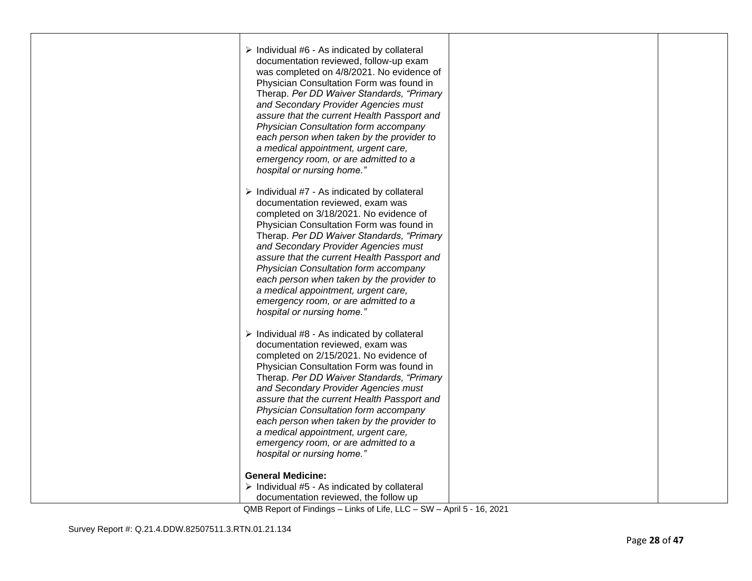| | | | |
|---|---|---|---|
| | ➢ Individual #6 - As indicated by collateral documentation reviewed, follow-up exam was completed on 4/8/2021. No evidence of Physician Consultation Form was found in Therap. *Per DD Waiver Standards, "Primary and Secondary Provider Agencies must assure that the current Health Passport and Physician Consultation form accompany each person when taken by the provider to a medical appointment, urgent care, emergency room, or are admitted to a hospital or nursing home."*<br><br>➢ Individual #7 - As indicated by collateral documentation reviewed, exam was completed on 3/18/2021. No evidence of Physician Consultation Form was found in Therap. *Per DD Waiver Standards, "Primary and Secondary Provider Agencies must assure that the current Health Passport and Physician Consultation form accompany each person when taken by the provider to a medical appointment, urgent care, emergency room, or are admitted to a hospital or nursing home."*<br><br>➢ Individual #8 - As indicated by collateral documentation reviewed, exam was completed on 2/15/2021. No evidence of Physician Consultation Form was found in Therap. *Per DD Waiver Standards, "Primary and Secondary Provider Agencies must assure that the current Health Passport and Physician Consultation form accompany each person when taken by the provider to a medical appointment, urgent care, emergency room, or are admitted to a hospital or nursing home."*<br><br>**General Medicine:**<br>➢ Individual #5 - As indicated by collateral documentation reviewed, the follow up | | |

QMB Report of Findings – Links of Life, LLC – SW – April 5 - 16, 2021

Survey Report #: Q.21.4.DDW.82507511.3.RTN.01.21.134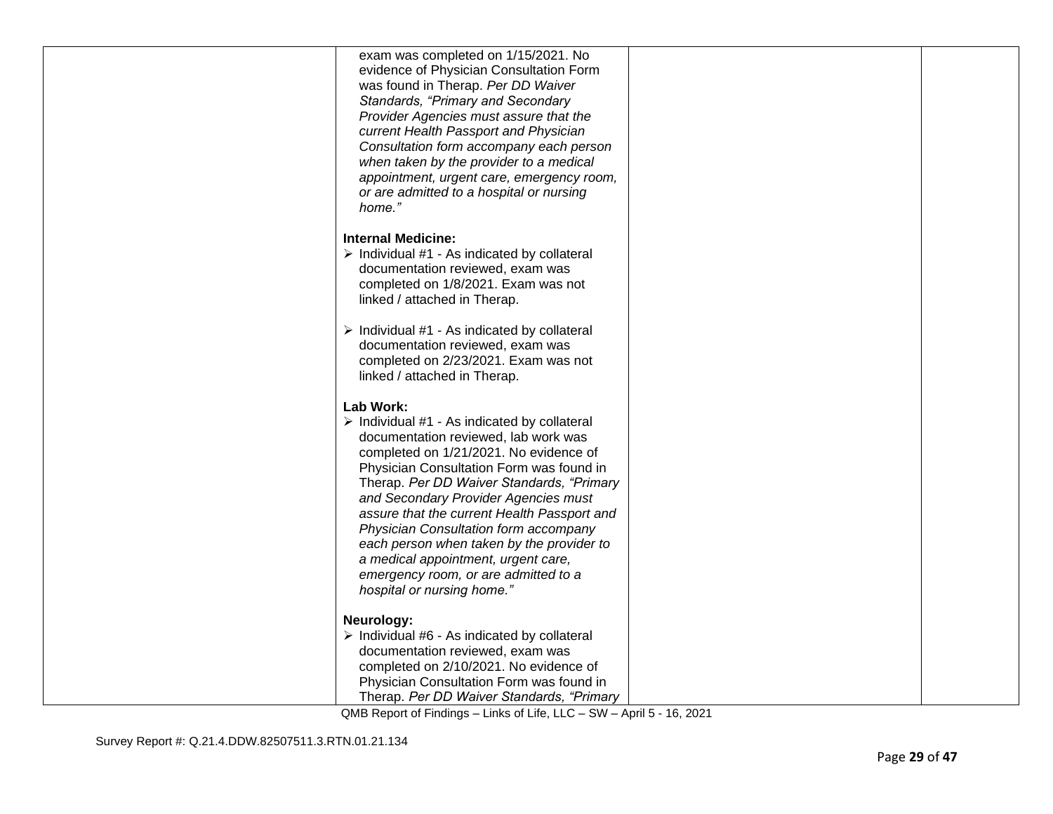| | exam was completed on 1/15/2021. No evidence of Physician Consultation Form was found in Therap. *Per DD Waiver Standards, "Primary and Secondary Provider Agencies must assure that the current Health Passport and Physician Consultation form accompany each person when taken by the provider to a medical appointment, urgent care, emergency room, or are admitted to a hospital or nursing home."*<br><br>**Internal Medicine:**<br>➢ Individual #1 - As indicated by collateral documentation reviewed, exam was completed on 1/8/2021. Exam was not linked / attached in Therap.<br><br>➢ Individual #1 - As indicated by collateral documentation reviewed, exam was completed on 2/23/2021. Exam was not linked / attached in Therap.<br><br>**Lab Work:**<br>➢ Individual #1 - As indicated by collateral documentation reviewed, lab work was completed on 1/21/2021. No evidence of Physician Consultation Form was found in Therap. *Per DD Waiver Standards, "Primary and Secondary Provider Agencies must assure that the current Health Passport and Physician Consultation form accompany each person when taken by the provider to a medical appointment, urgent care, emergency room, or are admitted to a hospital or nursing home."*<br><br>**Neurology:**<br>➢ Individual #6 - As indicated by collateral documentation reviewed, exam was completed on 2/10/2021. No evidence of Physician Consultation Form was found in Therap. *Per DD Waiver Standards, "Primary* | | |
|---|---|---|---|

QMB Report of Findings – Links of Life, LLC – SW – April 5 - 16, 2021

Survey Report #: Q.21.4.DDW.82507511.3.RTN.01.21.134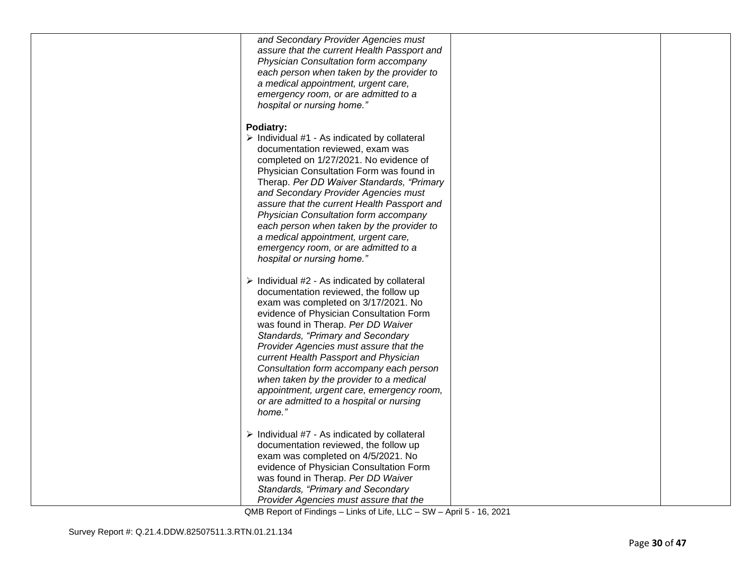| | *and Secondary Provider Agencies must assure that the current Health Passport and Physician Consultation form accompany each person when taken by the provider to a medical appointment, urgent care, emergency room, or are admitted to a hospital or nursing home."*<br><br>**Podiatry:**<br>➢ Individual #1 - As indicated by collateral documentation reviewed, exam was completed on 1/27/2021. No evidence of Physician Consultation Form was found in Therap. *Per DD Waiver Standards, "Primary and Secondary Provider Agencies must assure that the current Health Passport and Physician Consultation form accompany each person when taken by the provider to a medical appointment, urgent care, emergency room, or are admitted to a hospital or nursing home."*<br><br>➢ Individual #2 - As indicated by collateral documentation reviewed, the follow up exam was completed on 3/17/2021. No evidence of Physician Consultation Form was found in Therap. *Per DD Waiver Standards, "Primary and Secondary Provider Agencies must assure that the current Health Passport and Physician Consultation form accompany each person when taken by the provider to a medical appointment, urgent care, emergency room, or are admitted to a hospital or nursing home."*<br><br>➢ Individual #7 - As indicated by collateral documentation reviewed, the follow up exam was completed on 4/5/2021. No evidence of Physician Consultation Form was found in Therap. *Per DD Waiver Standards, "Primary and Secondary Provider Agencies must assure that the* | | |
|---|---|---|---|

QMB Report of Findings – Links of Life, LLC – SW – April 5 - 16, 2021

Survey Report #: Q.21.4.DDW.82507511.3.RTN.01.21.134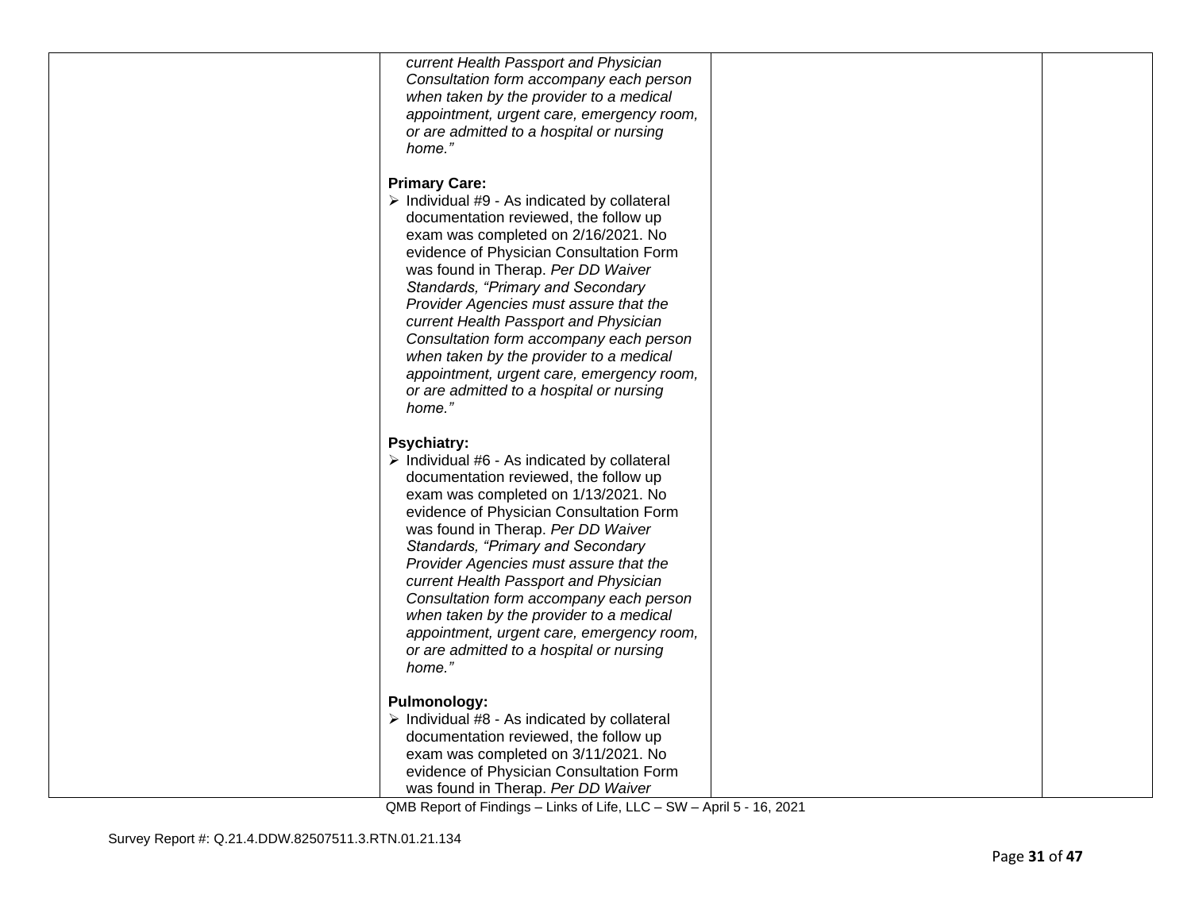| | | | |
|---|---|---|---|
| | *current Health Passport and Physician Consultation form accompany each person when taken by the provider to a medical appointment, urgent care, emergency room, or are admitted to a hospital or nursing home."*<br><br>**Primary Care:**<br>➢ Individual #9 - As indicated by collateral documentation reviewed, the follow up exam was completed on 2/16/2021. No evidence of Physician Consultation Form was found in Therap. *Per DD Waiver Standards, "Primary and Secondary Provider Agencies must assure that the current Health Passport and Physician Consultation form accompany each person when taken by the provider to a medical appointment, urgent care, emergency room, or are admitted to a hospital or nursing home."*<br><br>**Psychiatry:**<br>➢ Individual #6 - As indicated by collateral documentation reviewed, the follow up exam was completed on 1/13/2021. No evidence of Physician Consultation Form was found in Therap. *Per DD Waiver Standards, "Primary and Secondary Provider Agencies must assure that the current Health Passport and Physician Consultation form accompany each person when taken by the provider to a medical appointment, urgent care, emergency room, or are admitted to a hospital or nursing home."*<br><br>**Pulmonology:**<br>➢ Individual #8 - As indicated by collateral documentation reviewed, the follow up exam was completed on 3/11/2021. No evidence of Physician Consultation Form was found in Therap. *Per DD Waiver* | | |

QMB Report of Findings – Links of Life, LLC – SW – April 5 - 16, 2021

Survey Report #: Q.21.4.DDW.82507511.3.RTN.01.21.134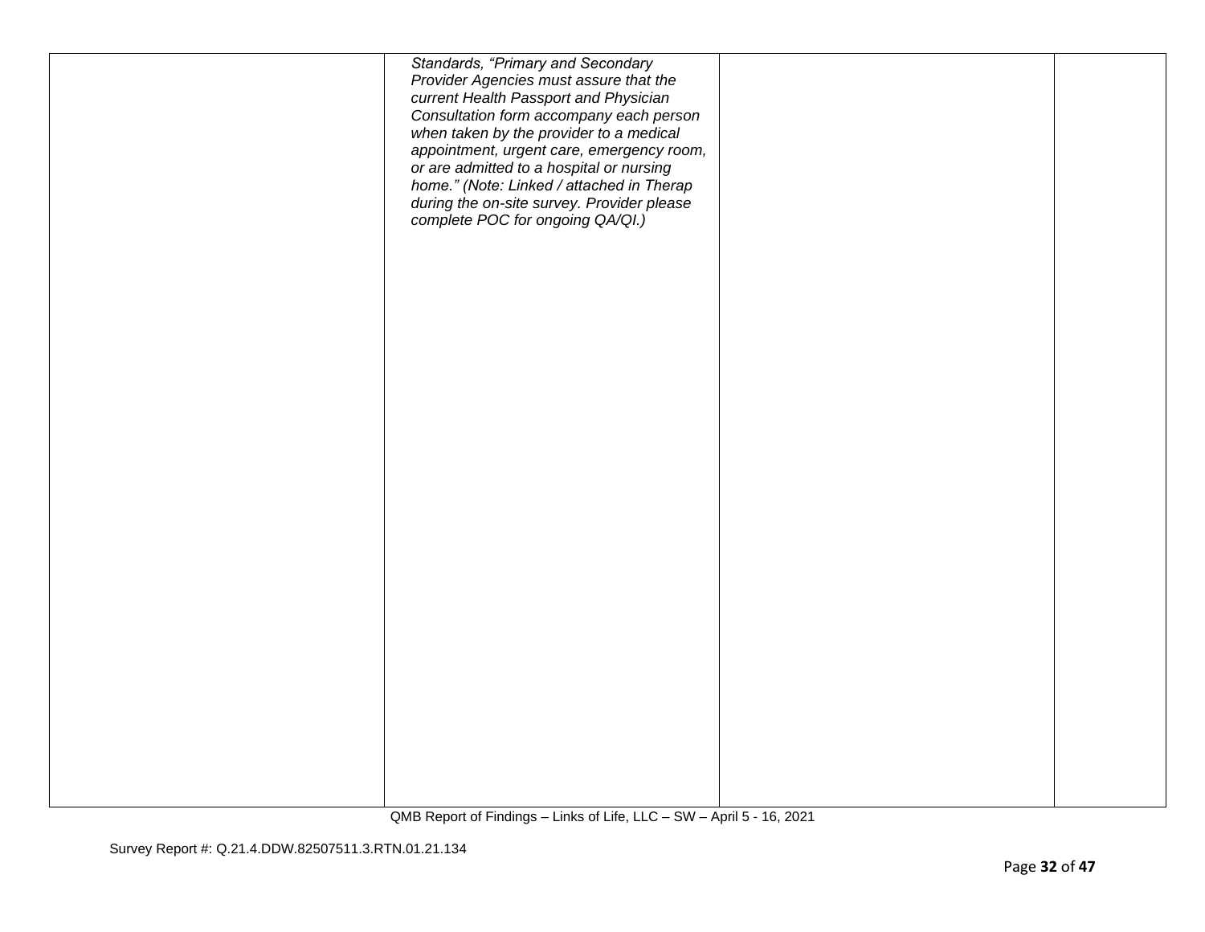| | | | |
|---|---|---|---|
| | *Standards, "Primary and Secondary Provider Agencies must assure that the current Health Passport and Physician Consultation form accompany each person when taken by the provider to a medical appointment, urgent care, emergency room, or are admitted to a hospital or nursing home." (Note: Linked / attached in Therap during the on-site survey. Provider please complete POC for ongoing QA/QI.)* | | |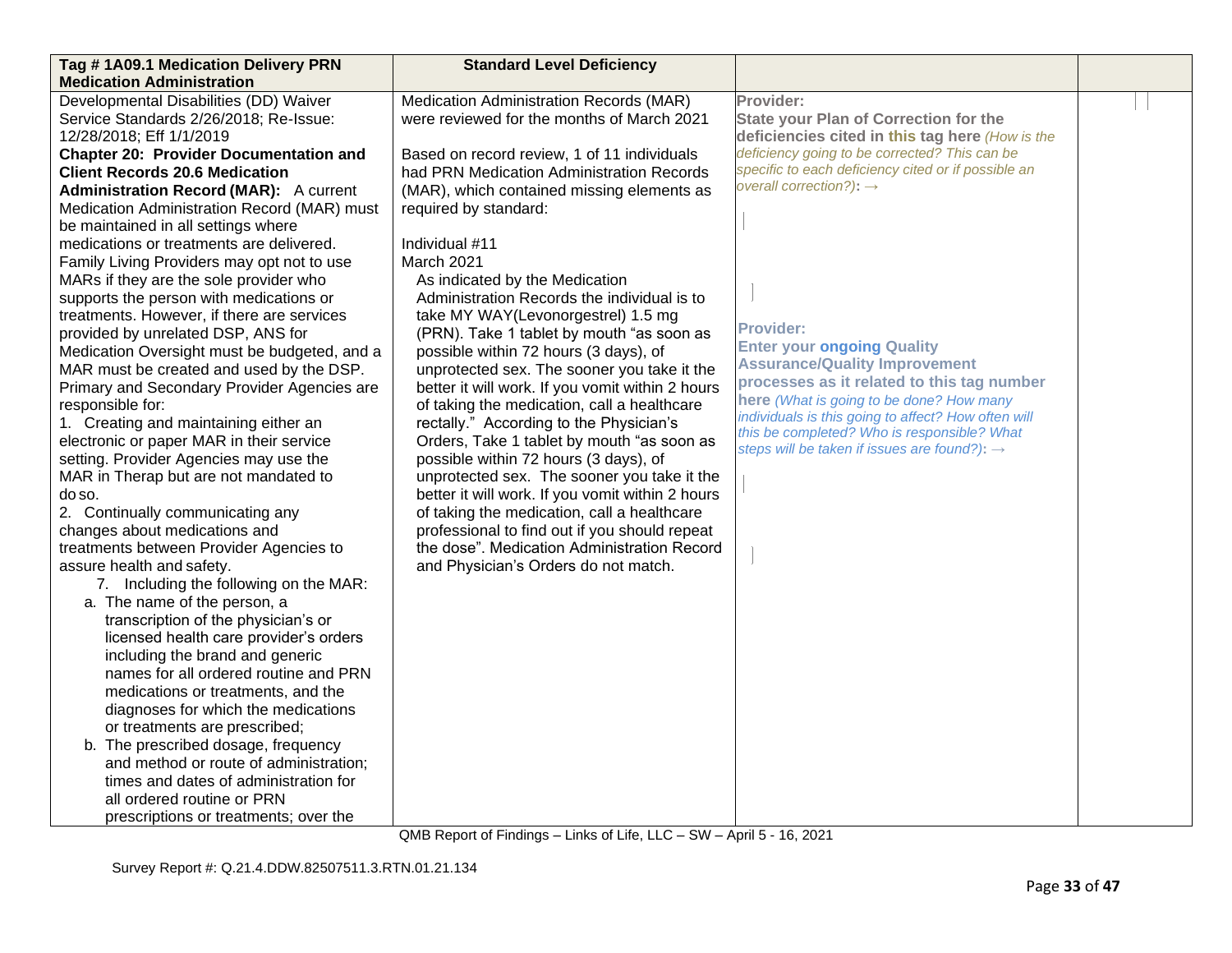| Tag # 1A09.1 Medication Delivery PRN Medication Administration | Standard Level Deficiency | | |
|---|---|---|---|
| Developmental Disabilities (DD) Waiver Service Standards 2/26/2018; Re-Issue: 12/28/2018; Eff 1/1/2019<br>**Chapter 20: Provider Documentation and Client Records 20.6 Medication Administration Record (MAR):** A current Medication Administration Record (MAR) must be maintained in all settings where medications or treatments are delivered. Family Living Providers may opt not to use MARs if they are the sole provider who supports the person with medications or treatments. However, if there are services provided by unrelated DSP, ANS for Medication Oversight must be budgeted, and a MAR must be created and used by the DSP. Primary and Secondary Provider Agencies are responsible for:<br>1. Creating and maintaining either an electronic or paper MAR in their service setting. Provider Agencies may use the MAR in Therap but are not mandated to do so.<br>2. Continually communicating any changes about medications and treatments between Provider Agencies to assure health and safety.<br>7. Including the following on the MAR:<br>a. The name of the person, a transcription of the physician's or licensed health care provider's orders including the brand and generic names for all ordered routine and PRN medications or treatments, and the diagnoses for which the medications or treatments are prescribed;<br>b. The prescribed dosage, frequency and method or route of administration; times and dates of administration for all ordered routine or PRN prescriptions or treatments; over the | Medication Administration Records (MAR) were reviewed for the months of March 2021<br><br>Based on record review, 1 of 11 individuals had PRN Medication Administration Records (MAR), which contained missing elements as required by standard:<br><br>Individual #11<br>March 2021<br>As indicated by the Medication Administration Records the individual is to take MY WAY(Levonorgestrel) 1.5 mg (PRN). Take 1 tablet by mouth "as soon as possible within 72 hours (3 days), of unprotected sex. The sooner you take it the better it will work. If you vomit within 2 hours of taking the medication, call a healthcare rectally." According to the Physician's Orders, Take 1 tablet by mouth "as soon as possible within 72 hours (3 days), of unprotected sex. The sooner you take it the better it will work. If you vomit within 2 hours of taking the medication, call a healthcare professional to find out if you should repeat the dose". Medication Administration Record and Physician's Orders do not match. | **Provider:**<br>**State your Plan of Correction for the deficiencies cited in this tag here** *(How is the deficiency going to be corrected? This can be specific to each deficiency cited or if possible an overall correction?)*: →<br><br>**Provider:**<br>**Enter your ongoing Quality Assurance/Quality Improvement processes as it related to this tag number here** *(What is going to be done? How many individuals is this going to affect? How often will this be completed? Who is responsible? What steps will be taken if issues are found?)*: → | |

QMB Report of Findings – Links of Life, LLC – SW – April 5 - 16, 2021

Survey Report #: Q.21.4.DDW.82507511.3.RTN.01.21.134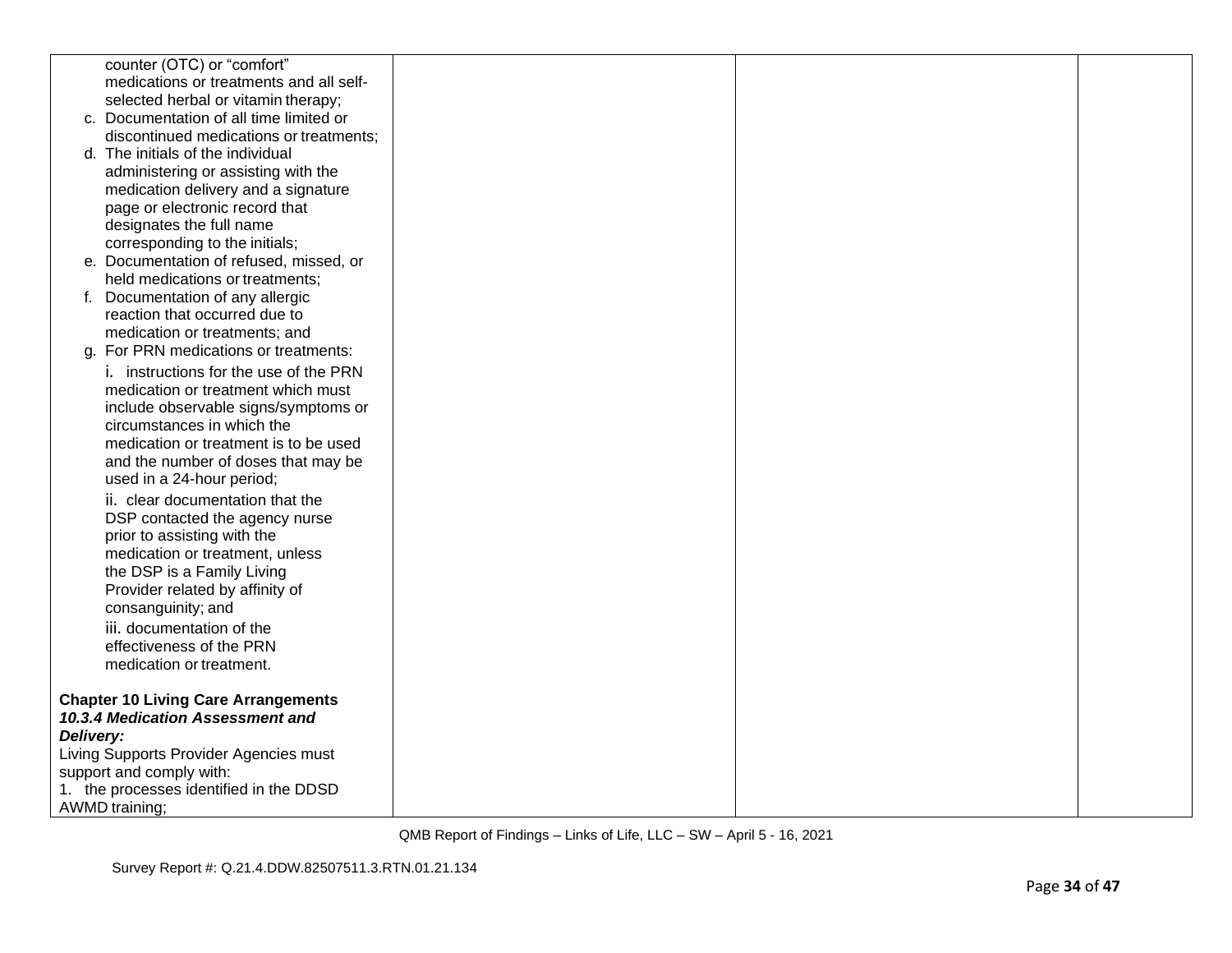| | | | |
|---|---|---|---|
| counter (OTC) or "comfort" medications or treatments and all self-selected herbal or vitamin therapy;<br>c. Documentation of all time limited or discontinued medications or treatments;<br>d. The initials of the individual administering or assisting with the medication delivery and a signature page or electronic record that designates the full name corresponding to the initials;<br>e. Documentation of refused, missed, or held medications or treatments;<br>f. Documentation of any allergic reaction that occurred due to medication or treatments; and<br>g. For PRN medications or treatments:<br>i. instructions for the use of the PRN medication or treatment which must include observable signs/symptoms or circumstances in which the medication or treatment is to be used and the number of doses that may be used in a 24-hour period;<br>ii. clear documentation that the DSP contacted the agency nurse prior to assisting with the medication or treatment, unless the DSP is a Family Living Provider related by affinity of consanguinity; and<br>iii. documentation of the effectiveness of the PRN medication or treatment.<br><br>**Chapter 10 Living Care Arrangements**<br>***10.3.4 Medication Assessment and Delivery:***<br>Living Supports Provider Agencies must support and comply with:<br>1. the processes identified in the DDSD AWMD training; | | | |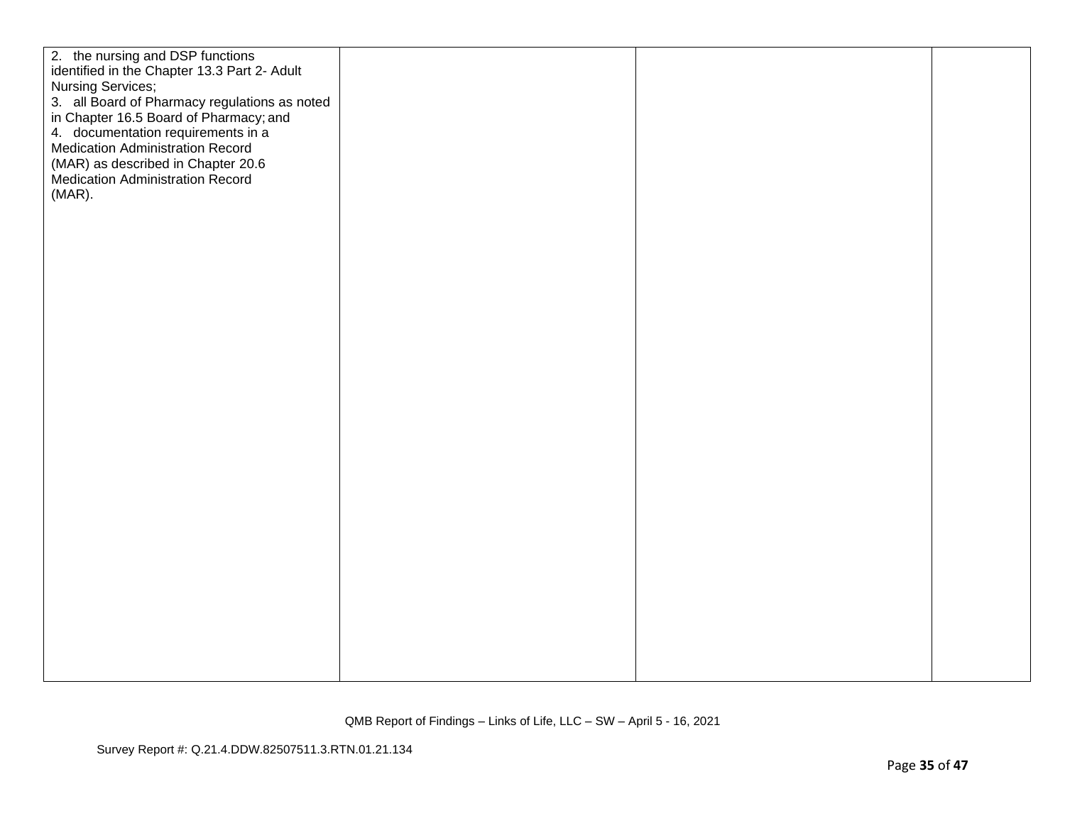| | | | |
|---|---|---|---|
| 2. the nursing and DSP functions identified in the Chapter 13.3 Part 2- Adult Nursing Services;<br>3. all Board of Pharmacy regulations as noted in Chapter 16.5 Board of Pharmacy; and<br>4. documentation requirements in a Medication Administration Record (MAR) as described in Chapter 20.6 Medication Administration Record (MAR). | | | |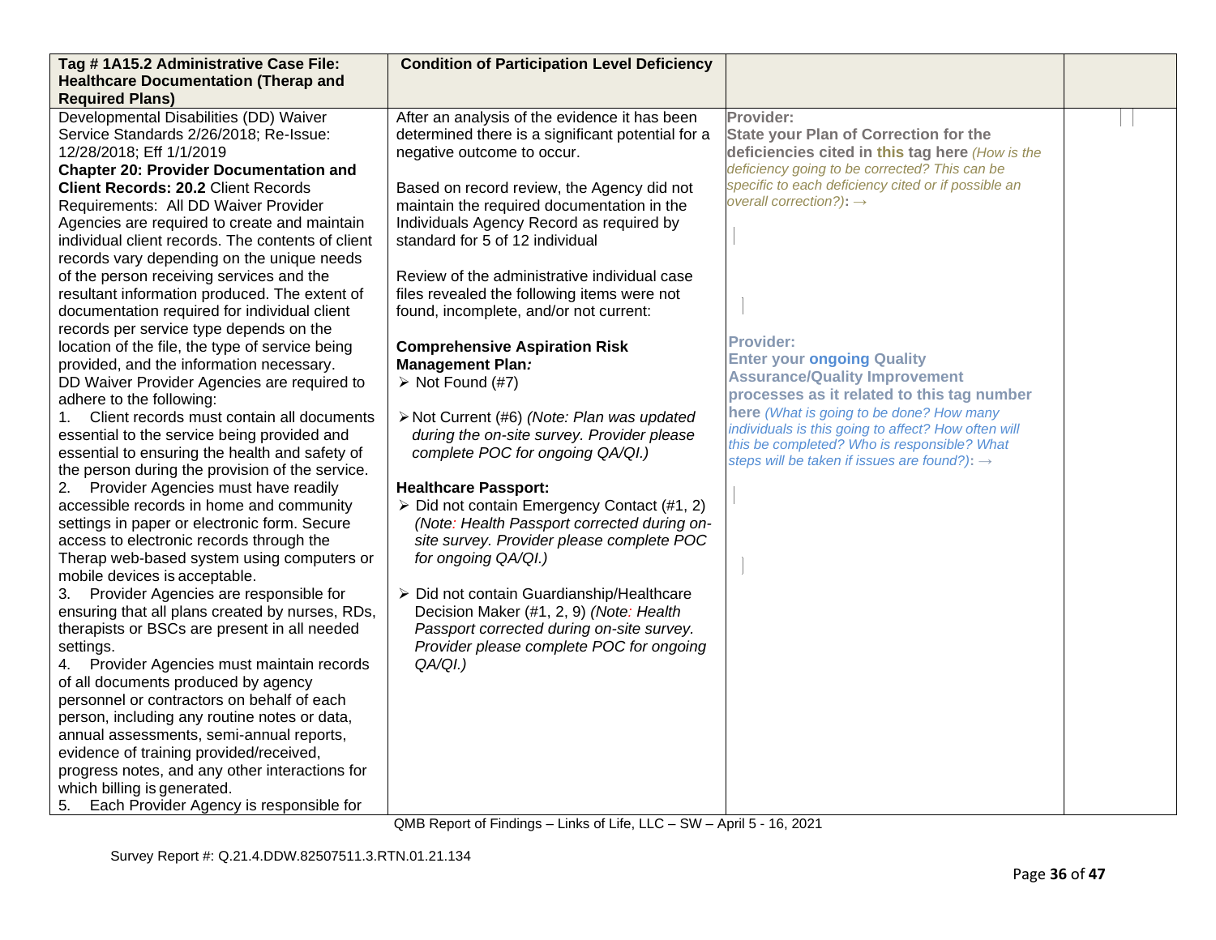| Tag # 1A15.2 Administrative Case File: Healthcare Documentation (Therap and Required Plans) | Condition of Participation Level Deficiency | | |
|---|---|---|---|
| Developmental Disabilities (DD) Waiver Service Standards 2/26/2018; Re-Issue: 12/28/2018; Eff 1/1/2019<br>**Chapter 20: Provider Documentation and Client Records: 20.2** Client Records Requirements: All DD Waiver Provider Agencies are required to create and maintain individual client records. The contents of client records vary depending on the unique needs of the person receiving services and the resultant information produced. The extent of documentation required for individual client records per service type depends on the location of the file, the type of service being provided, and the information necessary.<br>DD Waiver Provider Agencies are required to adhere to the following:<br>1. Client records must contain all documents essential to the service being provided and essential to ensuring the health and safety of the person during the provision of the service.<br>2. Provider Agencies must have readily accessible records in home and community settings in paper or electronic form. Secure access to electronic records through the Therap web-based system using computers or mobile devices is acceptable.<br>3. Provider Agencies are responsible for ensuring that all plans created by nurses, RDs, therapists or BSCs are present in all needed settings.<br>4. Provider Agencies must maintain records of all documents produced by agency personnel or contractors on behalf of each person, including any routine notes or data, annual assessments, semi-annual reports, evidence of training provided/received, progress notes, and any other interactions for which billing is generated.<br>5. Each Provider Agency is responsible for | After an analysis of the evidence it has been determined there is a significant potential for a negative outcome to occur.<br><br>Based on record review, the Agency did not maintain the required documentation in the Individuals Agency Record as required by standard for 5 of 12 individual<br><br>Review of the administrative individual case files revealed the following items were not found, incomplete, and/or not current:<br><br>**Comprehensive Aspiration Risk Management Plan:**<br>➢ Not Found (#7)<br><br>➢ Not Current (#6) *(Note: Plan was updated during the on-site survey. Provider please complete POC for ongoing QA/QI.)*<br><br>**Healthcare Passport:**<br>➢ Did not contain Emergency Contact (#1, 2) *(Note: Health Passport corrected during on-site survey. Provider please complete POC for ongoing QA/QI.)*<br><br>➢ Did not contain Guardianship/Healthcare Decision Maker (#1, 2, 9) *(Note: Health Passport corrected during on-site survey. Provider please complete POC for ongoing QA/QI.)* | **Provider:**<br>**State your Plan of Correction for the deficiencies cited in this tag here** *(How is the deficiency going to be corrected? This can be specific to each deficiency cited or if possible an overall correction?)*: →<br><br>**Provider:**<br>**Enter your ongoing Quality Assurance/Quality Improvement processes as it related to this tag number here** *(What is going to be done? How many individuals is this going to affect? How often will this be completed? Who is responsible? What steps will be taken if issues are found?)*: → | |

QMB Report of Findings – Links of Life, LLC – SW – April 5 - 16, 2021

Survey Report #: Q.21.4.DDW.82507511.3.RTN.01.21.134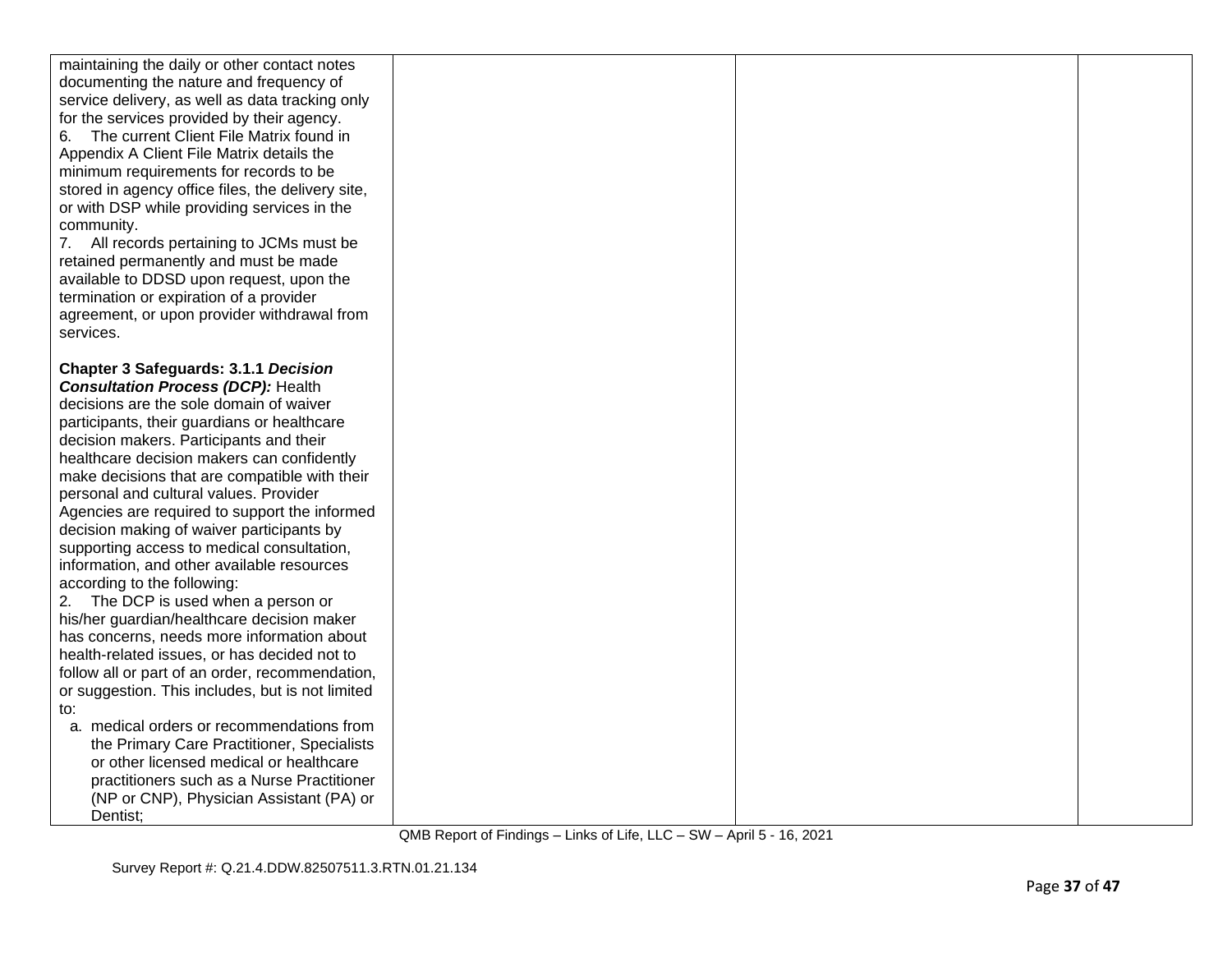| | | | |
|---|---|---|---|
| maintaining the daily or other contact notes documenting the nature and frequency of service delivery, as well as data tracking only for the services provided by their agency.<br>6. The current Client File Matrix found in Appendix A Client File Matrix details the minimum requirements for records to be stored in agency office files, the delivery site, or with DSP while providing services in the community.<br>7. All records pertaining to JCMs must be retained permanently and must be made available to DDSD upon request, upon the termination or expiration of a provider agreement, or upon provider withdrawal from services.<br><br>**Chapter 3 Safeguards: 3.1.1 *Decision Consultation Process (DCP):*** Health decisions are the sole domain of waiver participants, their guardians or healthcare decision makers. Participants and their healthcare decision makers can confidently make decisions that are compatible with their personal and cultural values. Provider Agencies are required to support the informed decision making of waiver participants by supporting access to medical consultation, information, and other available resources according to the following:<br>2. The DCP is used when a person or his/her guardian/healthcare decision maker has concerns, needs more information about health-related issues, or has decided not to follow all or part of an order, recommendation, or suggestion. This includes, but is not limited to:<br>a. medical orders or recommendations from the Primary Care Practitioner, Specialists or other licensed medical or healthcare practitioners such as a Nurse Practitioner (NP or CNP), Physician Assistant (PA) or Dentist; | | | |

QMB Report of Findings – Links of Life, LLC – SW – April 5 - 16, 2021

Survey Report #: Q.21.4.DDW.82507511.3.RTN.01.21.134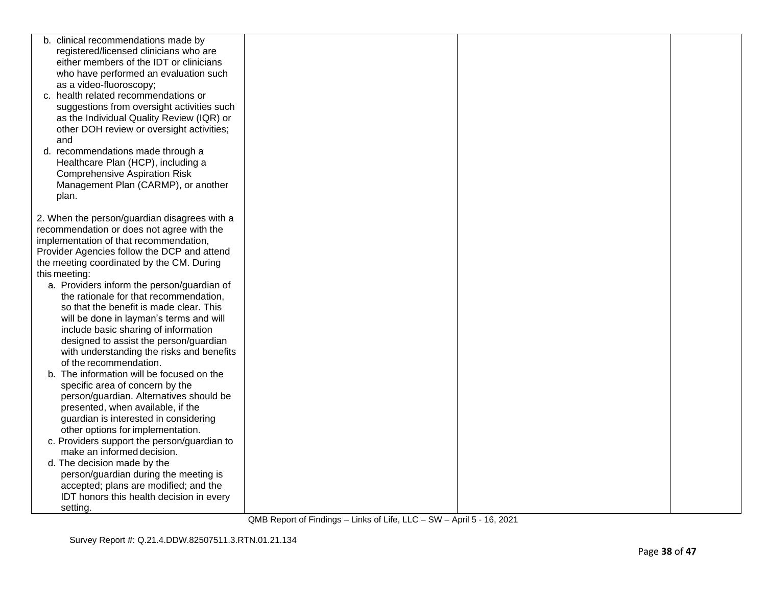| | | | |
|---|---|---|---|
| b. clinical recommendations made by registered/licensed clinicians who are either members of the IDT or clinicians who have performed an evaluation such as a video-fluoroscopy;<br>c. health related recommendations or suggestions from oversight activities such as the Individual Quality Review (IQR) or other DOH review or oversight activities; and<br>d. recommendations made through a Healthcare Plan (HCP), including a Comprehensive Aspiration Risk Management Plan (CARMP), or another plan.<br><br>2. When the person/guardian disagrees with a recommendation or does not agree with the implementation of that recommendation, Provider Agencies follow the DCP and attend the meeting coordinated by the CM. During this meeting:<br>a. Providers inform the person/guardian of the rationale for that recommendation, so that the benefit is made clear. This will be done in layman's terms and will include basic sharing of information designed to assist the person/guardian with understanding the risks and benefits of the recommendation.<br>b. The information will be focused on the specific area of concern by the person/guardian. Alternatives should be presented, when available, if the guardian is interested in considering other options for implementation.<br>c. Providers support the person/guardian to make an informed decision.<br>d. The decision made by the person/guardian during the meeting is accepted; plans are modified; and the IDT honors this health decision in every setting. | | | |

QMB Report of Findings – Links of Life, LLC – SW – April 5 - 16, 2021

Survey Report #: Q.21.4.DDW.82507511.3.RTN.01.21.134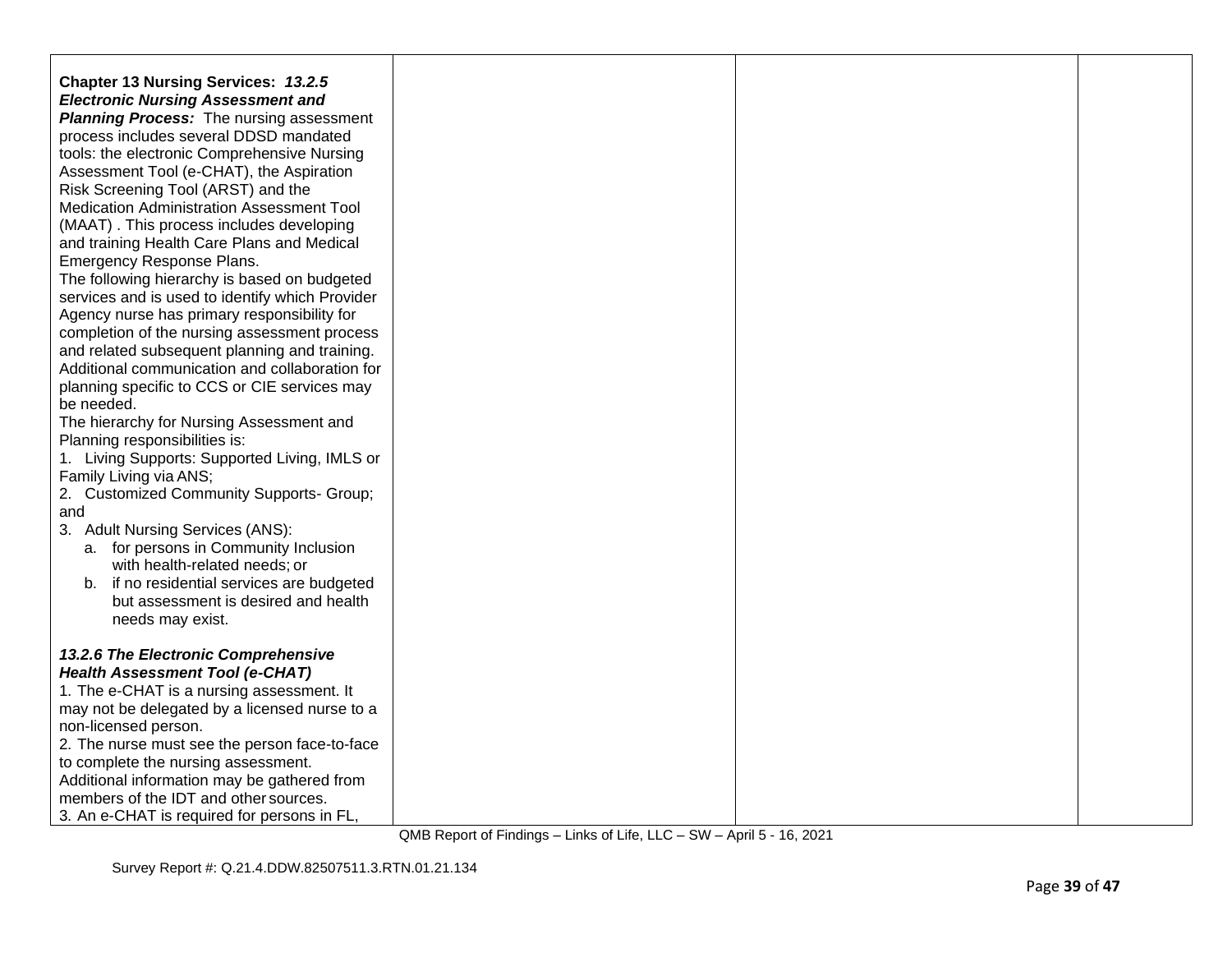| | | | |
|---|---|---|---|
| **Chapter 13 Nursing Services:** ***13.2.5 Electronic Nursing Assessment and Planning Process:*** The nursing assessment process includes several DDSD mandated tools: the electronic Comprehensive Nursing Assessment Tool (e-CHAT), the Aspiration Risk Screening Tool (ARST) and the Medication Administration Assessment Tool (MAAT) . This process includes developing and training Health Care Plans and Medical Emergency Response Plans.<br>The following hierarchy is based on budgeted services and is used to identify which Provider Agency nurse has primary responsibility for completion of the nursing assessment process and related subsequent planning and training. Additional communication and collaboration for planning specific to CCS or CIE services may be needed.<br>The hierarchy for Nursing Assessment and Planning responsibilities is:<br>1. Living Supports: Supported Living, IMLS or Family Living via ANS;<br>2. Customized Community Supports- Group; and<br>3. Adult Nursing Services (ANS):<br>a. for persons in Community Inclusion with health-related needs; or<br>b. if no residential services are budgeted but assessment is desired and health needs may exist.<br><br>***13.2.6 The Electronic Comprehensive Health Assessment Tool (e-CHAT)***<br>1. The e-CHAT is a nursing assessment. It may not be delegated by a licensed nurse to a non-licensed person.<br>2. The nurse must see the person face-to-face to complete the nursing assessment. Additional information may be gathered from members of the IDT and other sources.<br>3. An e-CHAT is required for persons in FL, | | | |

QMB Report of Findings – Links of Life, LLC – SW – April 5 - 16, 2021

Survey Report #: Q.21.4.DDW.82507511.3.RTN.01.21.134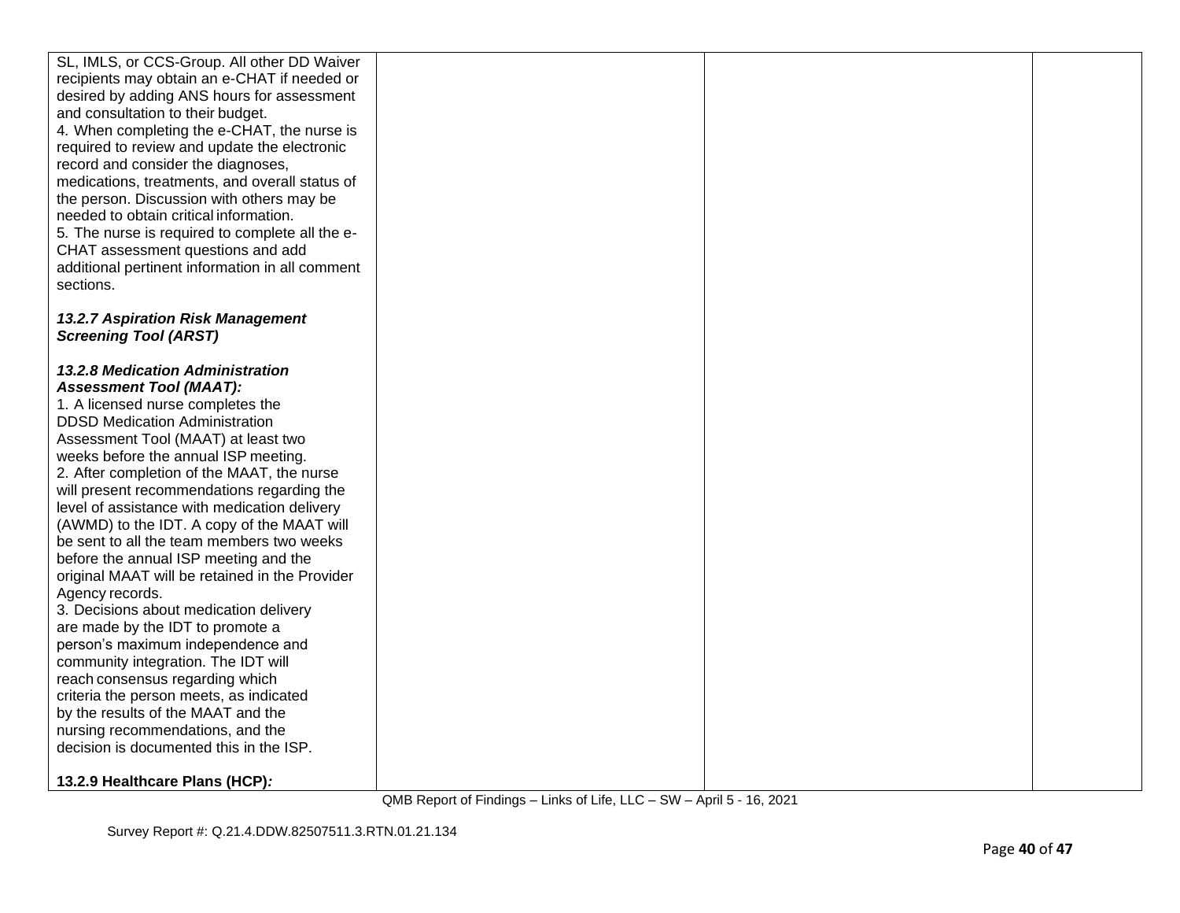| | | | |
|---|---|---|---|
| SL, IMLS, or CCS-Group. All other DD Waiver recipients may obtain an e-CHAT if needed or desired by adding ANS hours for assessment and consultation to their budget.<br>4. When completing the e-CHAT, the nurse is required to review and update the electronic record and consider the diagnoses, medications, treatments, and overall status of the person. Discussion with others may be needed to obtain critical information.<br>5. The nurse is required to complete all the e-CHAT assessment questions and add additional pertinent information in all comment sections.<br><br>***13.2.7 Aspiration Risk Management Screening Tool (ARST)***<br><br>***13.2.8 Medication Administration Assessment Tool (MAAT):***<br>1. A licensed nurse completes the DDSD Medication Administration Assessment Tool (MAAT) at least two weeks before the annual ISP meeting.<br>2. After completion of the MAAT, the nurse will present recommendations regarding the level of assistance with medication delivery (AWMD) to the IDT. A copy of the MAAT will be sent to all the team members two weeks before the annual ISP meeting and the original MAAT will be retained in the Provider Agency records.<br>3. Decisions about medication delivery are made by the IDT to promote a person's maximum independence and community integration. The IDT will reach consensus regarding which criteria the person meets, as indicated by the results of the MAAT and the nursing recommendations, and the decision is documented this in the ISP.<br><br>**13.2.9 Healthcare Plans (HCP)*:*** | | | |

QMB Report of Findings – Links of Life, LLC – SW – April 5 - 16, 2021

Survey Report #: Q.21.4.DDW.82507511.3.RTN.01.21.134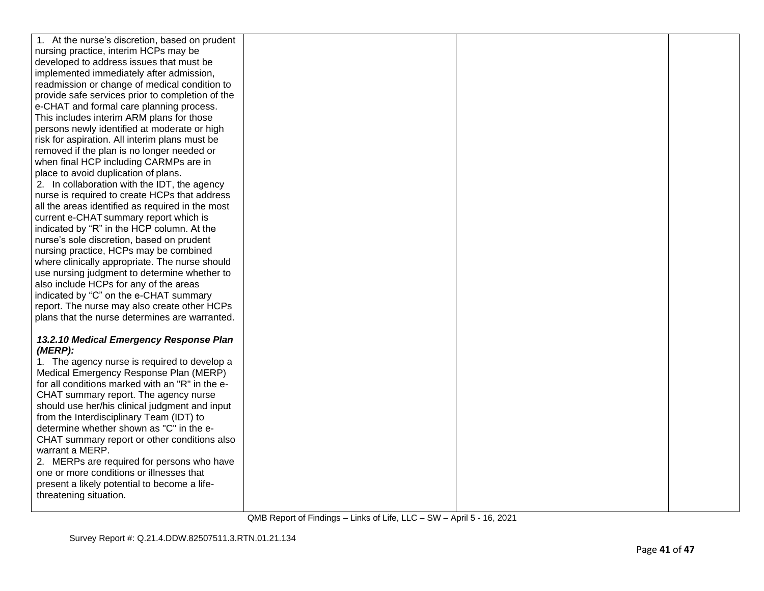| | | | |
|---|---|---|---|
| 1. At the nurse's discretion, based on prudent nursing practice, interim HCPs may be developed to address issues that must be implemented immediately after admission, readmission or change of medical condition to provide safe services prior to completion of the e-CHAT and formal care planning process. This includes interim ARM plans for those persons newly identified at moderate or high risk for aspiration. All interim plans must be removed if the plan is no longer needed or when final HCP including CARMPs are in place to avoid duplication of plans.<br>2. In collaboration with the IDT, the agency nurse is required to create HCPs that address all the areas identified as required in the most current e-CHAT summary report which is indicated by "R" in the HCP column. At the nurse's sole discretion, based on prudent nursing practice, HCPs may be combined where clinically appropriate. The nurse should use nursing judgment to determine whether to also include HCPs for any of the areas indicated by "C" on the e-CHAT summary report. The nurse may also create other HCPs plans that the nurse determines are warranted.<br><br>***13.2.10 Medical Emergency Response Plan (MERP):***<br>1. The agency nurse is required to develop a Medical Emergency Response Plan (MERP) for all conditions marked with an "R" in the e-CHAT summary report. The agency nurse should use her/his clinical judgment and input from the Interdisciplinary Team (IDT) to determine whether shown as "C" in the e-CHAT summary report or other conditions also warrant a MERP.<br>2. MERPs are required for persons who have one or more conditions or illnesses that present a likely potential to become a life-threatening situation. | | | |

QMB Report of Findings – Links of Life, LLC – SW – April 5 - 16, 2021

Survey Report #: Q.21.4.DDW.82507511.3.RTN.01.21.134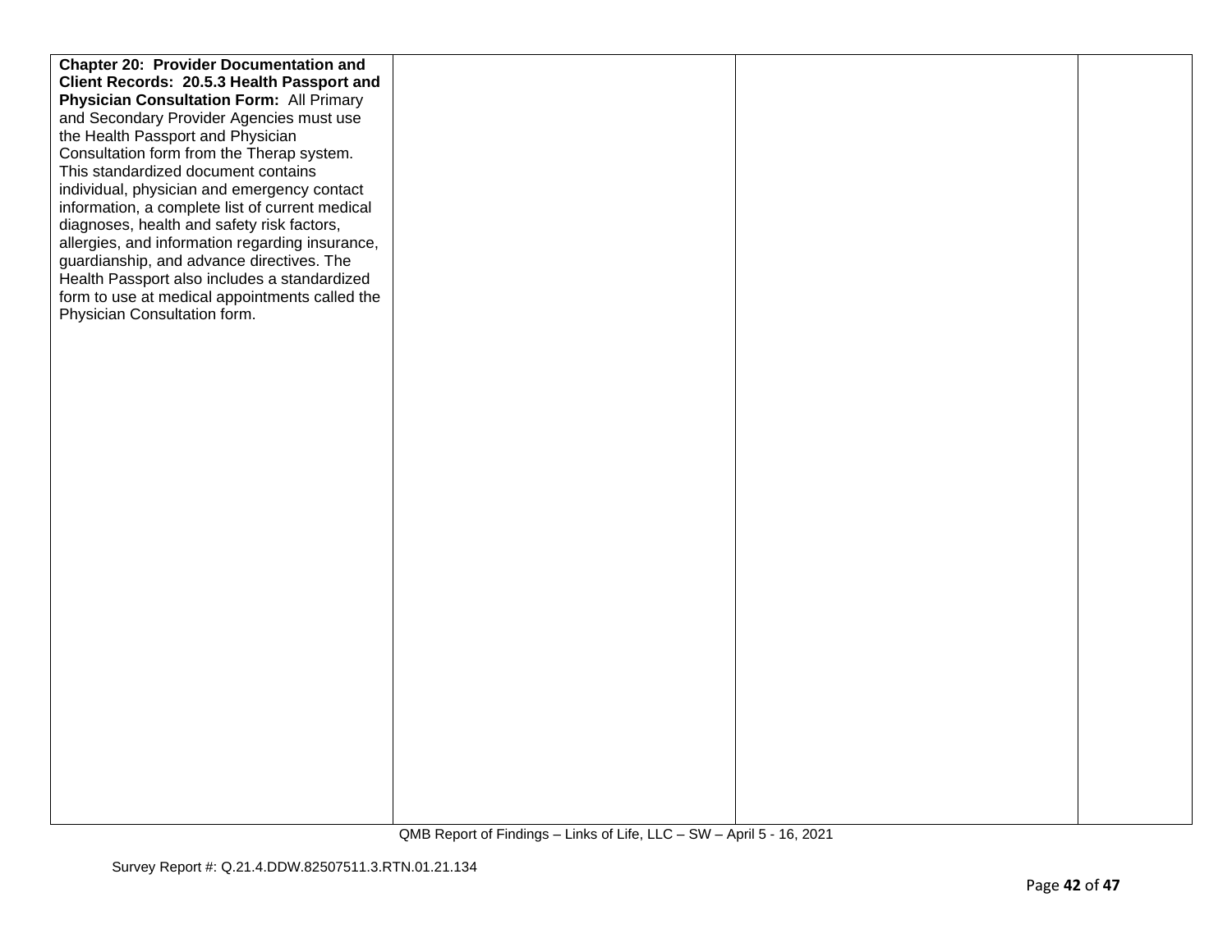| | | | |
|---|---|---|---|
| **Chapter 20: Provider Documentation and Client Records: 20.5.3 Health Passport and Physician Consultation Form:** All Primary and Secondary Provider Agencies must use the Health Passport and Physician Consultation form from the Therap system. This standardized document contains individual, physician and emergency contact information, a complete list of current medical diagnoses, health and safety risk factors, allergies, and information regarding insurance, guardianship, and advance directives. The Health Passport also includes a standardized form to use at medical appointments called the Physician Consultation form. | | | |

QMB Report of Findings – Links of Life, LLC – SW – April 5 - 16, 2021

Survey Report #: Q.21.4.DDW.82507511.3.RTN.01.21.134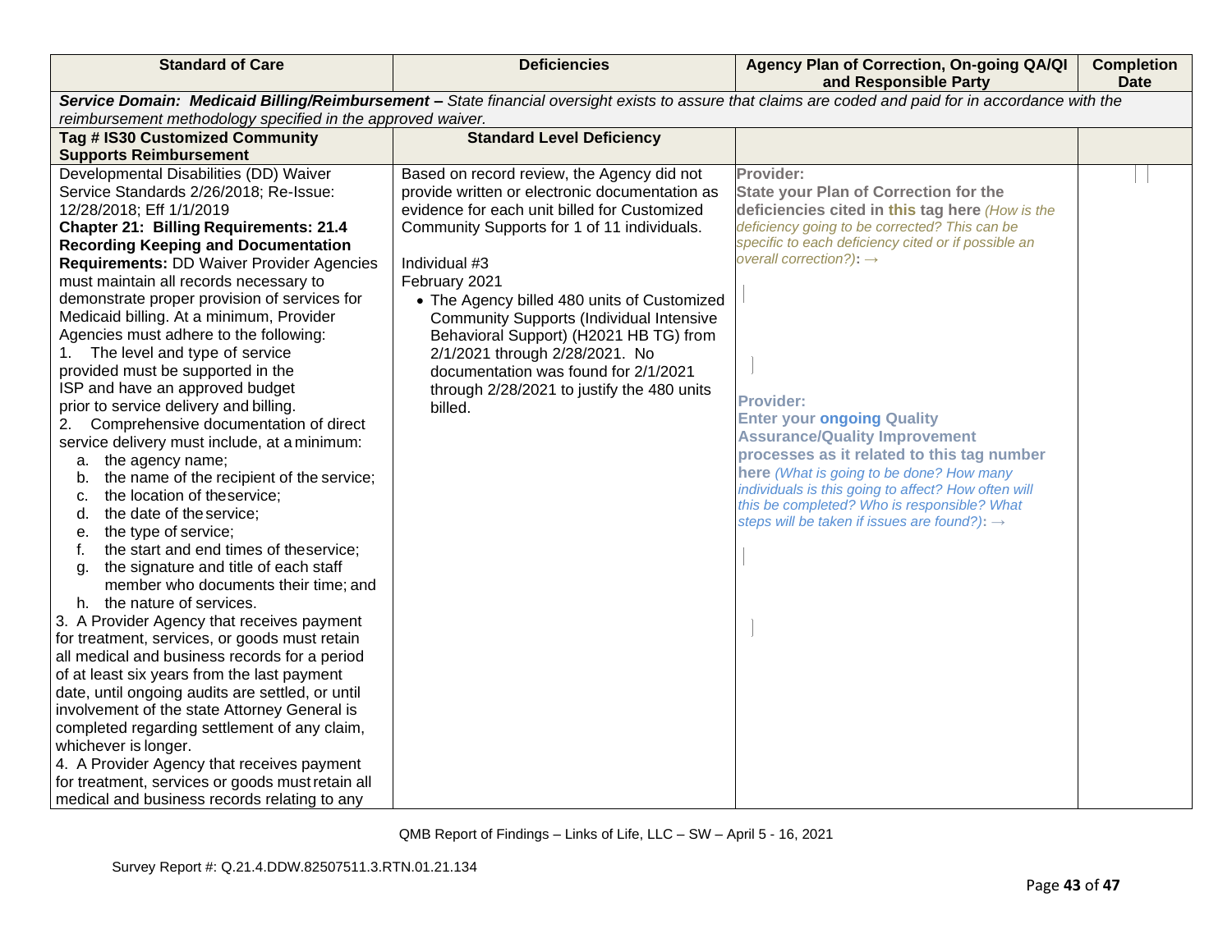| Standard of Care | Deficiencies | Agency Plan of Correction, On-going QA/QI and Responsible Party | Completion Date |
|---|---|---|---|
| **Service Domain: Medicaid Billing/Reimbursement –** *State financial oversight exists to assure that claims are coded and paid for in accordance with the reimbursement methodology specified in the approved waiver.* | | | |
| **Tag # IS30 Customized Community Supports Reimbursement** | **Standard Level Deficiency** | | |
| Developmental Disabilities (DD) Waiver Service Standards 2/26/2018; Re-Issue: 12/28/2018; Eff 1/1/2019<br>**Chapter 21: Billing Requirements: 21.4 Recording Keeping and Documentation Requirements:** DD Waiver Provider Agencies must maintain all records necessary to demonstrate proper provision of services for Medicaid billing. At a minimum, Provider Agencies must adhere to the following:<br>1. The level and type of service provided must be supported in the ISP and have an approved budget prior to service delivery and billing.<br>2. Comprehensive documentation of direct service delivery must include, at a minimum:<br>a. the agency name;<br>b. the name of the recipient of the service;<br>c. the location of the service;<br>d. the date of the service;<br>e. the type of service;<br>f. the start and end times of the service;<br>g. the signature and title of each staff member who documents their time; and<br>h. the nature of services.<br>3. A Provider Agency that receives payment for treatment, services, or goods must retain all medical and business records for a period of at least six years from the last payment date, until ongoing audits are settled, or until involvement of the state Attorney General is completed regarding settlement of any claim, whichever is longer.<br>4. A Provider Agency that receives payment for treatment, services or goods must retain all medical and business records relating to any | Based on record review, the Agency did not provide written or electronic documentation as evidence for each unit billed for Customized Community Supports for 1 of 11 individuals.<br><br>Individual #3<br>February 2021<br>• The Agency billed 480 units of Customized Community Supports (Individual Intensive Behavioral Support) (H2021 HB TG) from 2/1/2021 through 2/28/2021. No documentation was found for 2/1/2021 through 2/28/2021 to justify the 480 units billed. | **Provider:**<br>**State your Plan of Correction for the deficiencies cited in this tag here** *(How is the deficiency going to be corrected? This can be specific to each deficiency cited or if possible an overall correction?)*: →<br><br>**Provider:**<br>**Enter your ongoing Quality Assurance/Quality Improvement processes as it related to this tag number here** *(What is going to be done? How many individuals is this going to affect? How often will this be completed? Who is responsible? What steps will be taken if issues are found?)*: → | |

QMB Report of Findings – Links of Life, LLC – SW – April 5 - 16, 2021

Survey Report #: Q.21.4.DDW.82507511.3.RTN.01.21.134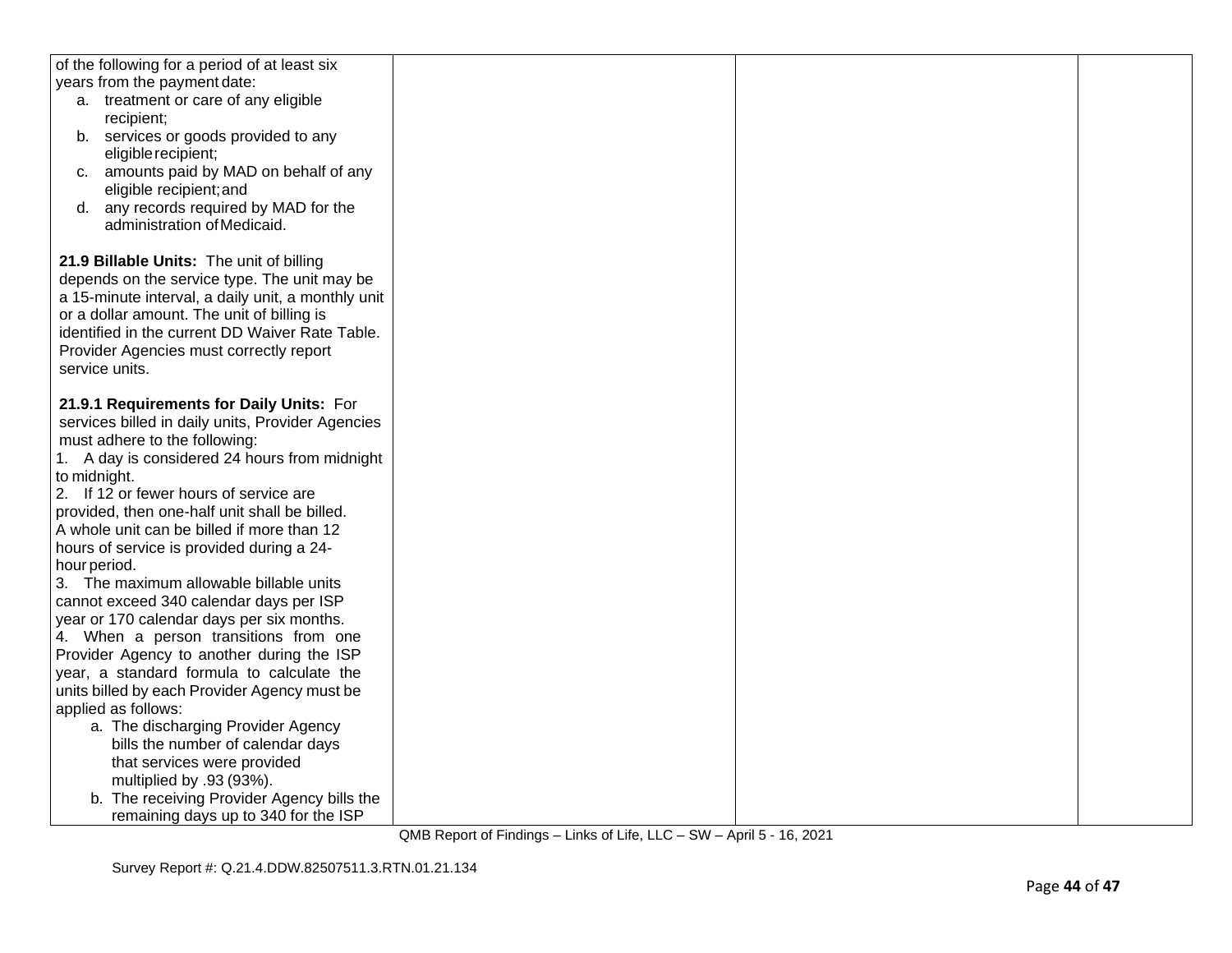| | | | |
|---|---|---|---|
| of the following for a period of at least six years from the payment date:<br>a. treatment or care of any eligible recipient;<br>b. services or goods provided to any eligible recipient;<br>c. amounts paid by MAD on behalf of any eligible recipient; and<br>d. any records required by MAD for the administration of Medicaid.<br><br>**21.9 Billable Units:** The unit of billing depends on the service type. The unit may be a 15-minute interval, a daily unit, a monthly unit or a dollar amount. The unit of billing is identified in the current DD Waiver Rate Table. Provider Agencies must correctly report service units.<br><br>**21.9.1 Requirements for Daily Units:** For services billed in daily units, Provider Agencies must adhere to the following:<br>1. A day is considered 24 hours from midnight to midnight.<br>2. If 12 or fewer hours of service are provided, then one-half unit shall be billed. A whole unit can be billed if more than 12 hours of service is provided during a 24-hour period.<br>3. The maximum allowable billable units cannot exceed 340 calendar days per ISP year or 170 calendar days per six months.<br>4. When a person transitions from one Provider Agency to another during the ISP year, a standard formula to calculate the units billed by each Provider Agency must be applied as follows:<br>a. The discharging Provider Agency bills the number of calendar days that services were provided multiplied by .93 (93%).<br>b. The receiving Provider Agency bills the remaining days up to 340 for the ISP | | | |

QMB Report of Findings – Links of Life, LLC – SW – April 5 - 16, 2021

Survey Report #: Q.21.4.DDW.82507511.3.RTN.01.21.134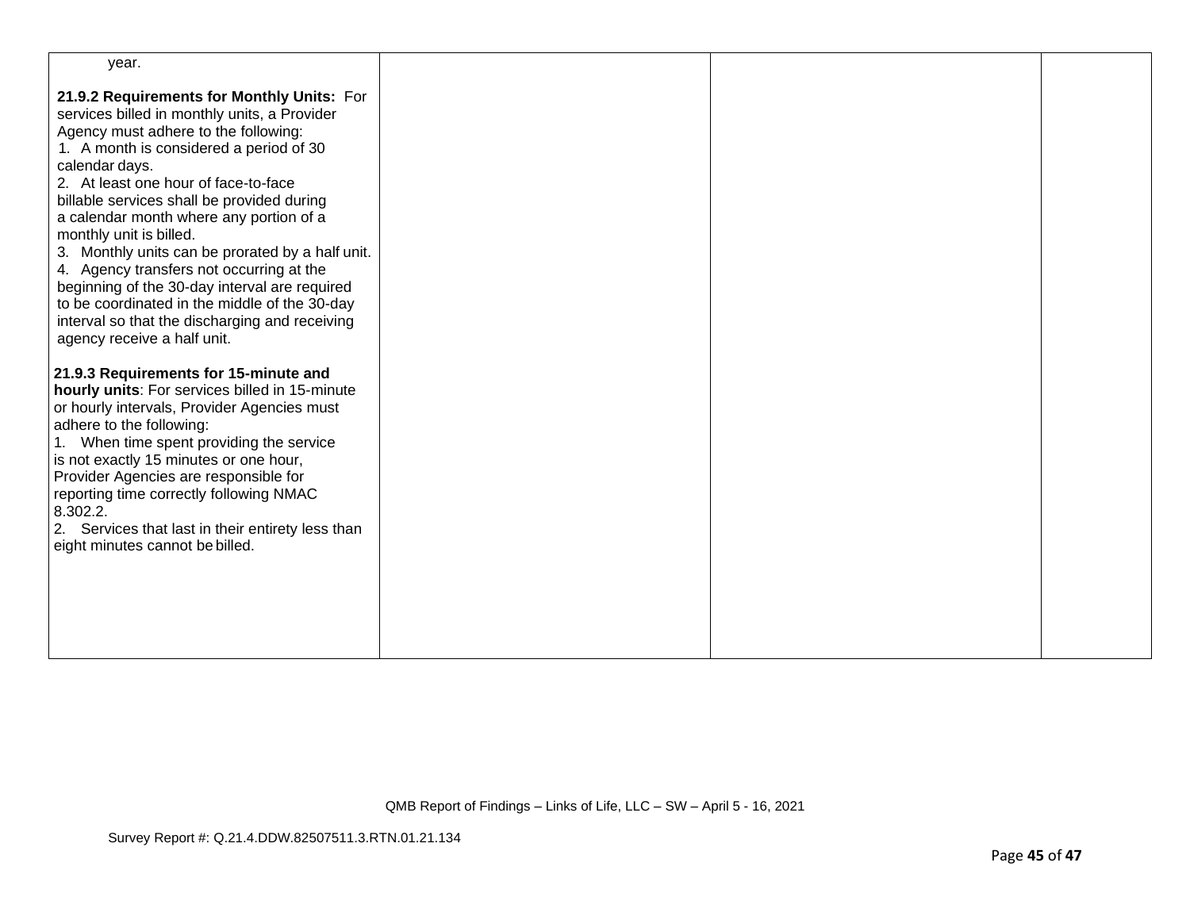| | | | |
|---|---|---|---|
| year.<br><br>**21.9.2 Requirements for Monthly Units:** For services billed in monthly units, a Provider Agency must adhere to the following:<br>1. A month is considered a period of 30 calendar days.<br>2. At least one hour of face-to-face billable services shall be provided during a calendar month where any portion of a monthly unit is billed.<br>3. Monthly units can be prorated by a half unit.<br>4. Agency transfers not occurring at the beginning of the 30-day interval are required to be coordinated in the middle of the 30-day interval so that the discharging and receiving agency receive a half unit.<br><br>**21.9.3 Requirements for 15-minute and hourly units**: For services billed in 15-minute or hourly intervals, Provider Agencies must adhere to the following:<br>1. When time spent providing the service is not exactly 15 minutes or one hour, Provider Agencies are responsible for reporting time correctly following NMAC 8.302.2.<br>2. Services that last in their entirety less than eight minutes cannot be billed. | | | |

QMB Report of Findings – Links of Life, LLC – SW – April 5 - 16, 2021

Survey Report #: Q.21.4.DDW.82507511.3.RTN.01.21.134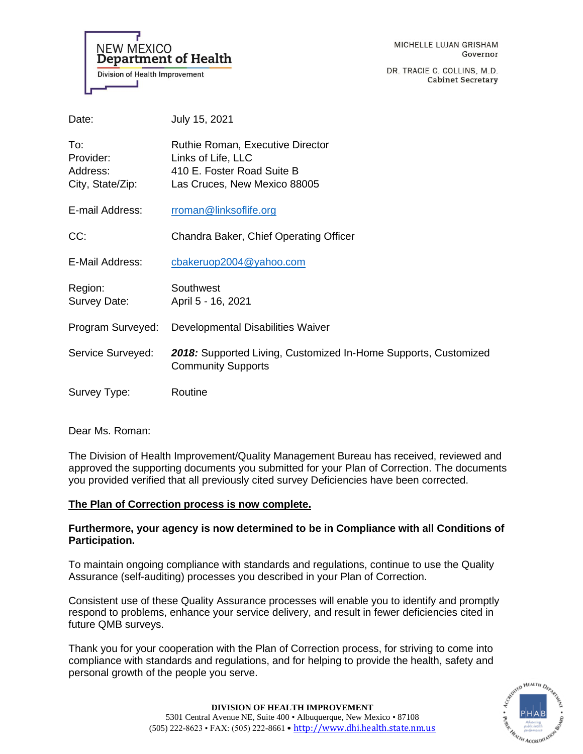NEW MEXICO
**Department of Health**
Division of Health Improvement

MICHELLE LUJAN GRISHAM
Governor

DR. TRACIE C. COLLINS, M.D.
Cabinet Secretary

Date: July 15, 2021

To: Ruthie Roman, Executive Director
Provider: Links of Life, LLC
Address: 410 E. Foster Road Suite B
City, State/Zip: Las Cruces, New Mexico 88005

E-mail Address: rroman@linksoflife.org

CC: Chandra Baker, Chief Operating Officer

E-Mail Address: cbakeruop2004@yahoo.com

Region: Southwest
Survey Date: April 5 - 16, 2021

Program Surveyed: Developmental Disabilities Waiver

Service Surveyed: ***2018:*** Supported Living, Customized In-Home Supports, Customized Community Supports

Survey Type: Routine

Dear Ms. Roman:

The Division of Health Improvement/Quality Management Bureau has received, reviewed and approved the supporting documents you submitted for your Plan of Correction. The documents you provided verified that all previously cited survey Deficiencies have been corrected.

**The Plan of Correction process is now complete.**

**Furthermore, your agency is now determined to be in Compliance with all Conditions of Participation.**

To maintain ongoing compliance with standards and regulations, continue to use the Quality Assurance (self-auditing) processes you described in your Plan of Correction.

Consistent use of these Quality Assurance processes will enable you to identify and promptly respond to problems, enhance your service delivery, and result in fewer deficiencies cited in future QMB surveys.

Thank you for your cooperation with the Plan of Correction process, for striving to come into compliance with standards and regulations, and for helping to provide the health, safety and personal growth of the people you serve.

**DIVISION OF HEALTH IMPROVEMENT**
5301 Central Avenue NE, Suite 400 • Albuquerque, New Mexico • 87108
(505) 222-8623 • FAX: (505) 222-8661 • http://www.dhi.health.state.nm.us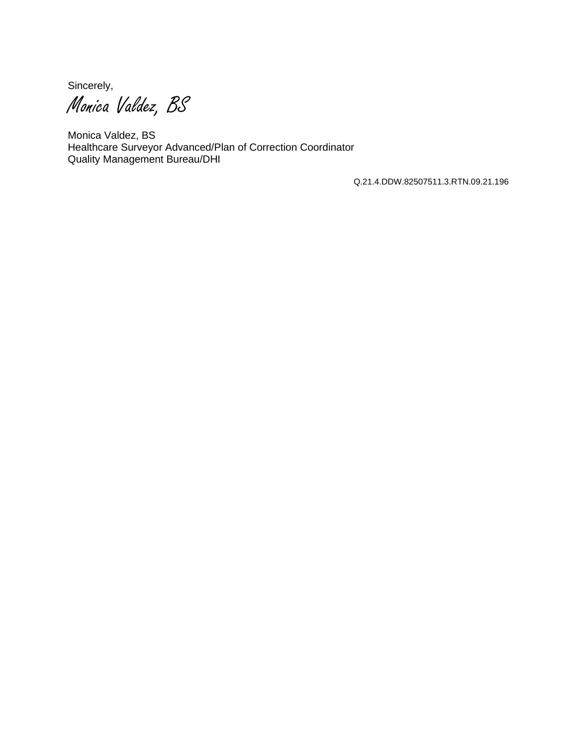Sincerely,

*Monica Valdez, BS*

Monica Valdez, BS
Healthcare Surveyor Advanced/Plan of Correction Coordinator
Quality Management Bureau/DHI

Q.21.4.DDW.82507511.3.RTN.09.21.196